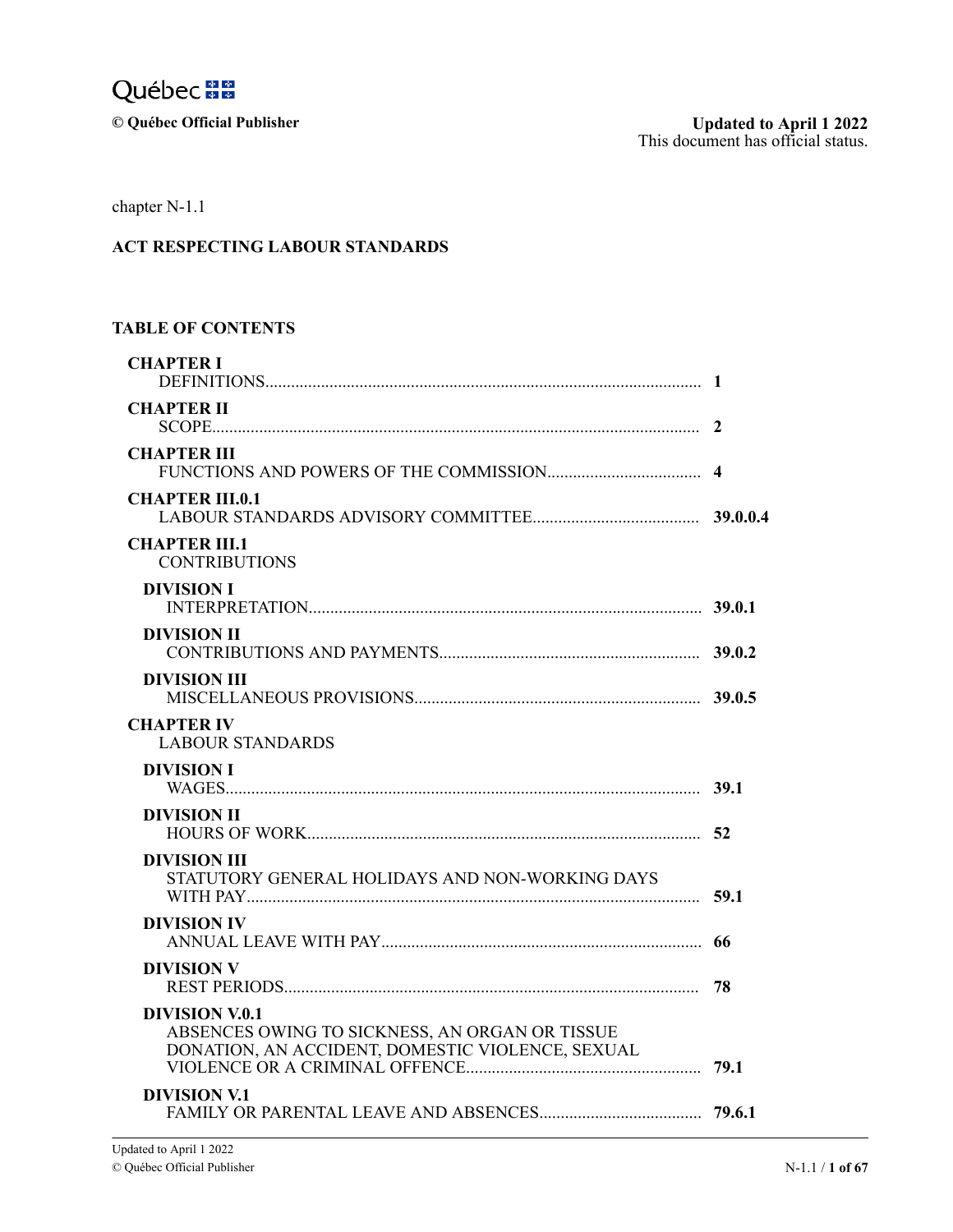Québec

© Québec Official Publisher

**Updated to April 1 2022**
This document has official status.

chapter N-1.1

# ACT RESPECTING LABOUR STANDARDS

## TABLE OF CONTENTS

**CHAPTER I**
DEFINITIONS .......... **1**

**CHAPTER II**
SCOPE .......... **2**

**CHAPTER III**
FUNCTIONS AND POWERS OF THE COMMISSION .......... **4**

**CHAPTER III.0.1**
LABOUR STANDARDS ADVISORY COMMITTEE .......... **39.0.0.4**

**CHAPTER III.1**
CONTRIBUTIONS

**DIVISION I**
INTERPRETATION .......... **39.0.1**

**DIVISION II**
CONTRIBUTIONS AND PAYMENTS .......... **39.0.2**

**DIVISION III**
MISCELLANEOUS PROVISIONS .......... **39.0.5**

**CHAPTER IV**
LABOUR STANDARDS

**DIVISION I**
WAGES .......... **39.1**

**DIVISION II**
HOURS OF WORK .......... **52**

**DIVISION III**
STATUTORY GENERAL HOLIDAYS AND NON-WORKING DAYS WITH PAY .......... **59.1**

**DIVISION IV**
ANNUAL LEAVE WITH PAY .......... **66**

**DIVISION V**
REST PERIODS .......... **78**

**DIVISION V.0.1**
ABSENCES OWING TO SICKNESS, AN ORGAN OR TISSUE DONATION, AN ACCIDENT, DOMESTIC VIOLENCE, SEXUAL VIOLENCE OR A CRIMINAL OFFENCE .......... **79.1**

**DIVISION V.1**
FAMILY OR PARENTAL LEAVE AND ABSENCES .......... **79.6.1**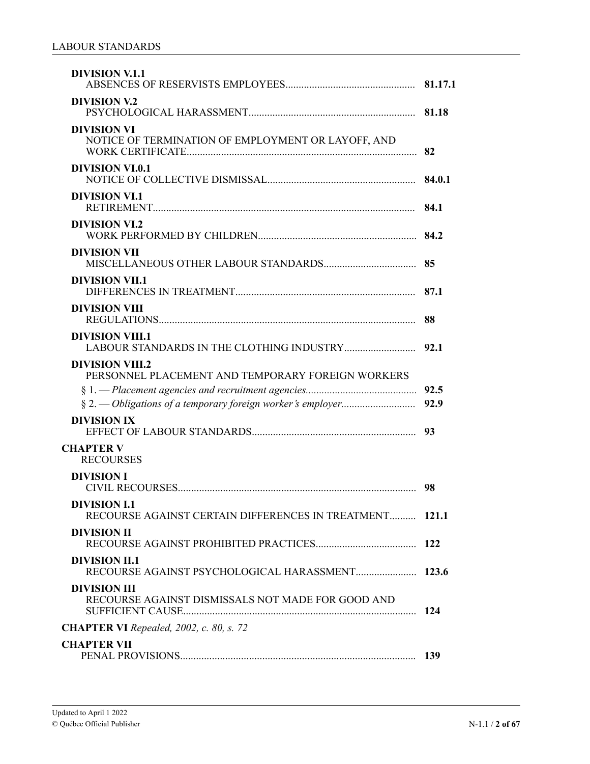**DIVISION V.1.1**
ABSENCES OF RESERVISTS EMPLOYEES ..... **81.17.1**

**DIVISION V.2**
PSYCHOLOGICAL HARASSMENT ..... **81.18**

**DIVISION VI**
NOTICE OF TERMINATION OF EMPLOYMENT OR LAYOFF, AND WORK CERTIFICATE ..... **82**

**DIVISION VI.0.1**
NOTICE OF COLLECTIVE DISMISSAL ..... **84.0.1**

**DIVISION VI.1**
RETIREMENT ..... **84.1**

**DIVISION VI.2**
WORK PERFORMED BY CHILDREN ..... **84.2**

**DIVISION VII**
MISCELLANEOUS OTHER LABOUR STANDARDS ..... **85**

**DIVISION VII.1**
DIFFERENCES IN TREATMENT ..... **87.1**

**DIVISION VIII**
REGULATIONS ..... **88**

**DIVISION VIII.1**
LABOUR STANDARDS IN THE CLOTHING INDUSTRY ..... **92.1**

**DIVISION VIII.2**
PERSONNEL PLACEMENT AND TEMPORARY FOREIGN WORKERS

*§ 1. — Placement agencies and recruitment agencies* ..... **92.5**

*§ 2. — Obligations of a temporary foreign worker's employer* ..... **92.9**

**DIVISION IX**
EFFECT OF LABOUR STANDARDS ..... **93**

**CHAPTER V**
RECOURSES

**DIVISION I**
CIVIL RECOURSES ..... **98**

**DIVISION I.1**
RECOURSE AGAINST CERTAIN DIFFERENCES IN TREATMENT ..... **121.1**

**DIVISION II**
RECOURSE AGAINST PROHIBITED PRACTICES ..... **122**

**DIVISION II.1**
RECOURSE AGAINST PSYCHOLOGICAL HARASSMENT ..... **123.6**

**DIVISION III**
RECOURSE AGAINST DISMISSALS NOT MADE FOR GOOD AND SUFFICIENT CAUSE ..... **124**

**CHAPTER VI** *Repealed, 2002, c. 80, s. 72*

**CHAPTER VII**
PENAL PROVISIONS ..... **139**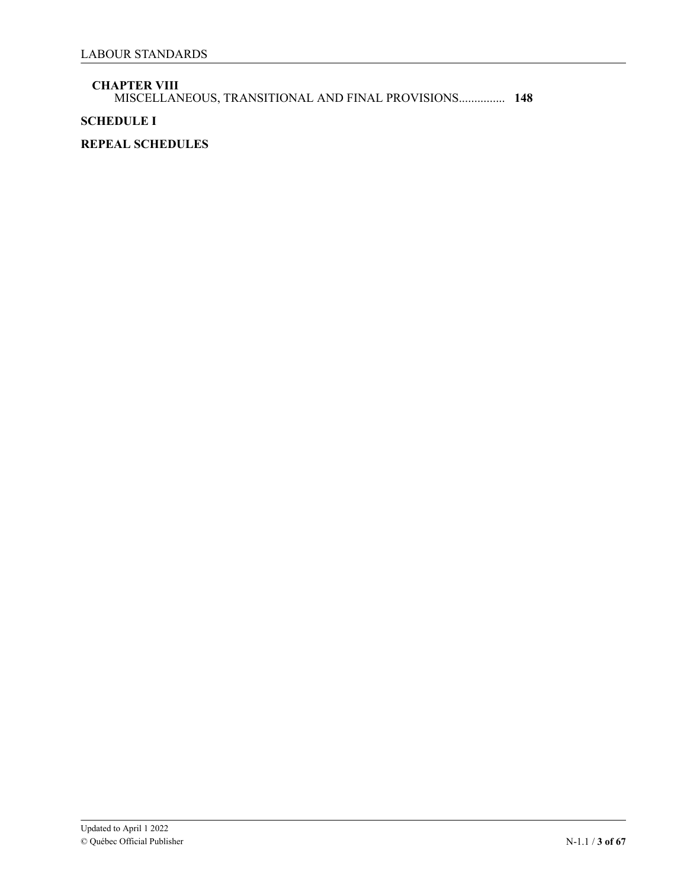**CHAPTER VIII**
MISCELLANEOUS, TRANSITIONAL AND FINAL PROVISIONS............... **148**

**SCHEDULE I**

**REPEAL SCHEDULES**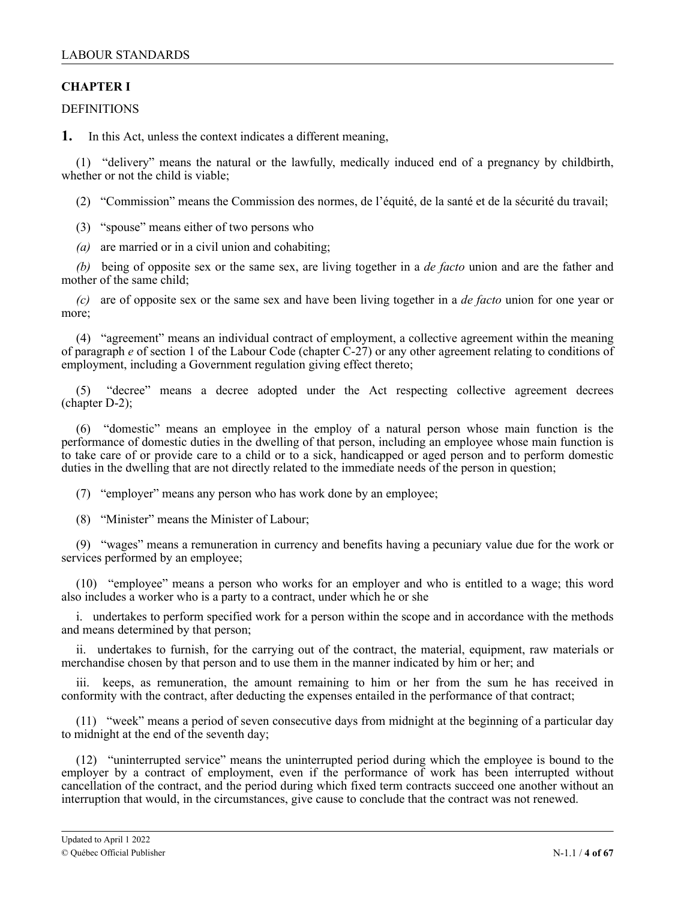## CHAPTER I

DEFINITIONS

**1.** In this Act, unless the context indicates a different meaning,

(1) "delivery" means the natural or the lawfully, medically induced end of a pregnancy by childbirth, whether or not the child is viable;

(2) "Commission" means the Commission des normes, de l'équité, de la santé et de la sécurité du travail;

(3) "spouse" means either of two persons who

*(a)* are married or in a civil union and cohabiting;

*(b)* being of opposite sex or the same sex, are living together in a *de facto* union and are the father and mother of the same child;

*(c)* are of opposite sex or the same sex and have been living together in a *de facto* union for one year or more;

(4) "agreement" means an individual contract of employment, a collective agreement within the meaning of paragraph *e* of section 1 of the Labour Code (chapter C-27) or any other agreement relating to conditions of employment, including a Government regulation giving effect thereto;

(5) "decree" means a decree adopted under the Act respecting collective agreement decrees (chapter D-2);

(6) "domestic" means an employee in the employ of a natural person whose main function is the performance of domestic duties in the dwelling of that person, including an employee whose main function is to take care of or provide care to a child or to a sick, handicapped or aged person and to perform domestic duties in the dwelling that are not directly related to the immediate needs of the person in question;

(7) "employer" means any person who has work done by an employee;

(8) "Minister" means the Minister of Labour;

(9) "wages" means a remuneration in currency and benefits having a pecuniary value due for the work or services performed by an employee;

(10) "employee" means a person who works for an employer and who is entitled to a wage; this word also includes a worker who is a party to a contract, under which he or she

i. undertakes to perform specified work for a person within the scope and in accordance with the methods and means determined by that person;

ii. undertakes to furnish, for the carrying out of the contract, the material, equipment, raw materials or merchandise chosen by that person and to use them in the manner indicated by him or her; and

iii. keeps, as remuneration, the amount remaining to him or her from the sum he has received in conformity with the contract, after deducting the expenses entailed in the performance of that contract;

(11) "week" means a period of seven consecutive days from midnight at the beginning of a particular day to midnight at the end of the seventh day;

(12) "uninterrupted service" means the uninterrupted period during which the employee is bound to the employer by a contract of employment, even if the performance of work has been interrupted without cancellation of the contract, and the period during which fixed term contracts succeed one another without an interruption that would, in the circumstances, give cause to conclude that the contract was not renewed.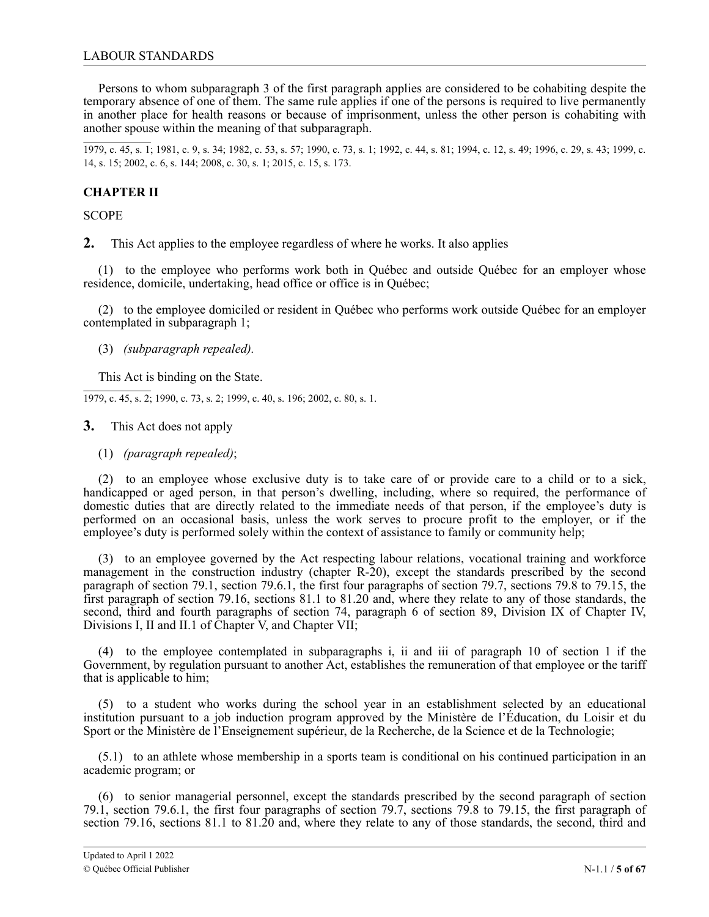Persons to whom subparagraph 3 of the first paragraph applies are considered to be cohabiting despite the temporary absence of one of them. The same rule applies if one of the persons is required to live permanently in another place for health reasons or because of imprisonment, unless the other person is cohabiting with another spouse within the meaning of that subparagraph.

1979, c. 45, s. 1; 1981, c. 9, s. 34; 1982, c. 53, s. 57; 1990, c. 73, s. 1; 1992, c. 44, s. 81; 1994, c. 12, s. 49; 1996, c. 29, s. 43; 1999, c. 14, s. 15; 2002, c. 6, s. 144; 2008, c. 30, s. 1; 2015, c. 15, s. 173.

## CHAPTER II

SCOPE

**2.** This Act applies to the employee regardless of where he works. It also applies

(1) to the employee who performs work both in Québec and outside Québec for an employer whose residence, domicile, undertaking, head office or office is in Québec;

(2) to the employee domiciled or resident in Québec who performs work outside Québec for an employer contemplated in subparagraph 1;

(3) *(subparagraph repealed).*

This Act is binding on the State.

1979, c. 45, s. 2; 1990, c. 73, s. 2; 1999, c. 40, s. 196; 2002, c. 80, s. 1.

**3.** This Act does not apply

(1) *(paragraph repealed)*;

(2) to an employee whose exclusive duty is to take care of or provide care to a child or to a sick, handicapped or aged person, in that person's dwelling, including, where so required, the performance of domestic duties that are directly related to the immediate needs of that person, if the employee's duty is performed on an occasional basis, unless the work serves to procure profit to the employer, or if the employee's duty is performed solely within the context of assistance to family or community help;

(3) to an employee governed by the Act respecting labour relations, vocational training and workforce management in the construction industry (chapter R-20), except the standards prescribed by the second paragraph of section 79.1, section 79.6.1, the first four paragraphs of section 79.7, sections 79.8 to 79.15, the first paragraph of section 79.16, sections 81.1 to 81.20 and, where they relate to any of those standards, the second, third and fourth paragraphs of section 74, paragraph 6 of section 89, Division IX of Chapter IV, Divisions I, II and II.1 of Chapter V, and Chapter VII;

(4) to the employee contemplated in subparagraphs i, ii and iii of paragraph 10 of section 1 if the Government, by regulation pursuant to another Act, establishes the remuneration of that employee or the tariff that is applicable to him;

(5) to a student who works during the school year in an establishment selected by an educational institution pursuant to a job induction program approved by the Ministère de l'Éducation, du Loisir et du Sport or the Ministère de l'Enseignement supérieur, de la Recherche, de la Science et de la Technologie;

(5.1) to an athlete whose membership in a sports team is conditional on his continued participation in an academic program; or

(6) to senior managerial personnel, except the standards prescribed by the second paragraph of section 79.1, section 79.6.1, the first four paragraphs of section 79.7, sections 79.8 to 79.15, the first paragraph of section 79.16, sections 81.1 to 81.20 and, where they relate to any of those standards, the second, third and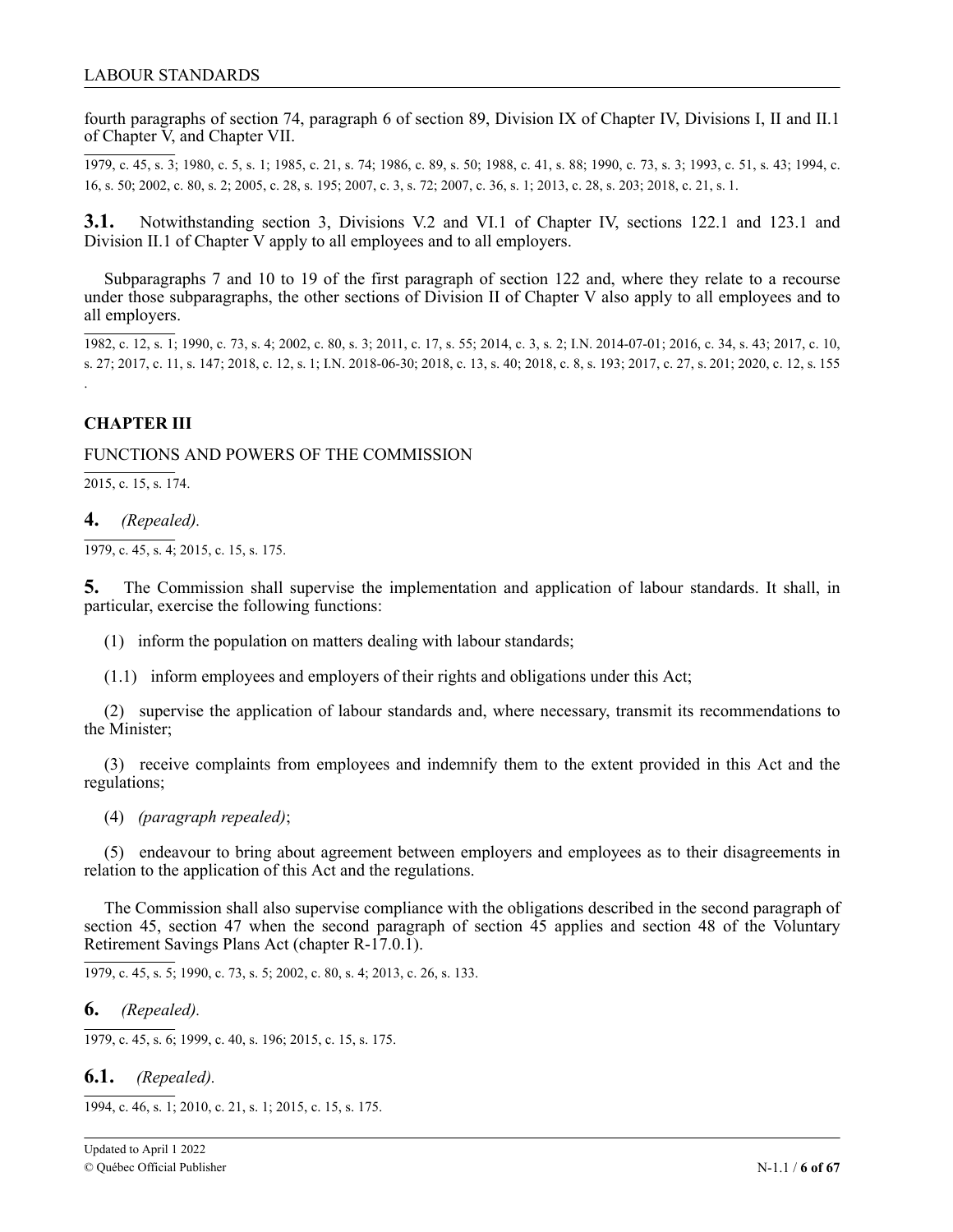fourth paragraphs of section 74, paragraph 6 of section 89, Division IX of Chapter IV, Divisions I, II and II.1 of Chapter V, and Chapter VII.

1979, c. 45, s. 3; 1980, c. 5, s. 1; 1985, c. 21, s. 74; 1986, c. 89, s. 50; 1988, c. 41, s. 88; 1990, c. 73, s. 3; 1993, c. 51, s. 43; 1994, c. 16, s. 50; 2002, c. 80, s. 2; 2005, c. 28, s. 195; 2007, c. 3, s. 72; 2007, c. 36, s. 1; 2013, c. 28, s. 203; 2018, c. 21, s. 1.

**3.1.** Notwithstanding section 3, Divisions V.2 and VI.1 of Chapter IV, sections 122.1 and 123.1 and Division II.1 of Chapter V apply to all employees and to all employers.

Subparagraphs 7 and 10 to 19 of the first paragraph of section 122 and, where they relate to a recourse under those subparagraphs, the other sections of Division II of Chapter V also apply to all employees and to all employers.

1982, c. 12, s. 1; 1990, c. 73, s. 4; 2002, c. 80, s. 3; 2011, c. 17, s. 55; 2014, c. 3, s. 2; I.N. 2014-07-01; 2016, c. 34, s. 43; 2017, c. 10, s. 27; 2017, c. 11, s. 147; 2018, c. 12, s. 1; I.N. 2018-06-30; 2018, c. 13, s. 40; 2018, c. 8, s. 193; 2017, c. 27, s. 201; 2020, c. 12, s. 155.

## CHAPTER III

FUNCTIONS AND POWERS OF THE COMMISSION

2015, c. 15, s. 174.

**4.** *(Repealed).*

1979, c. 45, s. 4; 2015, c. 15, s. 175.

**5.** The Commission shall supervise the implementation and application of labour standards. It shall, in particular, exercise the following functions:

(1) inform the population on matters dealing with labour standards;

(1.1) inform employees and employers of their rights and obligations under this Act;

(2) supervise the application of labour standards and, where necessary, transmit its recommendations to the Minister;

(3) receive complaints from employees and indemnify them to the extent provided in this Act and the regulations;

(4) *(paragraph repealed)*;

(5) endeavour to bring about agreement between employers and employees as to their disagreements in relation to the application of this Act and the regulations.

The Commission shall also supervise compliance with the obligations described in the second paragraph of section 45, section 47 when the second paragraph of section 45 applies and section 48 of the Voluntary Retirement Savings Plans Act (chapter R-17.0.1).

1979, c. 45, s. 5; 1990, c. 73, s. 5; 2002, c. 80, s. 4; 2013, c. 26, s. 133.

**6.** *(Repealed).*

1979, c. 45, s. 6; 1999, c. 40, s. 196; 2015, c. 15, s. 175.

**6.1.** *(Repealed).*

1994, c. 46, s. 1; 2010, c. 21, s. 1; 2015, c. 15, s. 175.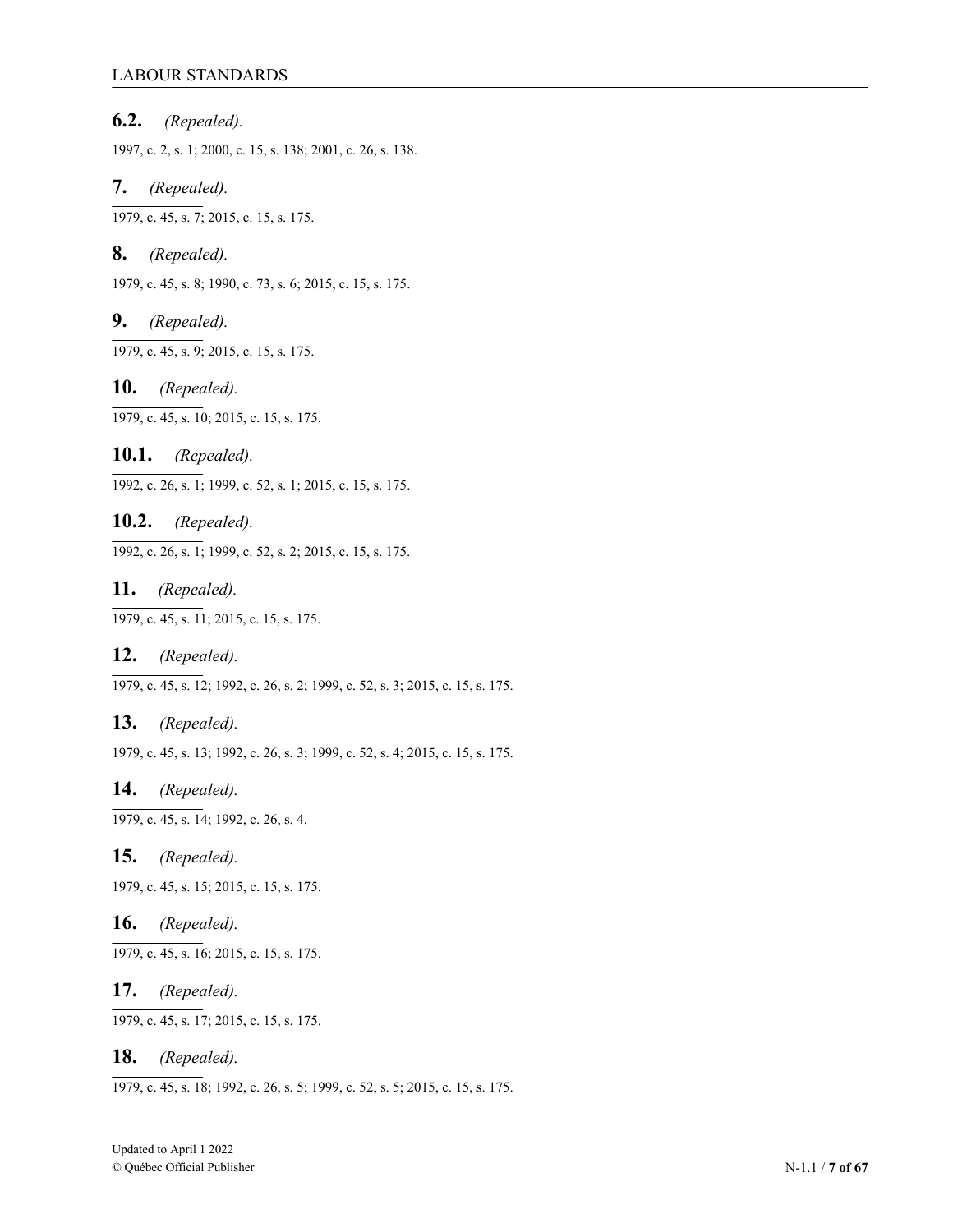**6.2.** *(Repealed).*

1997, c. 2, s. 1; 2000, c. 15, s. 138; 2001, c. 26, s. 138.

**7.** *(Repealed).*

1979, c. 45, s. 7; 2015, c. 15, s. 175.

**8.** *(Repealed).*

1979, c. 45, s. 8; 1990, c. 73, s. 6; 2015, c. 15, s. 175.

**9.** *(Repealed).*

1979, c. 45, s. 9; 2015, c. 15, s. 175.

**10.** *(Repealed).*

1979, c. 45, s. 10; 2015, c. 15, s. 175.

**10.1.** *(Repealed).*

1992, c. 26, s. 1; 1999, c. 52, s. 1; 2015, c. 15, s. 175.

**10.2.** *(Repealed).*

1992, c. 26, s. 1; 1999, c. 52, s. 2; 2015, c. 15, s. 175.

**11.** *(Repealed).*

1979, c. 45, s. 11; 2015, c. 15, s. 175.

**12.** *(Repealed).*

1979, c. 45, s. 12; 1992, c. 26, s. 2; 1999, c. 52, s. 3; 2015, c. 15, s. 175.

**13.** *(Repealed).*

1979, c. 45, s. 13; 1992, c. 26, s. 3; 1999, c. 52, s. 4; 2015, c. 15, s. 175.

**14.** *(Repealed).*

1979, c. 45, s. 14; 1992, c. 26, s. 4.

**15.** *(Repealed).*

1979, c. 45, s. 15; 2015, c. 15, s. 175.

**16.** *(Repealed).*

1979, c. 45, s. 16; 2015, c. 15, s. 175.

**17.** *(Repealed).*

1979, c. 45, s. 17; 2015, c. 15, s. 175.

**18.** *(Repealed).*

1979, c. 45, s. 18; 1992, c. 26, s. 5; 1999, c. 52, s. 5; 2015, c. 15, s. 175.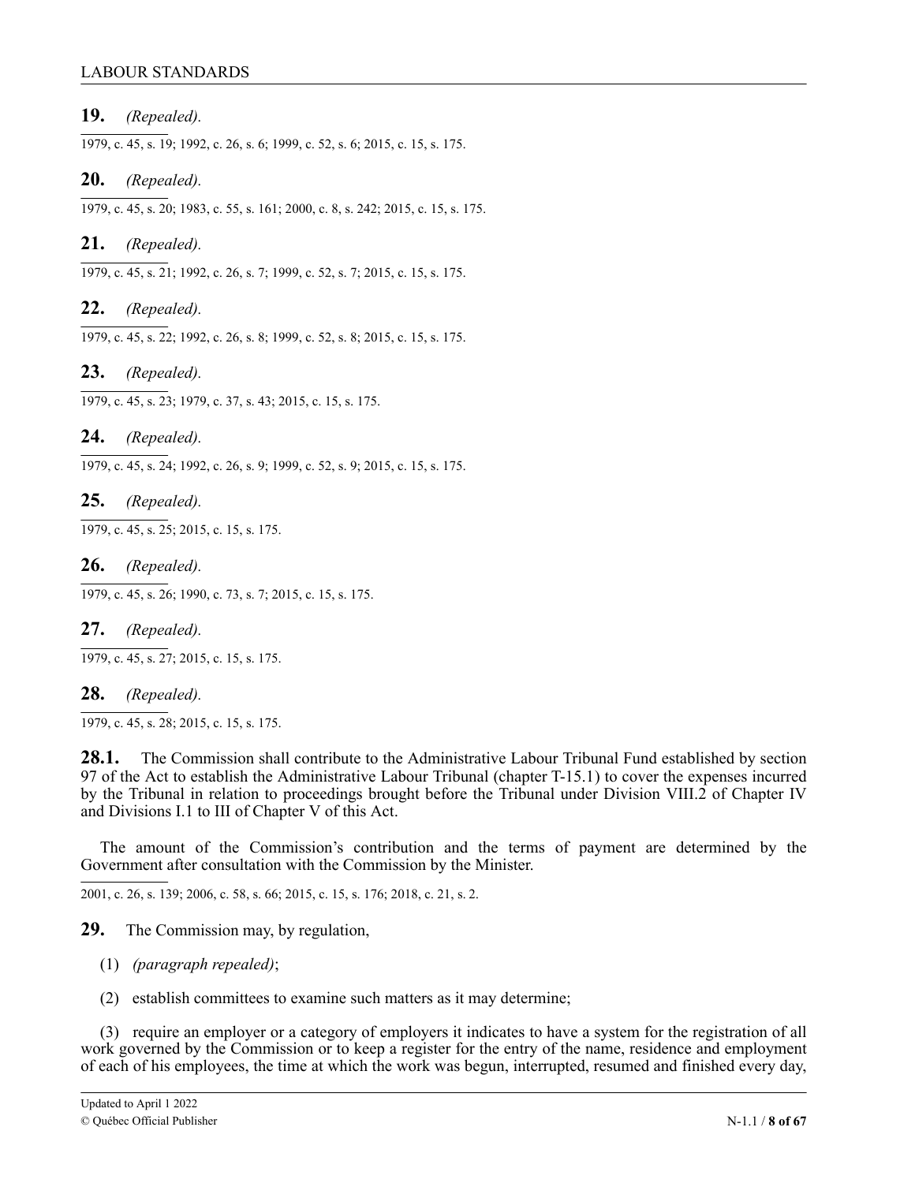**19.** *(Repealed).*

1979, c. 45, s. 19; 1992, c. 26, s. 6; 1999, c. 52, s. 6; 2015, c. 15, s. 175.

**20.** *(Repealed).*

1979, c. 45, s. 20; 1983, c. 55, s. 161; 2000, c. 8, s. 242; 2015, c. 15, s. 175.

**21.** *(Repealed).*

1979, c. 45, s. 21; 1992, c. 26, s. 7; 1999, c. 52, s. 7; 2015, c. 15, s. 175.

**22.** *(Repealed).*

1979, c. 45, s. 22; 1992, c. 26, s. 8; 1999, c. 52, s. 8; 2015, c. 15, s. 175.

**23.** *(Repealed).*

1979, c. 45, s. 23; 1979, c. 37, s. 43; 2015, c. 15, s. 175.

**24.** *(Repealed).*

1979, c. 45, s. 24; 1992, c. 26, s. 9; 1999, c. 52, s. 9; 2015, c. 15, s. 175.

**25.** *(Repealed).*

1979, c. 45, s. 25; 2015, c. 15, s. 175.

**26.** *(Repealed).*

1979, c. 45, s. 26; 1990, c. 73, s. 7; 2015, c. 15, s. 175.

**27.** *(Repealed).*

1979, c. 45, s. 27; 2015, c. 15, s. 175.

**28.** *(Repealed).*

1979, c. 45, s. 28; 2015, c. 15, s. 175.

**28.1.** The Commission shall contribute to the Administrative Labour Tribunal Fund established by section 97 of the Act to establish the Administrative Labour Tribunal (chapter T-15.1) to cover the expenses incurred by the Tribunal in relation to proceedings brought before the Tribunal under Division VIII.2 of Chapter IV and Divisions I.1 to III of Chapter V of this Act.

The amount of the Commission's contribution and the terms of payment are determined by the Government after consultation with the Commission by the Minister.

2001, c. 26, s. 139; 2006, c. 58, s. 66; 2015, c. 15, s. 176; 2018, c. 21, s. 2.

**29.** The Commission may, by regulation,

(1) *(paragraph repealed)*;

(2) establish committees to examine such matters as it may determine;

(3) require an employer or a category of employers it indicates to have a system for the registration of all work governed by the Commission or to keep a register for the entry of the name, residence and employment of each of his employees, the time at which the work was begun, interrupted, resumed and finished every day,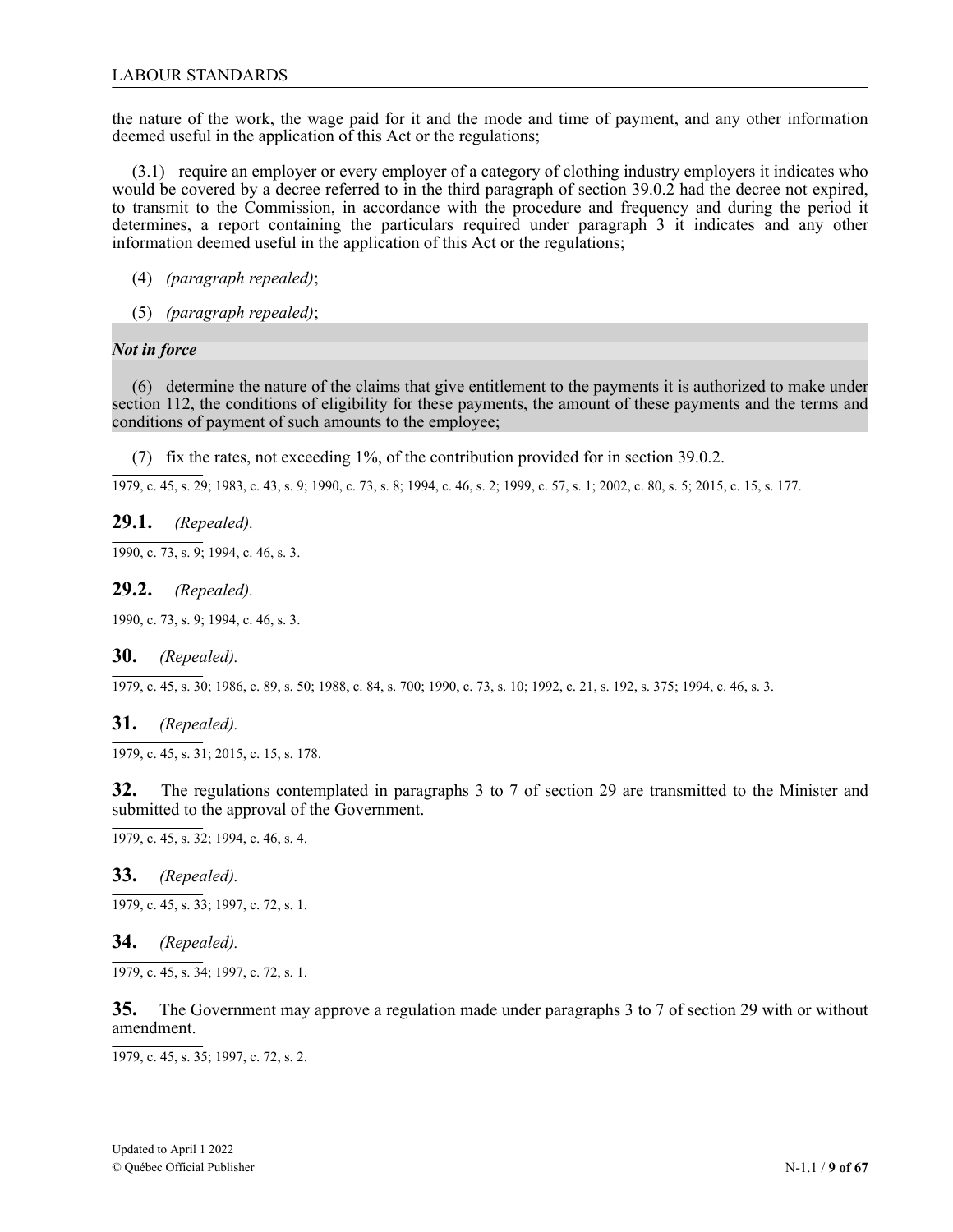the nature of the work, the wage paid for it and the mode and time of payment, and any other information deemed useful in the application of this Act or the regulations;

(3.1) require an employer or every employer of a category of clothing industry employers it indicates who would be covered by a decree referred to in the third paragraph of section 39.0.2 had the decree not expired, to transmit to the Commission, in accordance with the procedure and frequency and during the period it determines, a report containing the particulars required under paragraph 3 it indicates and any other information deemed useful in the application of this Act or the regulations;

(4) *(paragraph repealed)*;

(5) *(paragraph repealed)*;

***Not in force***

(6) determine the nature of the claims that give entitlement to the payments it is authorized to make under section 112, the conditions of eligibility for these payments, the amount of these payments and the terms and conditions of payment of such amounts to the employee;

(7) fix the rates, not exceeding 1%, of the contribution provided for in section 39.0.2.

1979, c. 45, s. 29; 1983, c. 43, s. 9; 1990, c. 73, s. 8; 1994, c. 46, s. 2; 1999, c. 57, s. 1; 2002, c. 80, s. 5; 2015, c. 15, s. 177.

**29.1.** *(Repealed).*

1990, c. 73, s. 9; 1994, c. 46, s. 3.

**29.2.** *(Repealed).*

1990, c. 73, s. 9; 1994, c. 46, s. 3.

**30.** *(Repealed).*

1979, c. 45, s. 30; 1986, c. 89, s. 50; 1988, c. 84, s. 700; 1990, c. 73, s. 10; 1992, c. 21, s. 192, s. 375; 1994, c. 46, s. 3.

**31.** *(Repealed).*

1979, c. 45, s. 31; 2015, c. 15, s. 178.

**32.** The regulations contemplated in paragraphs 3 to 7 of section 29 are transmitted to the Minister and submitted to the approval of the Government.

1979, c. 45, s. 32; 1994, c. 46, s. 4.

**33.** *(Repealed).*

1979, c. 45, s. 33; 1997, c. 72, s. 1.

**34.** *(Repealed).*

1979, c. 45, s. 34; 1997, c. 72, s. 1.

**35.** The Government may approve a regulation made under paragraphs 3 to 7 of section 29 with or without amendment.

1979, c. 45, s. 35; 1997, c. 72, s. 2.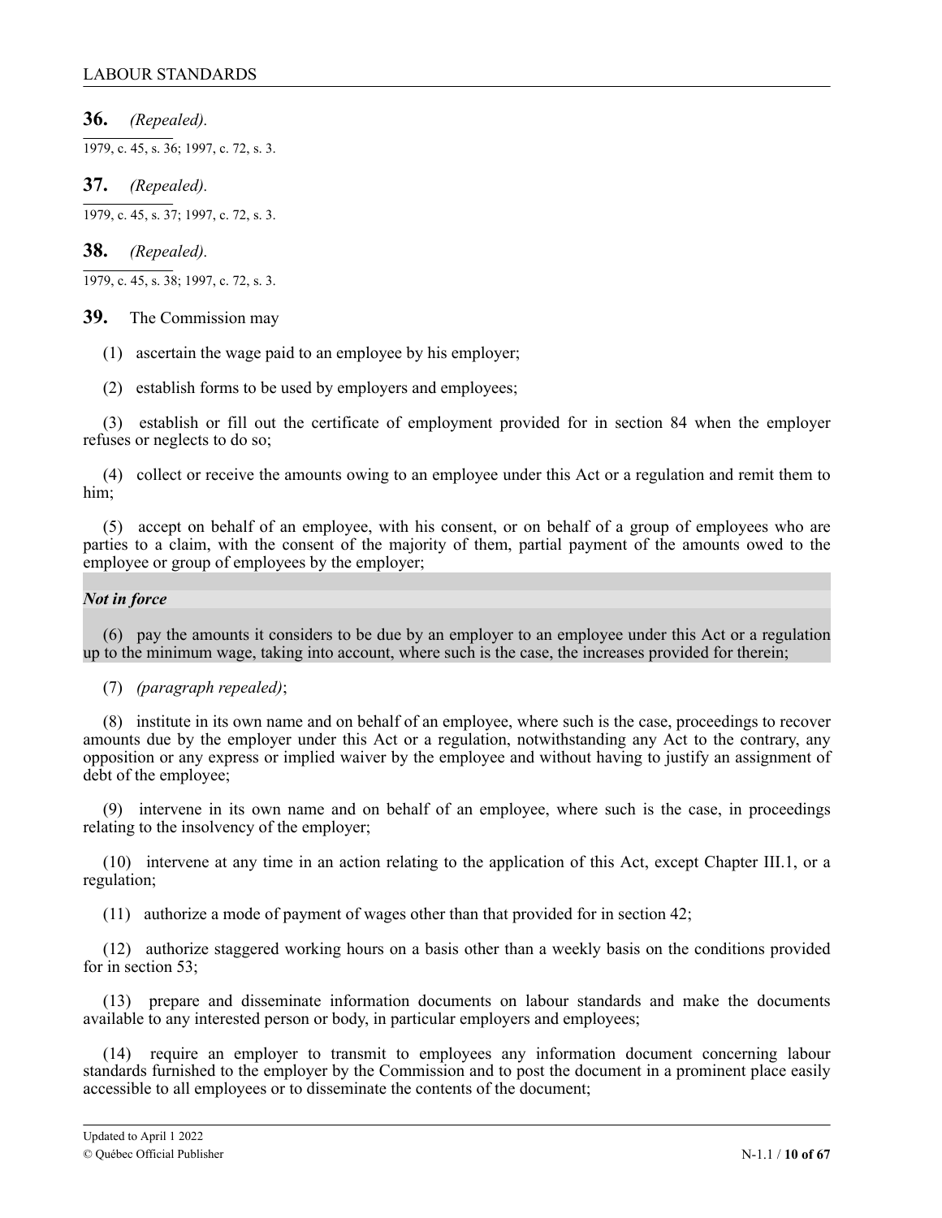**36.** *(Repealed).*

1979, c. 45, s. 36; 1997, c. 72, s. 3.

**37.** *(Repealed).*

1979, c. 45, s. 37; 1997, c. 72, s. 3.

**38.** *(Repealed).*

1979, c. 45, s. 38; 1997, c. 72, s. 3.

**39.** The Commission may

(1) ascertain the wage paid to an employee by his employer;

(2) establish forms to be used by employers and employees;

(3) establish or fill out the certificate of employment provided for in section 84 when the employer refuses or neglects to do so;

(4) collect or receive the amounts owing to an employee under this Act or a regulation and remit them to him;

(5) accept on behalf of an employee, with his consent, or on behalf of a group of employees who are parties to a claim, with the consent of the majority of them, partial payment of the amounts owed to the employee or group of employees by the employer;

***Not in force***

(6) pay the amounts it considers to be due by an employer to an employee under this Act or a regulation up to the minimum wage, taking into account, where such is the case, the increases provided for therein;

(7) *(paragraph repealed)*;

(8) institute in its own name and on behalf of an employee, where such is the case, proceedings to recover amounts due by the employer under this Act or a regulation, notwithstanding any Act to the contrary, any opposition or any express or implied waiver by the employee and without having to justify an assignment of debt of the employee;

(9) intervene in its own name and on behalf of an employee, where such is the case, in proceedings relating to the insolvency of the employer;

(10) intervene at any time in an action relating to the application of this Act, except Chapter III.1, or a regulation;

(11) authorize a mode of payment of wages other than that provided for in section 42;

(12) authorize staggered working hours on a basis other than a weekly basis on the conditions provided for in section 53;

(13) prepare and disseminate information documents on labour standards and make the documents available to any interested person or body, in particular employers and employees;

(14) require an employer to transmit to employees any information document concerning labour standards furnished to the employer by the Commission and to post the document in a prominent place easily accessible to all employees or to disseminate the contents of the document;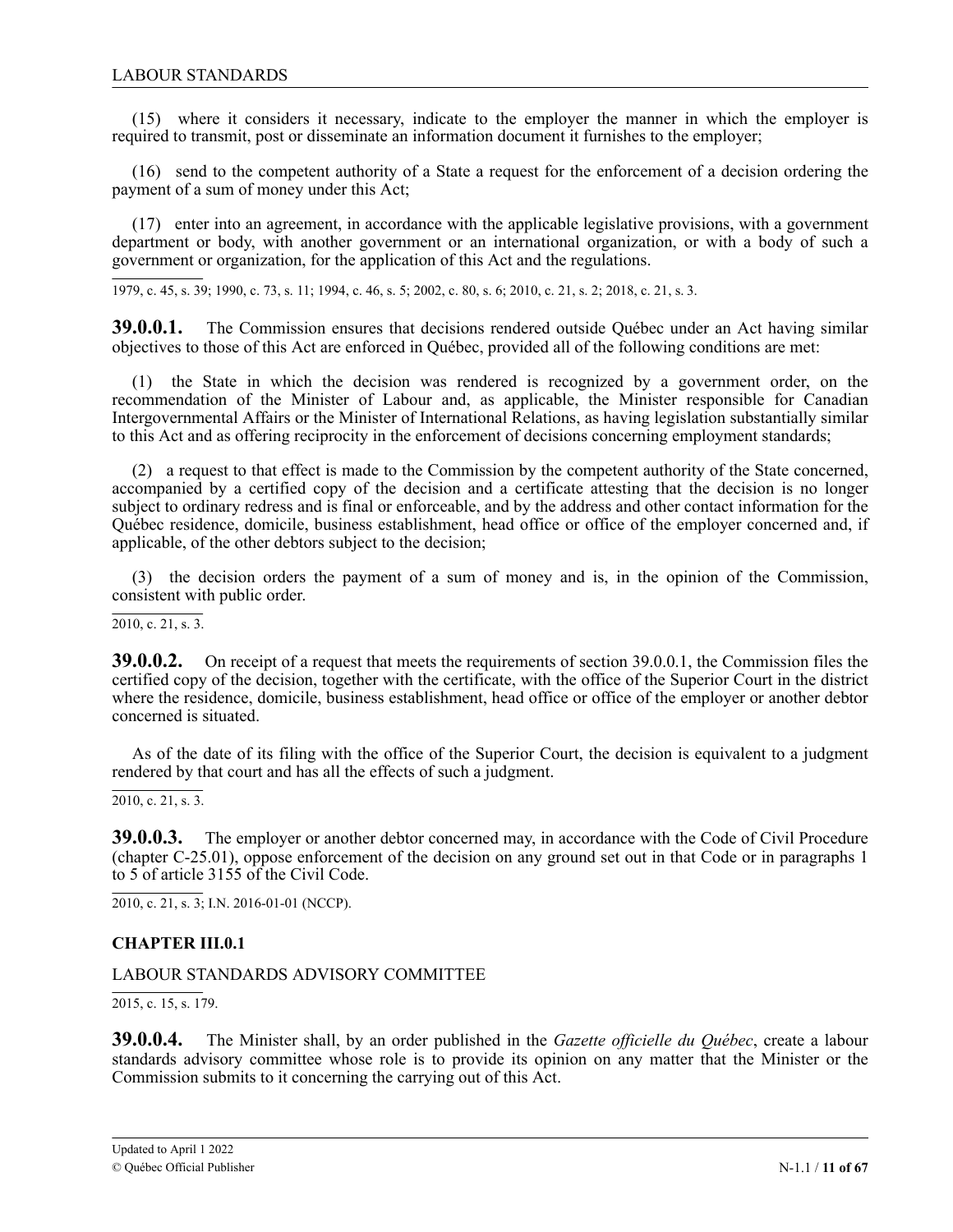(15) where it considers it necessary, indicate to the employer the manner in which the employer is required to transmit, post or disseminate an information document it furnishes to the employer;

(16) send to the competent authority of a State a request for the enforcement of a decision ordering the payment of a sum of money under this Act;

(17) enter into an agreement, in accordance with the applicable legislative provisions, with a government department or body, with another government or an international organization, or with a body of such a government or organization, for the application of this Act and the regulations.

1979, c. 45, s. 39; 1990, c. 73, s. 11; 1994, c. 46, s. 5; 2002, c. 80, s. 6; 2010, c. 21, s. 2; 2018, c. 21, s. 3.

**39.0.0.1.** The Commission ensures that decisions rendered outside Québec under an Act having similar objectives to those of this Act are enforced in Québec, provided all of the following conditions are met:

(1) the State in which the decision was rendered is recognized by a government order, on the recommendation of the Minister of Labour and, as applicable, the Minister responsible for Canadian Intergovernmental Affairs or the Minister of International Relations, as having legislation substantially similar to this Act and as offering reciprocity in the enforcement of decisions concerning employment standards;

(2) a request to that effect is made to the Commission by the competent authority of the State concerned, accompanied by a certified copy of the decision and a certificate attesting that the decision is no longer subject to ordinary redress and is final or enforceable, and by the address and other contact information for the Québec residence, domicile, business establishment, head office or office of the employer concerned and, if applicable, of the other debtors subject to the decision;

(3) the decision orders the payment of a sum of money and is, in the opinion of the Commission, consistent with public order.

2010, c. 21, s. 3.

**39.0.0.2.** On receipt of a request that meets the requirements of section 39.0.0.1, the Commission files the certified copy of the decision, together with the certificate, with the office of the Superior Court in the district where the residence, domicile, business establishment, head office or office of the employer or another debtor concerned is situated.

As of the date of its filing with the office of the Superior Court, the decision is equivalent to a judgment rendered by that court and has all the effects of such a judgment.

2010, c. 21, s. 3.

**39.0.0.3.** The employer or another debtor concerned may, in accordance with the Code of Civil Procedure (chapter C-25.01), oppose enforcement of the decision on any ground set out in that Code or in paragraphs 1 to 5 of article 3155 of the Civil Code.

2010, c. 21, s. 3; I.N. 2016-01-01 (NCCP).

## CHAPTER III.0.1

### LABOUR STANDARDS ADVISORY COMMITTEE

2015, c. 15, s. 179.

**39.0.0.4.** The Minister shall, by an order published in the *Gazette officielle du Québec*, create a labour standards advisory committee whose role is to provide its opinion on any matter that the Minister or the Commission submits to it concerning the carrying out of this Act.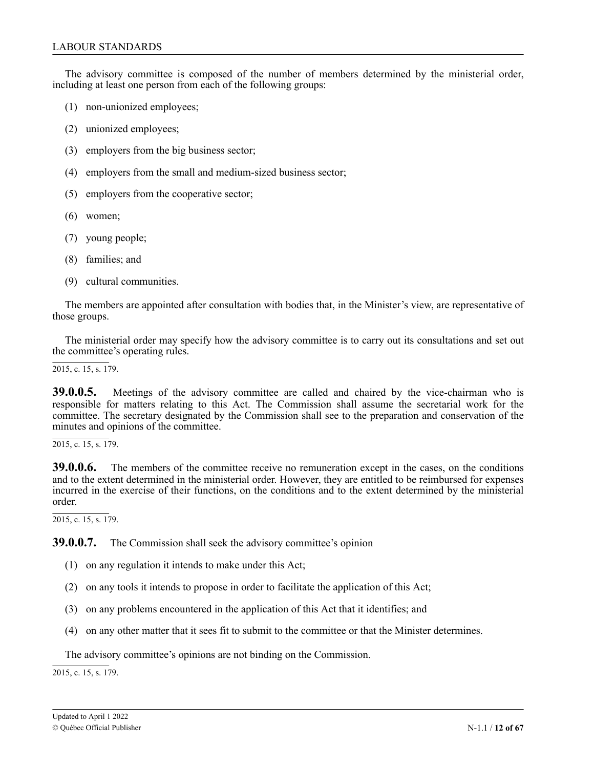The advisory committee is composed of the number of members determined by the ministerial order, including at least one person from each of the following groups:

(1) non-unionized employees;

(2) unionized employees;

(3) employers from the big business sector;

(4) employers from the small and medium-sized business sector;

(5) employers from the cooperative sector;

(6) women;

(7) young people;

(8) families; and

(9) cultural communities.

The members are appointed after consultation with bodies that, in the Minister's view, are representative of those groups.

The ministerial order may specify how the advisory committee is to carry out its consultations and set out the committee's operating rules.

2015, c. 15, s. 179.

**39.0.0.5.** Meetings of the advisory committee are called and chaired by the vice-chairman who is responsible for matters relating to this Act. The Commission shall assume the secretarial work for the committee. The secretary designated by the Commission shall see to the preparation and conservation of the minutes and opinions of the committee.

2015, c. 15, s. 179.

**39.0.0.6.** The members of the committee receive no remuneration except in the cases, on the conditions and to the extent determined in the ministerial order. However, they are entitled to be reimbursed for expenses incurred in the exercise of their functions, on the conditions and to the extent determined by the ministerial order.

2015, c. 15, s. 179.

**39.0.0.7.** The Commission shall seek the advisory committee's opinion

(1) on any regulation it intends to make under this Act;

(2) on any tools it intends to propose in order to facilitate the application of this Act;

(3) on any problems encountered in the application of this Act that it identifies; and

(4) on any other matter that it sees fit to submit to the committee or that the Minister determines.

The advisory committee's opinions are not binding on the Commission.

2015, c. 15, s. 179.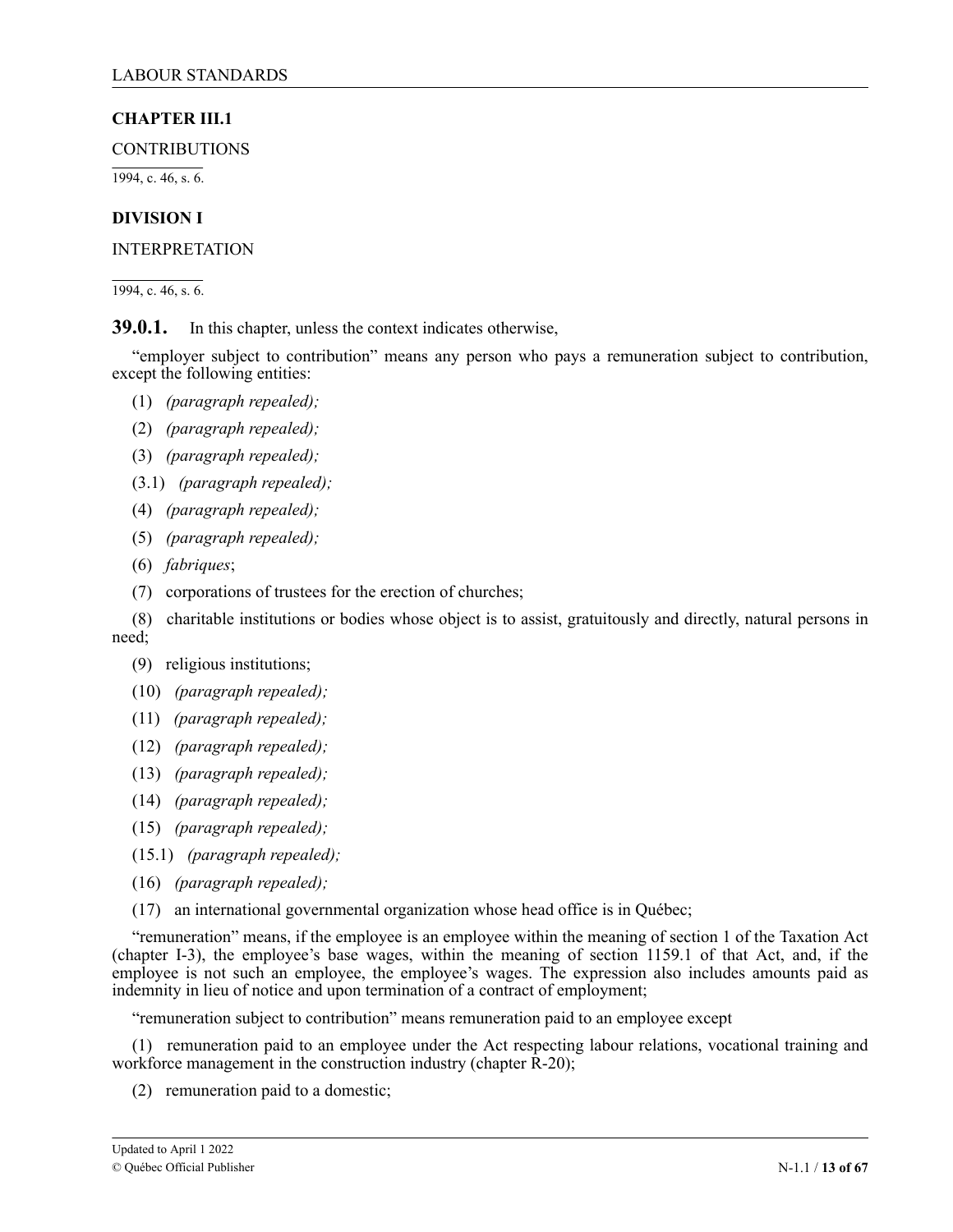## CHAPTER III.1

CONTRIBUTIONS

1994, c. 46, s. 6.

### DIVISION I

INTERPRETATION

1994, c. 46, s. 6.

**39.0.1.** In this chapter, unless the context indicates otherwise,

"employer subject to contribution" means any person who pays a remuneration subject to contribution, except the following entities:

(1) *(paragraph repealed);*

(2) *(paragraph repealed);*

(3) *(paragraph repealed);*

(3.1) *(paragraph repealed);*

(4) *(paragraph repealed);*

(5) *(paragraph repealed);*

(6) *fabriques*;

(7) corporations of trustees for the erection of churches;

(8) charitable institutions or bodies whose object is to assist, gratuitously and directly, natural persons in need;

(9) religious institutions;

(10) *(paragraph repealed);*

(11) *(paragraph repealed);*

(12) *(paragraph repealed);*

(13) *(paragraph repealed);*

(14) *(paragraph repealed);*

(15) *(paragraph repealed);*

(15.1) *(paragraph repealed);*

(16) *(paragraph repealed);*

(17) an international governmental organization whose head office is in Québec;

"remuneration" means, if the employee is an employee within the meaning of section 1 of the Taxation Act (chapter I-3), the employee's base wages, within the meaning of section 1159.1 of that Act, and, if the employee is not such an employee, the employee's wages. The expression also includes amounts paid as indemnity in lieu of notice and upon termination of a contract of employment;

"remuneration subject to contribution" means remuneration paid to an employee except

(1) remuneration paid to an employee under the Act respecting labour relations, vocational training and workforce management in the construction industry (chapter R-20);

(2) remuneration paid to a domestic;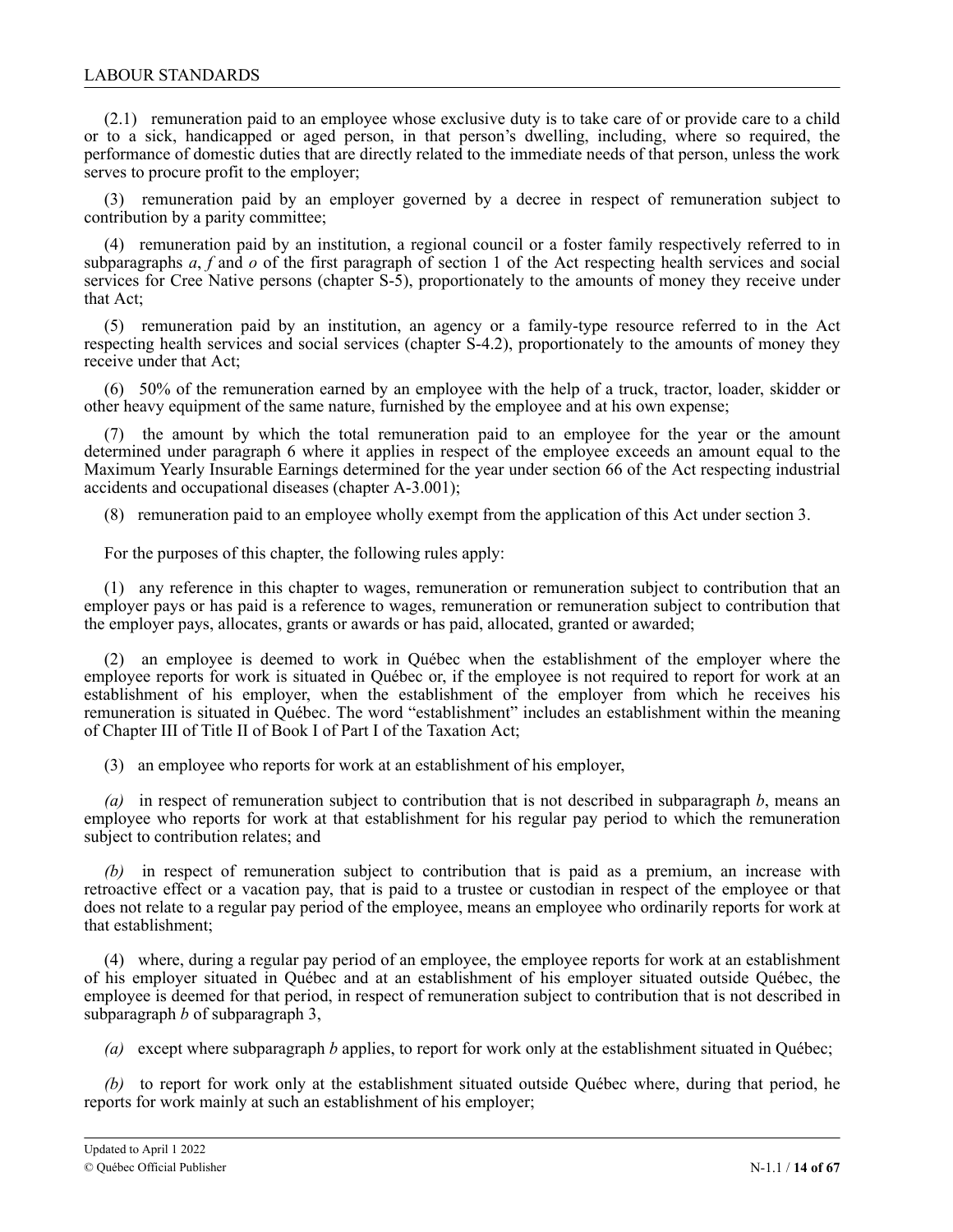(2.1) remuneration paid to an employee whose exclusive duty is to take care of or provide care to a child or to a sick, handicapped or aged person, in that person's dwelling, including, where so required, the performance of domestic duties that are directly related to the immediate needs of that person, unless the work serves to procure profit to the employer;

(3) remuneration paid by an employer governed by a decree in respect of remuneration subject to contribution by a parity committee;

(4) remuneration paid by an institution, a regional council or a foster family respectively referred to in subparagraphs *a*, *f* and *o* of the first paragraph of section 1 of the Act respecting health services and social services for Cree Native persons (chapter S-5), proportionately to the amounts of money they receive under that Act;

(5) remuneration paid by an institution, an agency or a family-type resource referred to in the Act respecting health services and social services (chapter S-4.2), proportionately to the amounts of money they receive under that Act;

(6) 50% of the remuneration earned by an employee with the help of a truck, tractor, loader, skidder or other heavy equipment of the same nature, furnished by the employee and at his own expense;

(7) the amount by which the total remuneration paid to an employee for the year or the amount determined under paragraph 6 where it applies in respect of the employee exceeds an amount equal to the Maximum Yearly Insurable Earnings determined for the year under section 66 of the Act respecting industrial accidents and occupational diseases (chapter A-3.001);

(8) remuneration paid to an employee wholly exempt from the application of this Act under section 3.

For the purposes of this chapter, the following rules apply:

(1) any reference in this chapter to wages, remuneration or remuneration subject to contribution that an employer pays or has paid is a reference to wages, remuneration or remuneration subject to contribution that the employer pays, allocates, grants or awards or has paid, allocated, granted or awarded;

(2) an employee is deemed to work in Québec when the establishment of the employer where the employee reports for work is situated in Québec or, if the employee is not required to report for work at an establishment of his employer, when the establishment of the employer from which he receives his remuneration is situated in Québec. The word "establishment" includes an establishment within the meaning of Chapter III of Title II of Book I of Part I of the Taxation Act;

(3) an employee who reports for work at an establishment of his employer,

*(a)* in respect of remuneration subject to contribution that is not described in subparagraph *b*, means an employee who reports for work at that establishment for his regular pay period to which the remuneration subject to contribution relates; and

*(b)* in respect of remuneration subject to contribution that is paid as a premium, an increase with retroactive effect or a vacation pay, that is paid to a trustee or custodian in respect of the employee or that does not relate to a regular pay period of the employee, means an employee who ordinarily reports for work at that establishment;

(4) where, during a regular pay period of an employee, the employee reports for work at an establishment of his employer situated in Québec and at an establishment of his employer situated outside Québec, the employee is deemed for that period, in respect of remuneration subject to contribution that is not described in subparagraph *b* of subparagraph 3,

*(a)* except where subparagraph *b* applies, to report for work only at the establishment situated in Québec;

*(b)* to report for work only at the establishment situated outside Québec where, during that period, he reports for work mainly at such an establishment of his employer;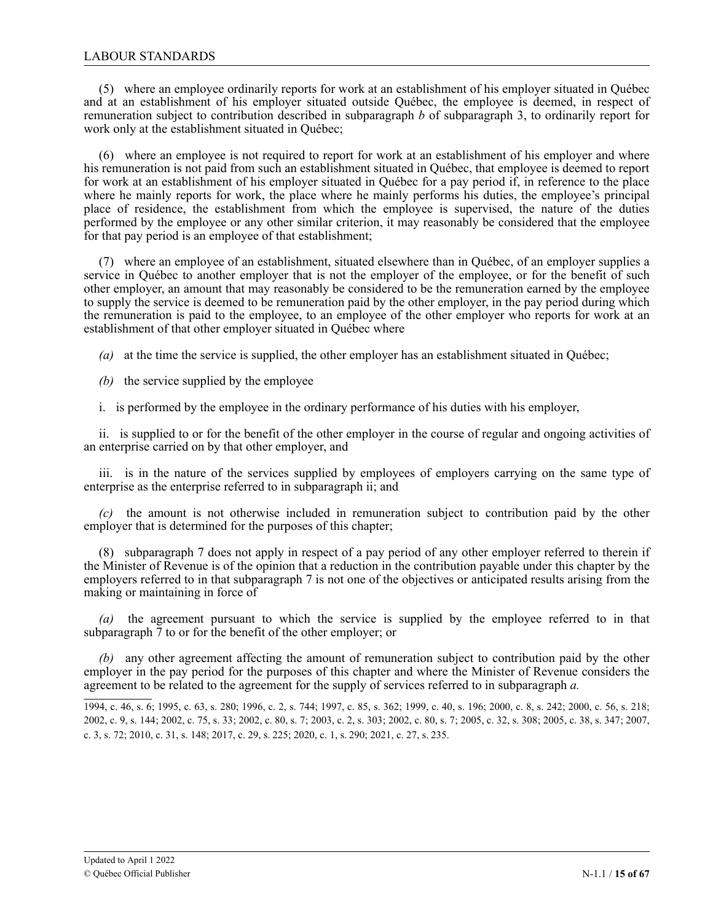(5) where an employee ordinarily reports for work at an establishment of his employer situated in Québec and at an establishment of his employer situated outside Québec, the employee is deemed, in respect of remuneration subject to contribution described in subparagraph *b* of subparagraph 3, to ordinarily report for work only at the establishment situated in Québec;

(6) where an employee is not required to report for work at an establishment of his employer and where his remuneration is not paid from such an establishment situated in Québec, that employee is deemed to report for work at an establishment of his employer situated in Québec for a pay period if, in reference to the place where he mainly reports for work, the place where he mainly performs his duties, the employee's principal place of residence, the establishment from which the employee is supervised, the nature of the duties performed by the employee or any other similar criterion, it may reasonably be considered that the employee for that pay period is an employee of that establishment;

(7) where an employee of an establishment, situated elsewhere than in Québec, of an employer supplies a service in Québec to another employer that is not the employer of the employee, or for the benefit of such other employer, an amount that may reasonably be considered to be the remuneration earned by the employee to supply the service is deemed to be remuneration paid by the other employer, in the pay period during which the remuneration is paid to the employee, to an employee of the other employer who reports for work at an establishment of that other employer situated in Québec where

*(a)* at the time the service is supplied, the other employer has an establishment situated in Québec;

*(b)* the service supplied by the employee

i. is performed by the employee in the ordinary performance of his duties with his employer,

ii. is supplied to or for the benefit of the other employer in the course of regular and ongoing activities of an enterprise carried on by that other employer, and

iii. is in the nature of the services supplied by employees of employers carrying on the same type of enterprise as the enterprise referred to in subparagraph ii; and

*(c)* the amount is not otherwise included in remuneration subject to contribution paid by the other employer that is determined for the purposes of this chapter;

(8) subparagraph 7 does not apply in respect of a pay period of any other employer referred to therein if the Minister of Revenue is of the opinion that a reduction in the contribution payable under this chapter by the employers referred to in that subparagraph 7 is not one of the objectives or anticipated results arising from the making or maintaining in force of

*(a)* the agreement pursuant to which the service is supplied by the employee referred to in that subparagraph 7 to or for the benefit of the other employer; or

*(b)* any other agreement affecting the amount of remuneration subject to contribution paid by the other employer in the pay period for the purposes of this chapter and where the Minister of Revenue considers the agreement to be related to the agreement for the supply of services referred to in subparagraph *a.*

---

1994, c. 46, s. 6; 1995, c. 63, s. 280; 1996, c. 2, s. 744; 1997, c. 85, s. 362; 1999, c. 40, s. 196; 2000, c. 8, s. 242; 2000, c. 56, s. 218; 2002, c. 9, s. 144; 2002, c. 75, s. 33; 2002, c. 80, s. 7; 2003, c. 2, s. 303; 2002, c. 80, s. 7; 2005, c. 32, s. 308; 2005, c. 38, s. 347; 2007, c. 3, s. 72; 2010, c. 31, s. 148; 2017, c. 29, s. 225; 2020, c. 1, s. 290; 2021, c. 27, s. 235.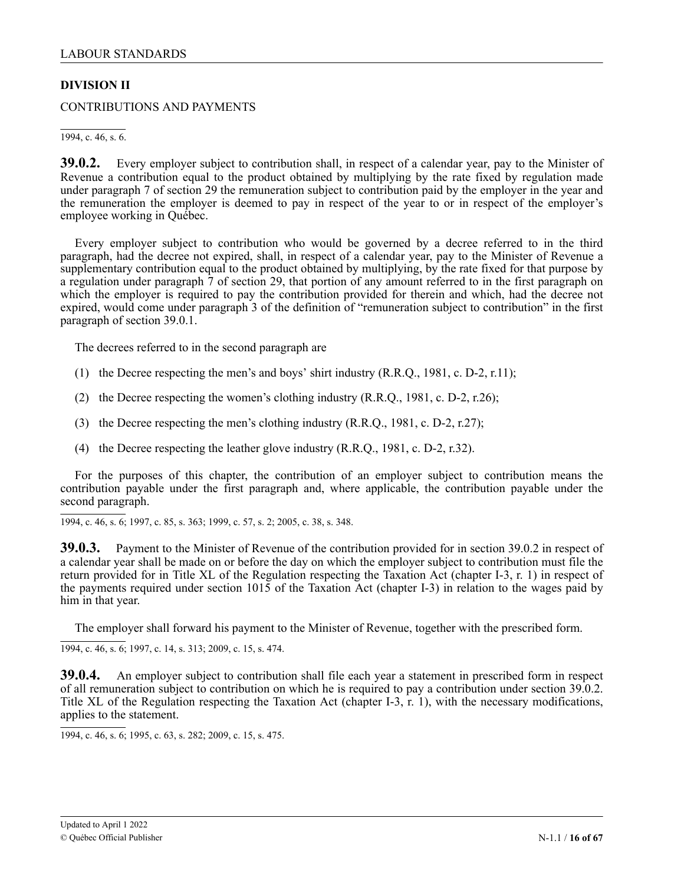## DIVISION II

CONTRIBUTIONS AND PAYMENTS

1994, c. 46, s. 6.

**39.0.2.** Every employer subject to contribution shall, in respect of a calendar year, pay to the Minister of Revenue a contribution equal to the product obtained by multiplying by the rate fixed by regulation made under paragraph 7 of section 29 the remuneration subject to contribution paid by the employer in the year and the remuneration the employer is deemed to pay in respect of the year to or in respect of the employer's employee working in Québec.

Every employer subject to contribution who would be governed by a decree referred to in the third paragraph, had the decree not expired, shall, in respect of a calendar year, pay to the Minister of Revenue a supplementary contribution equal to the product obtained by multiplying, by the rate fixed for that purpose by a regulation under paragraph 7 of section 29, that portion of any amount referred to in the first paragraph on which the employer is required to pay the contribution provided for therein and which, had the decree not expired, would come under paragraph 3 of the definition of "remuneration subject to contribution" in the first paragraph of section 39.0.1.

The decrees referred to in the second paragraph are

(1) the Decree respecting the men's and boys' shirt industry (R.R.Q., 1981, c. D-2, r.11);

(2) the Decree respecting the women's clothing industry (R.R.Q., 1981, c. D-2, r.26);

(3) the Decree respecting the men's clothing industry (R.R.Q., 1981, c. D-2, r.27);

(4) the Decree respecting the leather glove industry (R.R.Q., 1981, c. D-2, r.32).

For the purposes of this chapter, the contribution of an employer subject to contribution means the contribution payable under the first paragraph and, where applicable, the contribution payable under the second paragraph.

1994, c. 46, s. 6; 1997, c. 85, s. 363; 1999, c. 57, s. 2; 2005, c. 38, s. 348.

**39.0.3.** Payment to the Minister of Revenue of the contribution provided for in section 39.0.2 in respect of a calendar year shall be made on or before the day on which the employer subject to contribution must file the return provided for in Title XL of the Regulation respecting the Taxation Act (chapter I-3, r. 1) in respect of the payments required under section 1015 of the Taxation Act (chapter I-3) in relation to the wages paid by him in that year.

The employer shall forward his payment to the Minister of Revenue, together with the prescribed form.

1994, c. 46, s. 6; 1997, c. 14, s. 313; 2009, c. 15, s. 474.

**39.0.4.** An employer subject to contribution shall file each year a statement in prescribed form in respect of all remuneration subject to contribution on which he is required to pay a contribution under section 39.0.2. Title XL of the Regulation respecting the Taxation Act (chapter I-3, r. 1), with the necessary modifications, applies to the statement.

1994, c. 46, s. 6; 1995, c. 63, s. 282; 2009, c. 15, s. 475.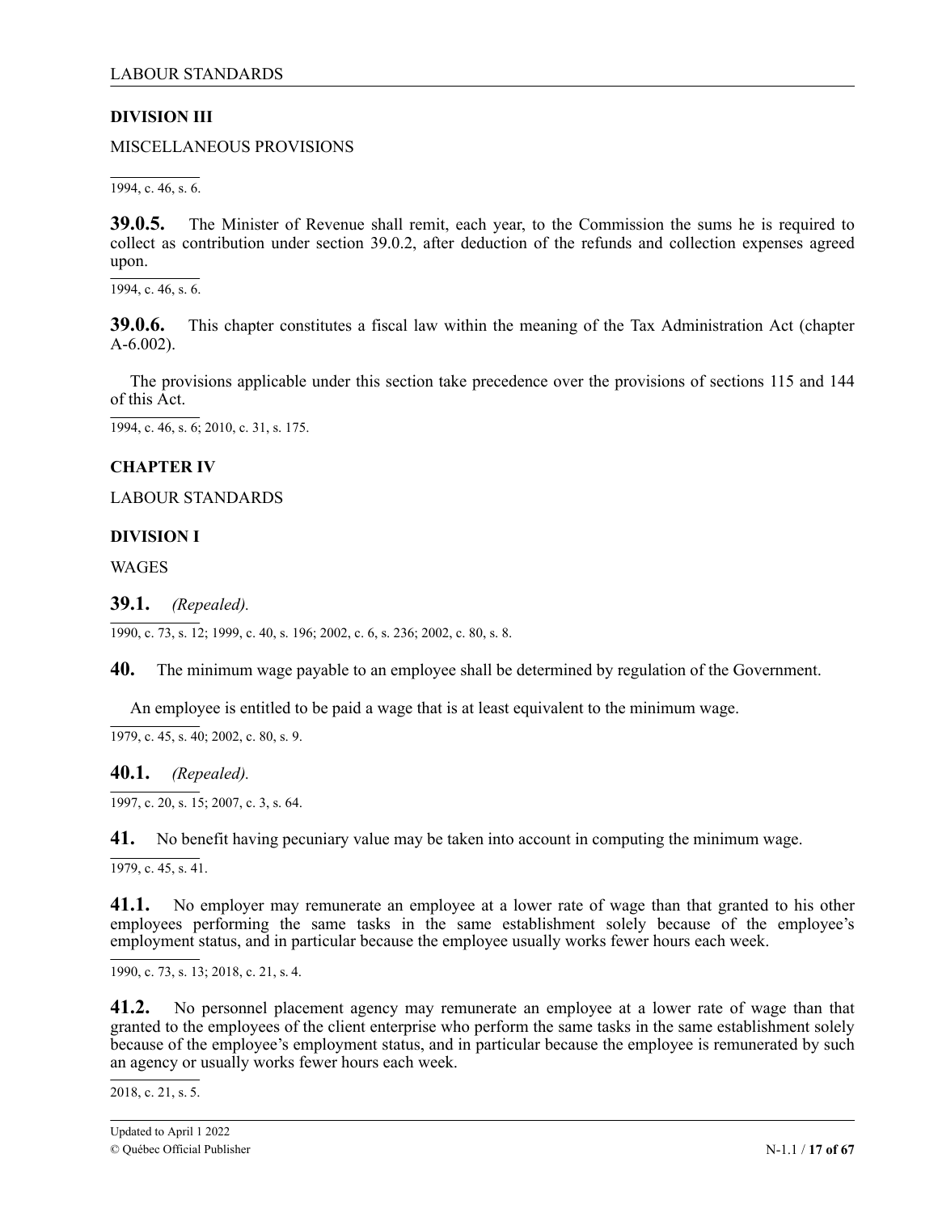## DIVISION III

MISCELLANEOUS PROVISIONS

1994, c. 46, s. 6.

**39.0.5.** The Minister of Revenue shall remit, each year, to the Commission the sums he is required to collect as contribution under section 39.0.2, after deduction of the refunds and collection expenses agreed upon.

1994, c. 46, s. 6.

**39.0.6.** This chapter constitutes a fiscal law within the meaning of the Tax Administration Act (chapter A-6.002).

The provisions applicable under this section take precedence over the provisions of sections 115 and 144 of this Act.

1994, c. 46, s. 6; 2010, c. 31, s. 175.

# CHAPTER IV

LABOUR STANDARDS

## DIVISION I

WAGES

**39.1.** *(Repealed).*

1990, c. 73, s. 12; 1999, c. 40, s. 196; 2002, c. 6, s. 236; 2002, c. 80, s. 8.

**40.** The minimum wage payable to an employee shall be determined by regulation of the Government.

An employee is entitled to be paid a wage that is at least equivalent to the minimum wage.

1979, c. 45, s. 40; 2002, c. 80, s. 9.

**40.1.** *(Repealed).*

1997, c. 20, s. 15; 2007, c. 3, s. 64.

**41.** No benefit having pecuniary value may be taken into account in computing the minimum wage.

1979, c. 45, s. 41.

**41.1.** No employer may remunerate an employee at a lower rate of wage than that granted to his other employees performing the same tasks in the same establishment solely because of the employee's employment status, and in particular because the employee usually works fewer hours each week.

1990, c. 73, s. 13; 2018, c. 21, s. 4.

**41.2.** No personnel placement agency may remunerate an employee at a lower rate of wage than that granted to the employees of the client enterprise who perform the same tasks in the same establishment solely because of the employee's employment status, and in particular because the employee is remunerated by such an agency or usually works fewer hours each week.

2018, c. 21, s. 5.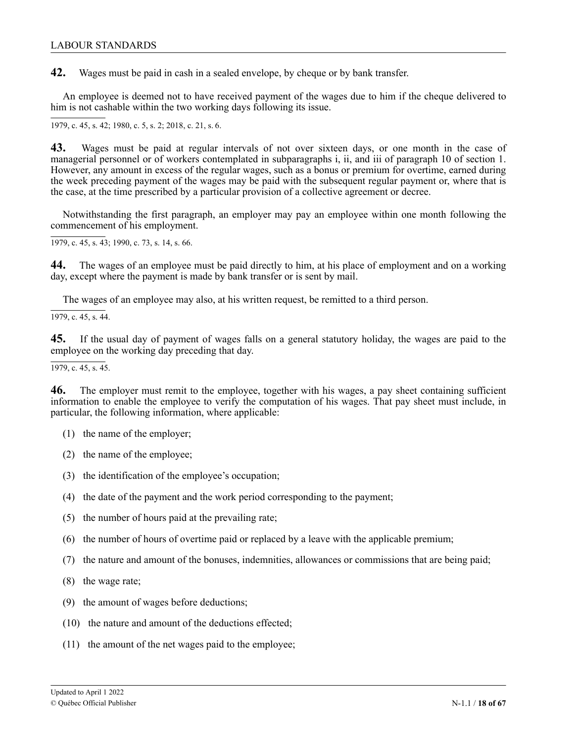**42.** Wages must be paid in cash in a sealed envelope, by cheque or by bank transfer.

An employee is deemed not to have received payment of the wages due to him if the cheque delivered to him is not cashable within the two working days following its issue.

1979, c. 45, s. 42; 1980, c. 5, s. 2; 2018, c. 21, s. 6.

**43.** Wages must be paid at regular intervals of not over sixteen days, or one month in the case of managerial personnel or of workers contemplated in subparagraphs i, ii, and iii of paragraph 10 of section 1. However, any amount in excess of the regular wages, such as a bonus or premium for overtime, earned during the week preceding payment of the wages may be paid with the subsequent regular payment or, where that is the case, at the time prescribed by a particular provision of a collective agreement or decree.

Notwithstanding the first paragraph, an employer may pay an employee within one month following the commencement of his employment.

1979, c. 45, s. 43; 1990, c. 73, s. 14, s. 66.

**44.** The wages of an employee must be paid directly to him, at his place of employment and on a working day, except where the payment is made by bank transfer or is sent by mail.

The wages of an employee may also, at his written request, be remitted to a third person.

1979, c. 45, s. 44.

**45.** If the usual day of payment of wages falls on a general statutory holiday, the wages are paid to the employee on the working day preceding that day.

1979, c. 45, s. 45.

**46.** The employer must remit to the employee, together with his wages, a pay sheet containing sufficient information to enable the employee to verify the computation of his wages. That pay sheet must include, in particular, the following information, where applicable:

(1) the name of the employer;

(2) the name of the employee;

(3) the identification of the employee's occupation;

(4) the date of the payment and the work period corresponding to the payment;

(5) the number of hours paid at the prevailing rate;

(6) the number of hours of overtime paid or replaced by a leave with the applicable premium;

(7) the nature and amount of the bonuses, indemnities, allowances or commissions that are being paid;

(8) the wage rate;

(9) the amount of wages before deductions;

(10) the nature and amount of the deductions effected;

(11) the amount of the net wages paid to the employee;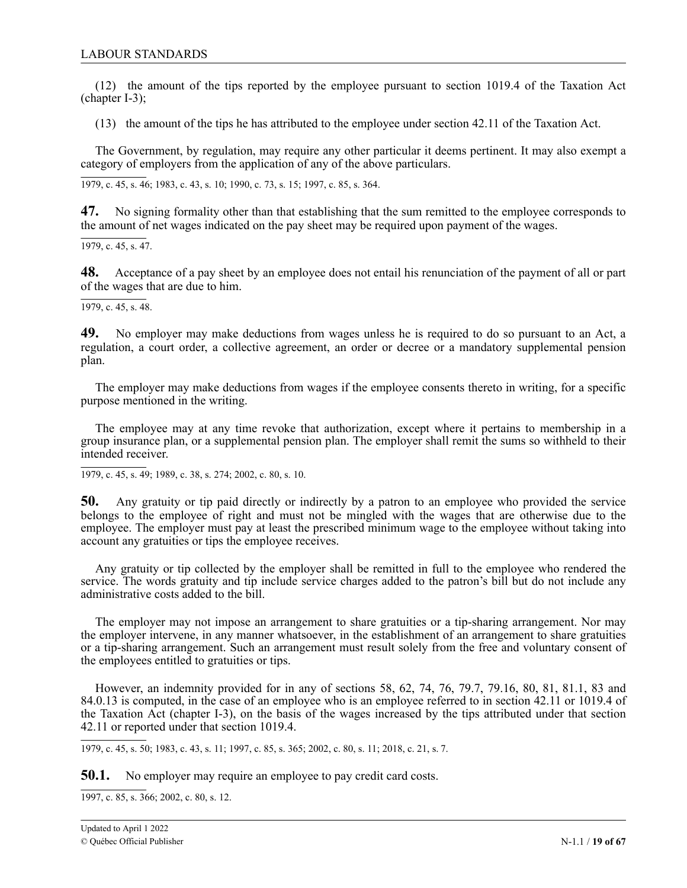(12) the amount of the tips reported by the employee pursuant to section 1019.4 of the Taxation Act (chapter I-3);

(13) the amount of the tips he has attributed to the employee under section 42.11 of the Taxation Act.

The Government, by regulation, may require any other particular it deems pertinent. It may also exempt a category of employers from the application of any of the above particulars.

1979, c. 45, s. 46; 1983, c. 43, s. 10; 1990, c. 73, s. 15; 1997, c. 85, s. 364.

**47.** No signing formality other than that establishing that the sum remitted to the employee corresponds to the amount of net wages indicated on the pay sheet may be required upon payment of the wages.

1979, c. 45, s. 47.

**48.** Acceptance of a pay sheet by an employee does not entail his renunciation of the payment of all or part of the wages that are due to him.

1979, c. 45, s. 48.

**49.** No employer may make deductions from wages unless he is required to do so pursuant to an Act, a regulation, a court order, a collective agreement, an order or decree or a mandatory supplemental pension plan.

The employer may make deductions from wages if the employee consents thereto in writing, for a specific purpose mentioned in the writing.

The employee may at any time revoke that authorization, except where it pertains to membership in a group insurance plan, or a supplemental pension plan. The employer shall remit the sums so withheld to their intended receiver.

1979, c. 45, s. 49; 1989, c. 38, s. 274; 2002, c. 80, s. 10.

**50.** Any gratuity or tip paid directly or indirectly by a patron to an employee who provided the service belongs to the employee of right and must not be mingled with the wages that are otherwise due to the employee. The employer must pay at least the prescribed minimum wage to the employee without taking into account any gratuities or tips the employee receives.

Any gratuity or tip collected by the employer shall be remitted in full to the employee who rendered the service. The words gratuity and tip include service charges added to the patron's bill but do not include any administrative costs added to the bill.

The employer may not impose an arrangement to share gratuities or a tip-sharing arrangement. Nor may the employer intervene, in any manner whatsoever, in the establishment of an arrangement to share gratuities or a tip-sharing arrangement. Such an arrangement must result solely from the free and voluntary consent of the employees entitled to gratuities or tips.

However, an indemnity provided for in any of sections 58, 62, 74, 76, 79.7, 79.16, 80, 81, 81.1, 83 and 84.0.13 is computed, in the case of an employee who is an employee referred to in section 42.11 or 1019.4 of the Taxation Act (chapter I-3), on the basis of the wages increased by the tips attributed under that section 42.11 or reported under that section 1019.4.

1979, c. 45, s. 50; 1983, c. 43, s. 11; 1997, c. 85, s. 365; 2002, c. 80, s. 11; 2018, c. 21, s. 7.

**50.1.** No employer may require an employee to pay credit card costs.

1997, c. 85, s. 366; 2002, c. 80, s. 12.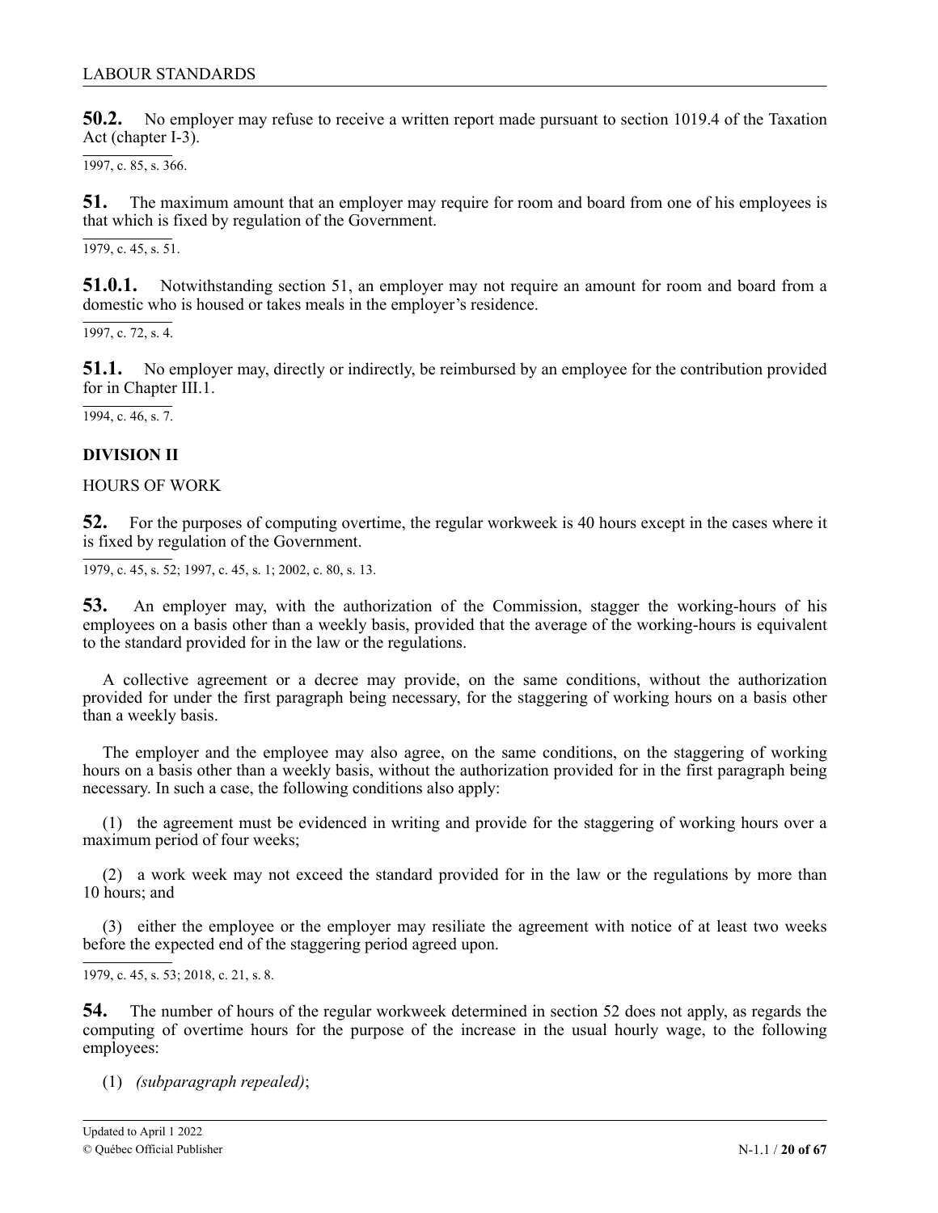**50.2.** No employer may refuse to receive a written report made pursuant to section 1019.4 of the Taxation Act (chapter I-3).

1997, c. 85, s. 366.

**51.** The maximum amount that an employer may require for room and board from one of his employees is that which is fixed by regulation of the Government.

1979, c. 45, s. 51.

**51.0.1.** Notwithstanding section 51, an employer may not require an amount for room and board from a domestic who is housed or takes meals in the employer's residence.

1997, c. 72, s. 4.

**51.1.** No employer may, directly or indirectly, be reimbursed by an employee for the contribution provided for in Chapter III.1.

1994, c. 46, s. 7.

## DIVISION II

HOURS OF WORK

**52.** For the purposes of computing overtime, the regular workweek is 40 hours except in the cases where it is fixed by regulation of the Government.

1979, c. 45, s. 52; 1997, c. 45, s. 1; 2002, c. 80, s. 13.

**53.** An employer may, with the authorization of the Commission, stagger the working-hours of his employees on a basis other than a weekly basis, provided that the average of the working-hours is equivalent to the standard provided for in the law or the regulations.

A collective agreement or a decree may provide, on the same conditions, without the authorization provided for under the first paragraph being necessary, for the staggering of working hours on a basis other than a weekly basis.

The employer and the employee may also agree, on the same conditions, on the staggering of working hours on a basis other than a weekly basis, without the authorization provided for in the first paragraph being necessary. In such a case, the following conditions also apply:

(1) the agreement must be evidenced in writing and provide for the staggering of working hours over a maximum period of four weeks;

(2) a work week may not exceed the standard provided for in the law or the regulations by more than 10 hours; and

(3) either the employee or the employer may resiliate the agreement with notice of at least two weeks before the expected end of the staggering period agreed upon.

1979, c. 45, s. 53; 2018, c. 21, s. 8.

**54.** The number of hours of the regular workweek determined in section 52 does not apply, as regards the computing of overtime hours for the purpose of the increase in the usual hourly wage, to the following employees:

(1) *(subparagraph repealed)*;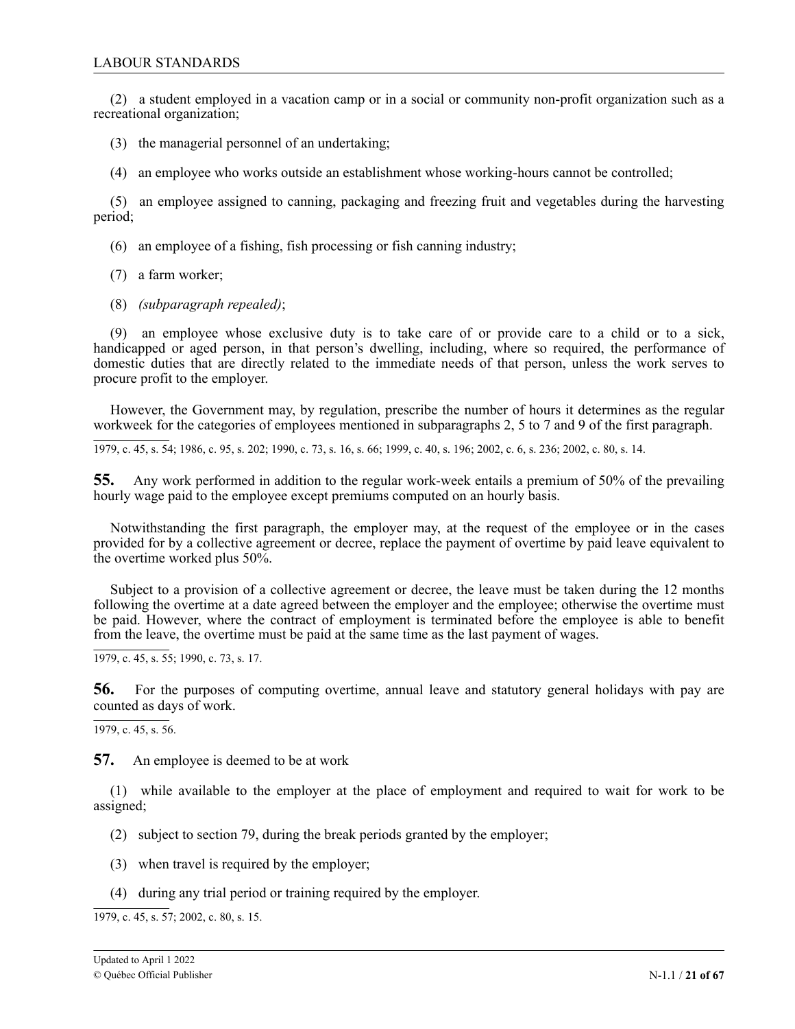(2) a student employed in a vacation camp or in a social or community non-profit organization such as a recreational organization;

(3) the managerial personnel of an undertaking;

(4) an employee who works outside an establishment whose working-hours cannot be controlled;

(5) an employee assigned to canning, packaging and freezing fruit and vegetables during the harvesting period;

(6) an employee of a fishing, fish processing or fish canning industry;

(7) a farm worker;

(8) *(subparagraph repealed)*;

(9) an employee whose exclusive duty is to take care of or provide care to a child or to a sick, handicapped or aged person, in that person's dwelling, including, where so required, the performance of domestic duties that are directly related to the immediate needs of that person, unless the work serves to procure profit to the employer.

However, the Government may, by regulation, prescribe the number of hours it determines as the regular workweek for the categories of employees mentioned in subparagraphs 2, 5 to 7 and 9 of the first paragraph.

1979, c. 45, s. 54; 1986, c. 95, s. 202; 1990, c. 73, s. 16, s. 66; 1999, c. 40, s. 196; 2002, c. 6, s. 236; 2002, c. 80, s. 14.

**55.** Any work performed in addition to the regular work-week entails a premium of 50% of the prevailing hourly wage paid to the employee except premiums computed on an hourly basis.

Notwithstanding the first paragraph, the employer may, at the request of the employee or in the cases provided for by a collective agreement or decree, replace the payment of overtime by paid leave equivalent to the overtime worked plus 50%.

Subject to a provision of a collective agreement or decree, the leave must be taken during the 12 months following the overtime at a date agreed between the employer and the employee; otherwise the overtime must be paid. However, where the contract of employment is terminated before the employee is able to benefit from the leave, the overtime must be paid at the same time as the last payment of wages.

1979, c. 45, s. 55; 1990, c. 73, s. 17.

**56.** For the purposes of computing overtime, annual leave and statutory general holidays with pay are counted as days of work.

1979, c. 45, s. 56.

**57.** An employee is deemed to be at work

(1) while available to the employer at the place of employment and required to wait for work to be assigned;

(2) subject to section 79, during the break periods granted by the employer;

(3) when travel is required by the employer;

(4) during any trial period or training required by the employer.

1979, c. 45, s. 57; 2002, c. 80, s. 15.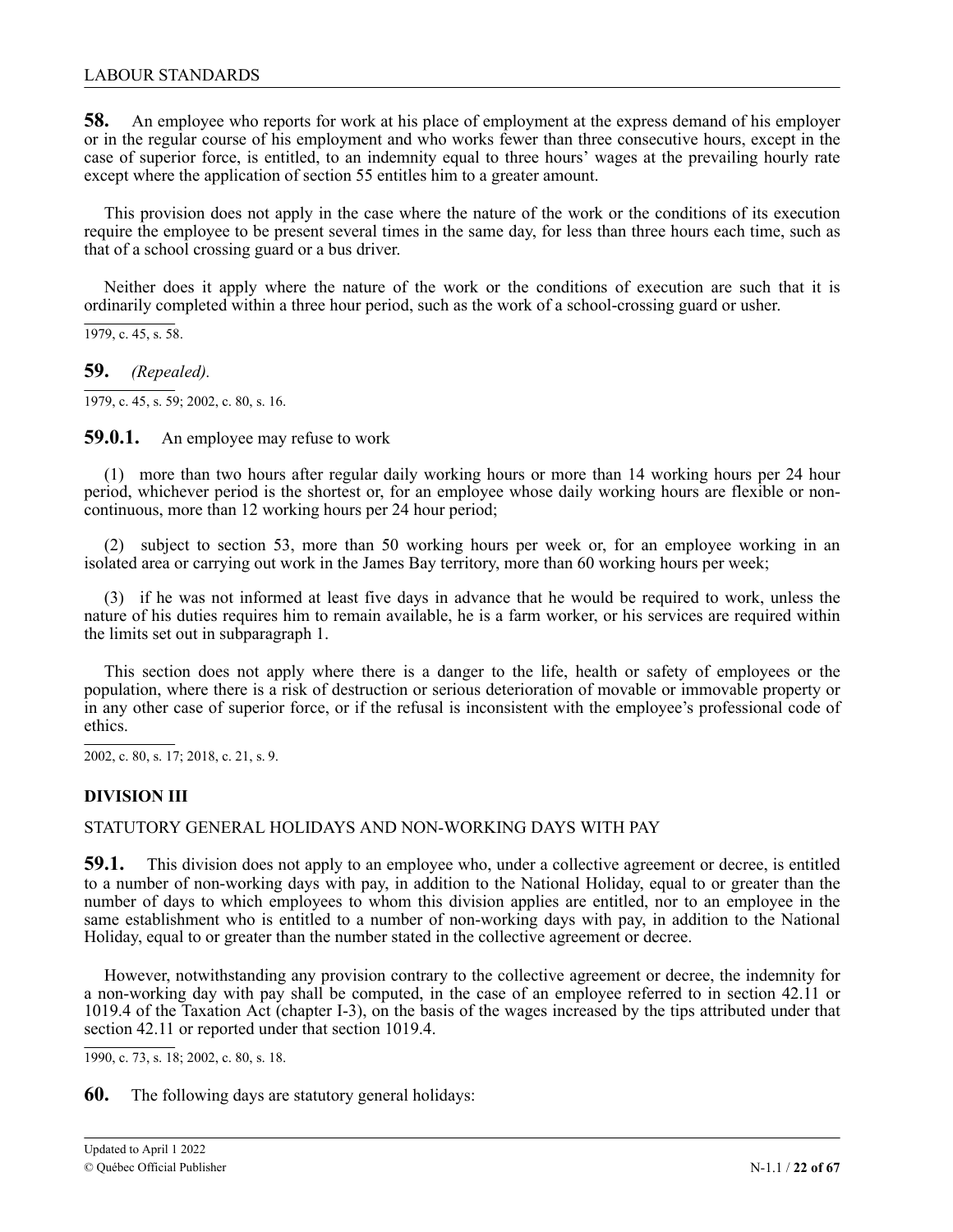**58.** An employee who reports for work at his place of employment at the express demand of his employer or in the regular course of his employment and who works fewer than three consecutive hours, except in the case of superior force, is entitled, to an indemnity equal to three hours' wages at the prevailing hourly rate except where the application of section 55 entitles him to a greater amount.

This provision does not apply in the case where the nature of the work or the conditions of its execution require the employee to be present several times in the same day, for less than three hours each time, such as that of a school crossing guard or a bus driver.

Neither does it apply where the nature of the work or the conditions of execution are such that it is ordinarily completed within a three hour period, such as the work of a school-crossing guard or usher.

1979, c. 45, s. 58.

**59.** *(Repealed).*

1979, c. 45, s. 59; 2002, c. 80, s. 16.

**59.0.1.** An employee may refuse to work

(1) more than two hours after regular daily working hours or more than 14 working hours per 24 hour period, whichever period is the shortest or, for an employee whose daily working hours are flexible or non-continuous, more than 12 working hours per 24 hour period;

(2) subject to section 53, more than 50 working hours per week or, for an employee working in an isolated area or carrying out work in the James Bay territory, more than 60 working hours per week;

(3) if he was not informed at least five days in advance that he would be required to work, unless the nature of his duties requires him to remain available, he is a farm worker, or his services are required within the limits set out in subparagraph 1.

This section does not apply where there is a danger to the life, health or safety of employees or the population, where there is a risk of destruction or serious deterioration of movable or immovable property or in any other case of superior force, or if the refusal is inconsistent with the employee's professional code of ethics.

2002, c. 80, s. 17; 2018, c. 21, s. 9.

## DIVISION III

### STATUTORY GENERAL HOLIDAYS AND NON-WORKING DAYS WITH PAY

**59.1.** This division does not apply to an employee who, under a collective agreement or decree, is entitled to a number of non-working days with pay, in addition to the National Holiday, equal to or greater than the number of days to which employees to whom this division applies are entitled, nor to an employee in the same establishment who is entitled to a number of non-working days with pay, in addition to the National Holiday, equal to or greater than the number stated in the collective agreement or decree.

However, notwithstanding any provision contrary to the collective agreement or decree, the indemnity for a non-working day with pay shall be computed, in the case of an employee referred to in section 42.11 or 1019.4 of the Taxation Act (chapter I-3), on the basis of the wages increased by the tips attributed under that section 42.11 or reported under that section 1019.4.

1990, c. 73, s. 18; 2002, c. 80, s. 18.

**60.** The following days are statutory general holidays: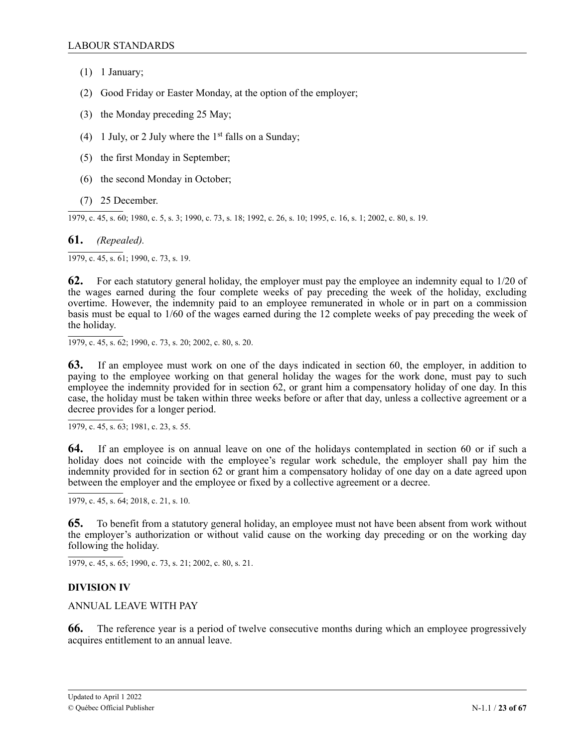(1) 1 January;

(2) Good Friday or Easter Monday, at the option of the employer;

(3) the Monday preceding 25 May;

(4) 1 July, or 2 July where the 1st falls on a Sunday;

(5) the first Monday in September;

(6) the second Monday in October;

(7) 25 December.

1979, c. 45, s. 60; 1980, c. 5, s. 3; 1990, c. 73, s. 18; 1992, c. 26, s. 10; 1995, c. 16, s. 1; 2002, c. 80, s. 19.

**61.** *(Repealed).*

1979, c. 45, s. 61; 1990, c. 73, s. 19.

**62.** For each statutory general holiday, the employer must pay the employee an indemnity equal to 1/20 of the wages earned during the four complete weeks of pay preceding the week of the holiday, excluding overtime. However, the indemnity paid to an employee remunerated in whole or in part on a commission basis must be equal to 1/60 of the wages earned during the 12 complete weeks of pay preceding the week of the holiday.

1979, c. 45, s. 62; 1990, c. 73, s. 20; 2002, c. 80, s. 20.

**63.** If an employee must work on one of the days indicated in section 60, the employer, in addition to paying to the employee working on that general holiday the wages for the work done, must pay to such employee the indemnity provided for in section 62, or grant him a compensatory holiday of one day. In this case, the holiday must be taken within three weeks before or after that day, unless a collective agreement or a decree provides for a longer period.

1979, c. 45, s. 63; 1981, c. 23, s. 55.

**64.** If an employee is on annual leave on one of the holidays contemplated in section 60 or if such a holiday does not coincide with the employee's regular work schedule, the employer shall pay him the indemnity provided for in section 62 or grant him a compensatory holiday of one day on a date agreed upon between the employer and the employee or fixed by a collective agreement or a decree.

1979, c. 45, s. 64; 2018, c. 21, s. 10.

**65.** To benefit from a statutory general holiday, an employee must not have been absent from work without the employer's authorization or without valid cause on the working day preceding or on the working day following the holiday.

1979, c. 45, s. 65; 1990, c. 73, s. 21; 2002, c. 80, s. 21.

## DIVISION IV

ANNUAL LEAVE WITH PAY

**66.** The reference year is a period of twelve consecutive months during which an employee progressively acquires entitlement to an annual leave.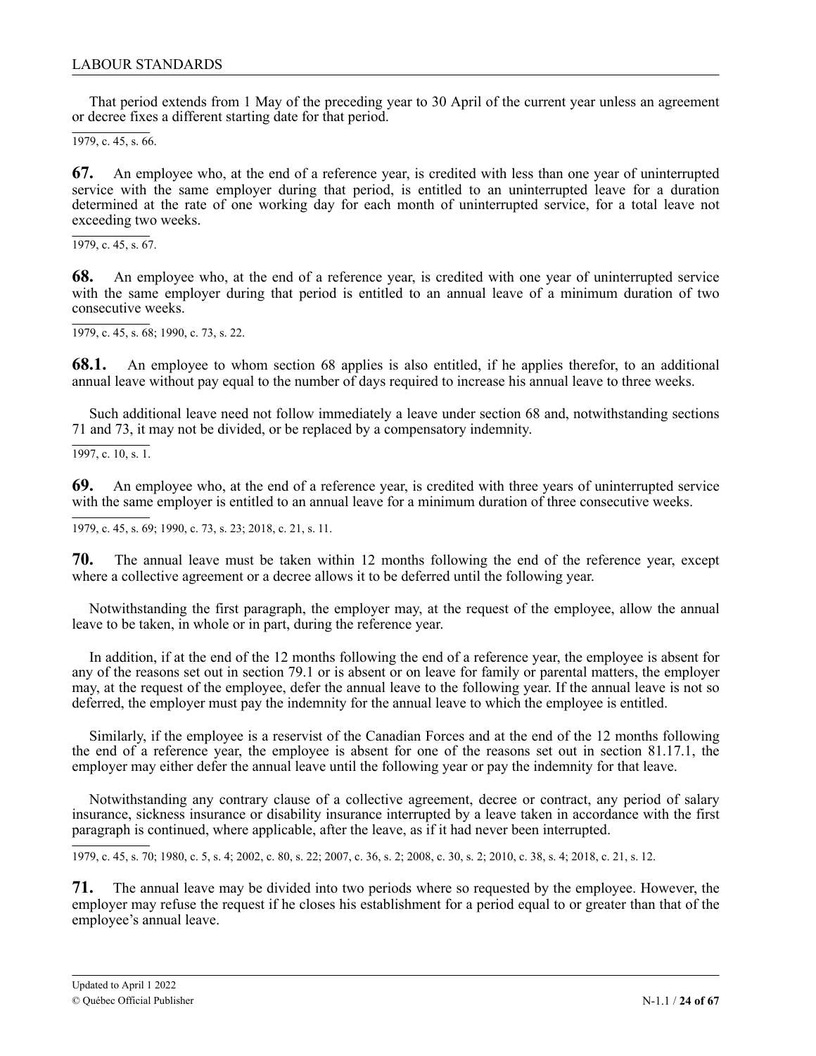That period extends from 1 May of the preceding year to 30 April of the current year unless an agreement or decree fixes a different starting date for that period.

1979, c. 45, s. 66.

**67.** An employee who, at the end of a reference year, is credited with less than one year of uninterrupted service with the same employer during that period, is entitled to an uninterrupted leave for a duration determined at the rate of one working day for each month of uninterrupted service, for a total leave not exceeding two weeks.

1979, c. 45, s. 67.

**68.** An employee who, at the end of a reference year, is credited with one year of uninterrupted service with the same employer during that period is entitled to an annual leave of a minimum duration of two consecutive weeks.

1979, c. 45, s. 68; 1990, c. 73, s. 22.

**68.1.** An employee to whom section 68 applies is also entitled, if he applies therefor, to an additional annual leave without pay equal to the number of days required to increase his annual leave to three weeks.

Such additional leave need not follow immediately a leave under section 68 and, notwithstanding sections 71 and 73, it may not be divided, or be replaced by a compensatory indemnity.

1997, c. 10, s. 1.

**69.** An employee who, at the end of a reference year, is credited with three years of uninterrupted service with the same employer is entitled to an annual leave for a minimum duration of three consecutive weeks.

1979, c. 45, s. 69; 1990, c. 73, s. 23; 2018, c. 21, s. 11.

**70.** The annual leave must be taken within 12 months following the end of the reference year, except where a collective agreement or a decree allows it to be deferred until the following year.

Notwithstanding the first paragraph, the employer may, at the request of the employee, allow the annual leave to be taken, in whole or in part, during the reference year.

In addition, if at the end of the 12 months following the end of a reference year, the employee is absent for any of the reasons set out in section 79.1 or is absent or on leave for family or parental matters, the employer may, at the request of the employee, defer the annual leave to the following year. If the annual leave is not so deferred, the employer must pay the indemnity for the annual leave to which the employee is entitled.

Similarly, if the employee is a reservist of the Canadian Forces and at the end of the 12 months following the end of a reference year, the employee is absent for one of the reasons set out in section 81.17.1, the employer may either defer the annual leave until the following year or pay the indemnity for that leave.

Notwithstanding any contrary clause of a collective agreement, decree or contract, any period of salary insurance, sickness insurance or disability insurance interrupted by a leave taken in accordance with the first paragraph is continued, where applicable, after the leave, as if it had never been interrupted.

1979, c. 45, s. 70; 1980, c. 5, s. 4; 2002, c. 80, s. 22; 2007, c. 36, s. 2; 2008, c. 30, s. 2; 2010, c. 38, s. 4; 2018, c. 21, s. 12.

**71.** The annual leave may be divided into two periods where so requested by the employee. However, the employer may refuse the request if he closes his establishment for a period equal to or greater than that of the employee's annual leave.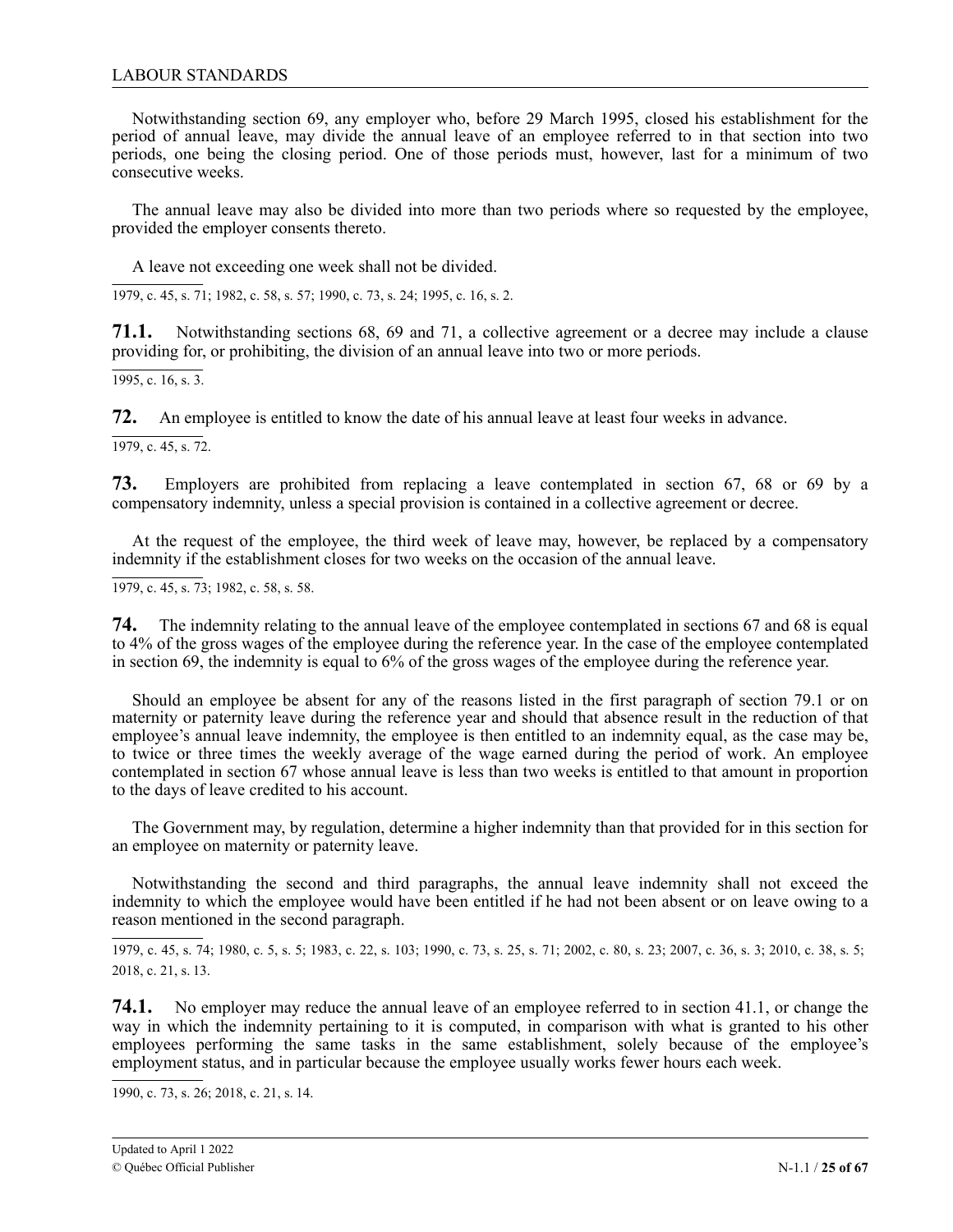Notwithstanding section 69, any employer who, before 29 March 1995, closed his establishment for the period of annual leave, may divide the annual leave of an employee referred to in that section into two periods, one being the closing period. One of those periods must, however, last for a minimum of two consecutive weeks.

The annual leave may also be divided into more than two periods where so requested by the employee, provided the employer consents thereto.

A leave not exceeding one week shall not be divided.

1979, c. 45, s. 71; 1982, c. 58, s. 57; 1990, c. 73, s. 24; 1995, c. 16, s. 2.

**71.1.** Notwithstanding sections 68, 69 and 71, a collective agreement or a decree may include a clause providing for, or prohibiting, the division of an annual leave into two or more periods.

1995, c. 16, s. 3.

**72.** An employee is entitled to know the date of his annual leave at least four weeks in advance.

1979, c. 45, s. 72.

**73.** Employers are prohibited from replacing a leave contemplated in section 67, 68 or 69 by a compensatory indemnity, unless a special provision is contained in a collective agreement or decree.

At the request of the employee, the third week of leave may, however, be replaced by a compensatory indemnity if the establishment closes for two weeks on the occasion of the annual leave.

1979, c. 45, s. 73; 1982, c. 58, s. 58.

**74.** The indemnity relating to the annual leave of the employee contemplated in sections 67 and 68 is equal to 4% of the gross wages of the employee during the reference year. In the case of the employee contemplated in section 69, the indemnity is equal to 6% of the gross wages of the employee during the reference year.

Should an employee be absent for any of the reasons listed in the first paragraph of section 79.1 or on maternity or paternity leave during the reference year and should that absence result in the reduction of that employee's annual leave indemnity, the employee is then entitled to an indemnity equal, as the case may be, to twice or three times the weekly average of the wage earned during the period of work. An employee contemplated in section 67 whose annual leave is less than two weeks is entitled to that amount in proportion to the days of leave credited to his account.

The Government may, by regulation, determine a higher indemnity than that provided for in this section for an employee on maternity or paternity leave.

Notwithstanding the second and third paragraphs, the annual leave indemnity shall not exceed the indemnity to which the employee would have been entitled if he had not been absent or on leave owing to a reason mentioned in the second paragraph.

1979, c. 45, s. 74; 1980, c. 5, s. 5; 1983, c. 22, s. 103; 1990, c. 73, s. 25, s. 71; 2002, c. 80, s. 23; 2007, c. 36, s. 3; 2010, c. 38, s. 5; 2018, c. 21, s. 13.

**74.1.** No employer may reduce the annual leave of an employee referred to in section 41.1, or change the way in which the indemnity pertaining to it is computed, in comparison with what is granted to his other employees performing the same tasks in the same establishment, solely because of the employee's employment status, and in particular because the employee usually works fewer hours each week.

1990, c. 73, s. 26; 2018, c. 21, s. 14.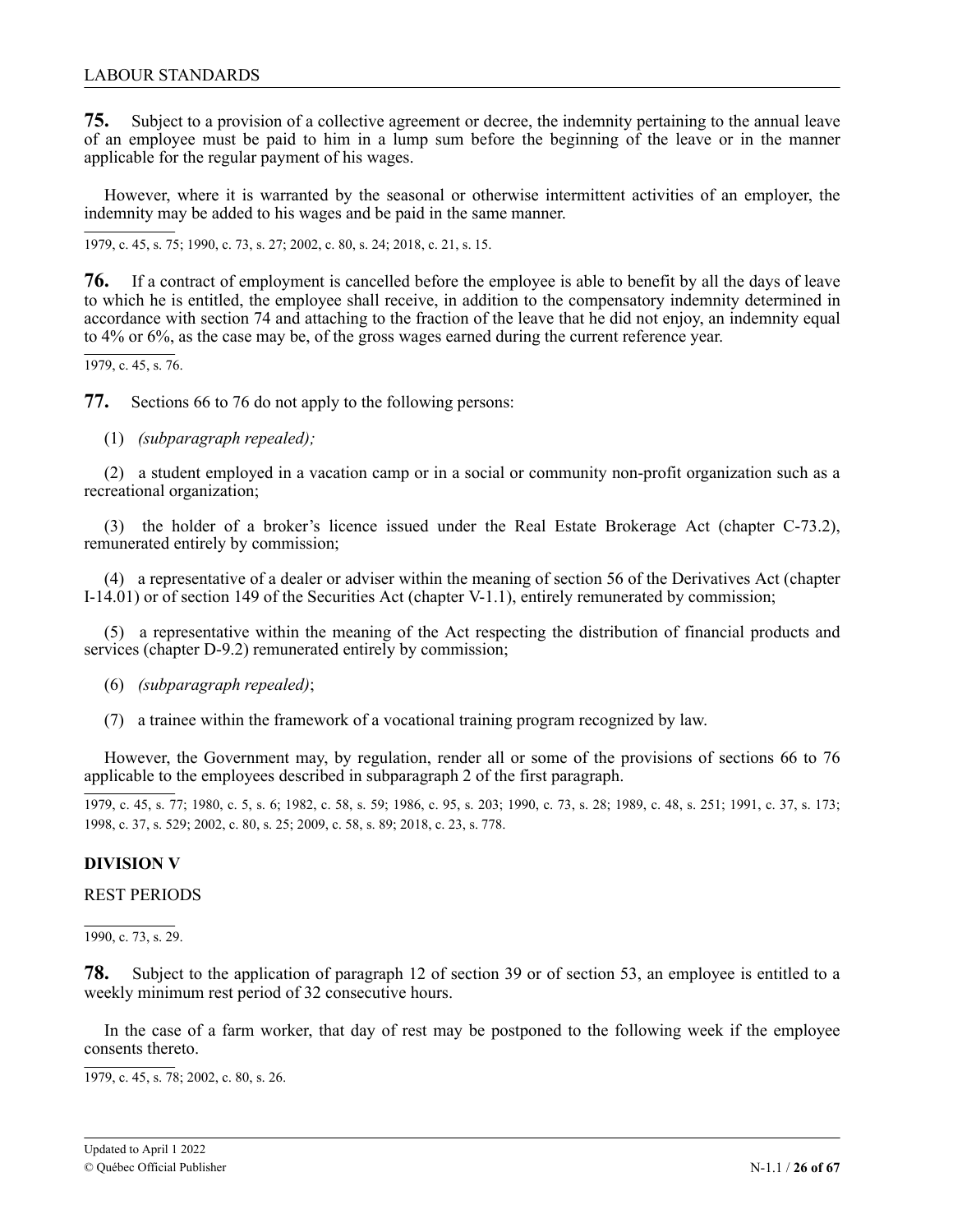**75.** Subject to a provision of a collective agreement or decree, the indemnity pertaining to the annual leave of an employee must be paid to him in a lump sum before the beginning of the leave or in the manner applicable for the regular payment of his wages.

However, where it is warranted by the seasonal or otherwise intermittent activities of an employer, the indemnity may be added to his wages and be paid in the same manner.

1979, c. 45, s. 75; 1990, c. 73, s. 27; 2002, c. 80, s. 24; 2018, c. 21, s. 15.

**76.** If a contract of employment is cancelled before the employee is able to benefit by all the days of leave to which he is entitled, the employee shall receive, in addition to the compensatory indemnity determined in accordance with section 74 and attaching to the fraction of the leave that he did not enjoy, an indemnity equal to 4% or 6%, as the case may be, of the gross wages earned during the current reference year.

1979, c. 45, s. 76.

**77.** Sections 66 to 76 do not apply to the following persons:

(1) *(subparagraph repealed);*

(2) a student employed in a vacation camp or in a social or community non-profit organization such as a recreational organization;

(3) the holder of a broker's licence issued under the Real Estate Brokerage Act (chapter C-73.2), remunerated entirely by commission;

(4) a representative of a dealer or adviser within the meaning of section 56 of the Derivatives Act (chapter I-14.01) or of section 149 of the Securities Act (chapter V-1.1), entirely remunerated by commission;

(5) a representative within the meaning of the Act respecting the distribution of financial products and services (chapter D-9.2) remunerated entirely by commission;

(6) *(subparagraph repealed)*;

(7) a trainee within the framework of a vocational training program recognized by law.

However, the Government may, by regulation, render all or some of the provisions of sections 66 to 76 applicable to the employees described in subparagraph 2 of the first paragraph.

1979, c. 45, s. 77; 1980, c. 5, s. 6; 1982, c. 58, s. 59; 1986, c. 95, s. 203; 1990, c. 73, s. 28; 1989, c. 48, s. 251; 1991, c. 37, s. 173; 1998, c. 37, s. 529; 2002, c. 80, s. 25; 2009, c. 58, s. 89; 2018, c. 23, s. 778.

## DIVISION V

REST PERIODS

1990, c. 73, s. 29.

**78.** Subject to the application of paragraph 12 of section 39 or of section 53, an employee is entitled to a weekly minimum rest period of 32 consecutive hours.

In the case of a farm worker, that day of rest may be postponed to the following week if the employee consents thereto.

1979, c. 45, s. 78; 2002, c. 80, s. 26.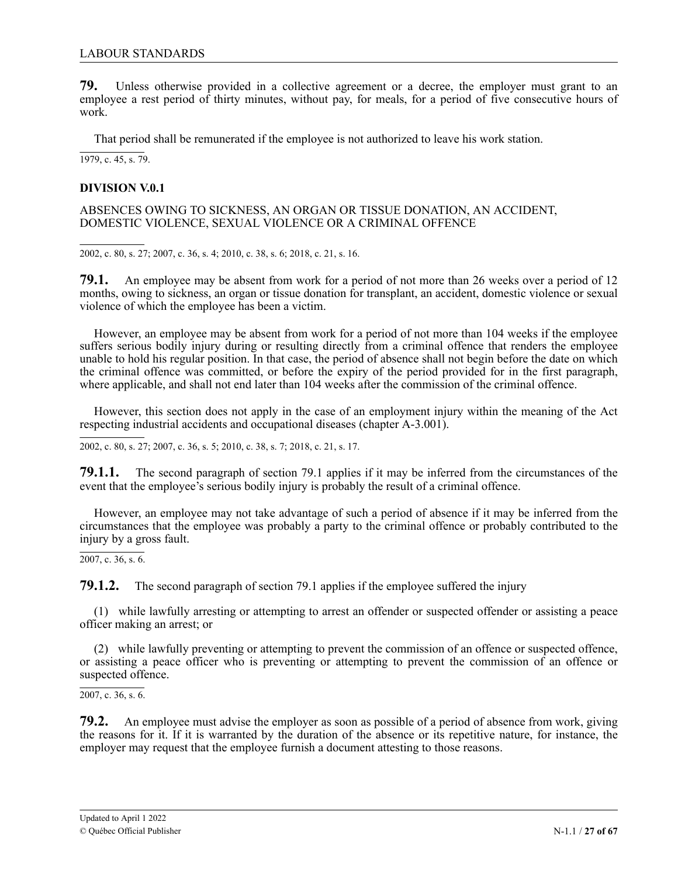**79.** Unless otherwise provided in a collective agreement or a decree, the employer must grant to an employee a rest period of thirty minutes, without pay, for meals, for a period of five consecutive hours of work.

That period shall be remunerated if the employee is not authorized to leave his work station.

1979, c. 45, s. 79.

**DIVISION V.0.1**

ABSENCES OWING TO SICKNESS, AN ORGAN OR TISSUE DONATION, AN ACCIDENT, DOMESTIC VIOLENCE, SEXUAL VIOLENCE OR A CRIMINAL OFFENCE

2002, c. 80, s. 27; 2007, c. 36, s. 4; 2010, c. 38, s. 6; 2018, c. 21, s. 16.

**79.1.** An employee may be absent from work for a period of not more than 26 weeks over a period of 12 months, owing to sickness, an organ or tissue donation for transplant, an accident, domestic violence or sexual violence of which the employee has been a victim.

However, an employee may be absent from work for a period of not more than 104 weeks if the employee suffers serious bodily injury during or resulting directly from a criminal offence that renders the employee unable to hold his regular position. In that case, the period of absence shall not begin before the date on which the criminal offence was committed, or before the expiry of the period provided for in the first paragraph, where applicable, and shall not end later than 104 weeks after the commission of the criminal offence.

However, this section does not apply in the case of an employment injury within the meaning of the Act respecting industrial accidents and occupational diseases (chapter A-3.001).

2002, c. 80, s. 27; 2007, c. 36, s. 5; 2010, c. 38, s. 7; 2018, c. 21, s. 17.

**79.1.1.** The second paragraph of section 79.1 applies if it may be inferred from the circumstances of the event that the employee's serious bodily injury is probably the result of a criminal offence.

However, an employee may not take advantage of such a period of absence if it may be inferred from the circumstances that the employee was probably a party to the criminal offence or probably contributed to the injury by a gross fault.

2007, c. 36, s. 6.

**79.1.2.** The second paragraph of section 79.1 applies if the employee suffered the injury

(1) while lawfully arresting or attempting to arrest an offender or suspected offender or assisting a peace officer making an arrest; or

(2) while lawfully preventing or attempting to prevent the commission of an offence or suspected offence, or assisting a peace officer who is preventing or attempting to prevent the commission of an offence or suspected offence.

2007, c. 36, s. 6.

**79.2.** An employee must advise the employer as soon as possible of a period of absence from work, giving the reasons for it. If it is warranted by the duration of the absence or its repetitive nature, for instance, the employer may request that the employee furnish a document attesting to those reasons.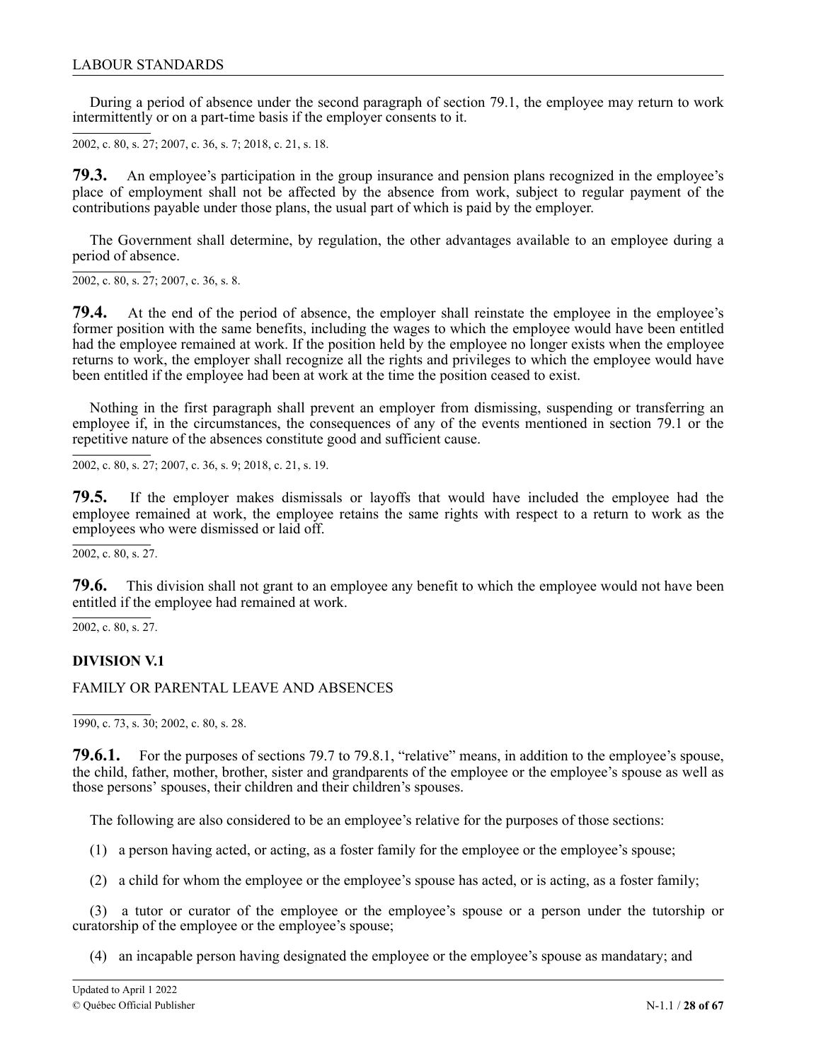During a period of absence under the second paragraph of section 79.1, the employee may return to work intermittently or on a part-time basis if the employer consents to it.

2002, c. 80, s. 27; 2007, c. 36, s. 7; 2018, c. 21, s. 18.

**79.3.** An employee's participation in the group insurance and pension plans recognized in the employee's place of employment shall not be affected by the absence from work, subject to regular payment of the contributions payable under those plans, the usual part of which is paid by the employer.

The Government shall determine, by regulation, the other advantages available to an employee during a period of absence.

2002, c. 80, s. 27; 2007, c. 36, s. 8.

**79.4.** At the end of the period of absence, the employer shall reinstate the employee in the employee's former position with the same benefits, including the wages to which the employee would have been entitled had the employee remained at work. If the position held by the employee no longer exists when the employee returns to work, the employer shall recognize all the rights and privileges to which the employee would have been entitled if the employee had been at work at the time the position ceased to exist.

Nothing in the first paragraph shall prevent an employer from dismissing, suspending or transferring an employee if, in the circumstances, the consequences of any of the events mentioned in section 79.1 or the repetitive nature of the absences constitute good and sufficient cause.

2002, c. 80, s. 27; 2007, c. 36, s. 9; 2018, c. 21, s. 19.

**79.5.** If the employer makes dismissals or layoffs that would have included the employee had the employee remained at work, the employee retains the same rights with respect to a return to work as the employees who were dismissed or laid off.

2002, c. 80, s. 27.

**79.6.** This division shall not grant to an employee any benefit to which the employee would not have been entitled if the employee had remained at work.

2002, c. 80, s. 27.

## DIVISION V.1

FAMILY OR PARENTAL LEAVE AND ABSENCES

1990, c. 73, s. 30; 2002, c. 80, s. 28.

**79.6.1.** For the purposes of sections 79.7 to 79.8.1, "relative" means, in addition to the employee's spouse, the child, father, mother, brother, sister and grandparents of the employee or the employee's spouse as well as those persons' spouses, their children and their children's spouses.

The following are also considered to be an employee's relative for the purposes of those sections:

(1) a person having acted, or acting, as a foster family for the employee or the employee's spouse;

(2) a child for whom the employee or the employee's spouse has acted, or is acting, as a foster family;

(3) a tutor or curator of the employee or the employee's spouse or a person under the tutorship or curatorship of the employee or the employee's spouse;

(4) an incapable person having designated the employee or the employee's spouse as mandatary; and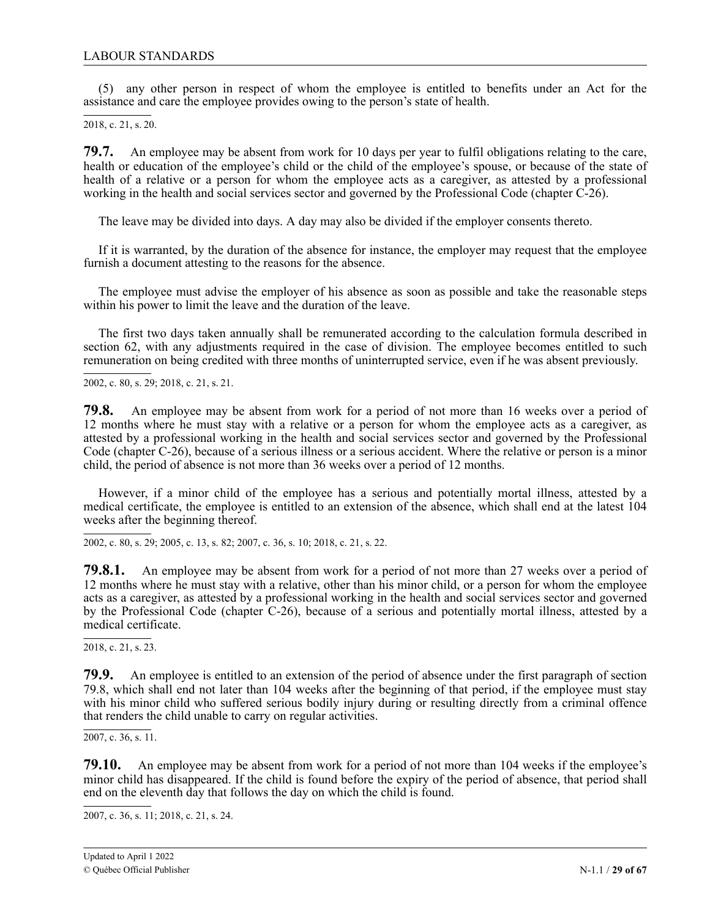(5) any other person in respect of whom the employee is entitled to benefits under an Act for the assistance and care the employee provides owing to the person's state of health.

2018, c. 21, s. 20.

**79.7.** An employee may be absent from work for 10 days per year to fulfil obligations relating to the care, health or education of the employee's child or the child of the employee's spouse, or because of the state of health of a relative or a person for whom the employee acts as a caregiver, as attested by a professional working in the health and social services sector and governed by the Professional Code (chapter C-26).

The leave may be divided into days. A day may also be divided if the employer consents thereto.

If it is warranted, by the duration of the absence for instance, the employer may request that the employee furnish a document attesting to the reasons for the absence.

The employee must advise the employer of his absence as soon as possible and take the reasonable steps within his power to limit the leave and the duration of the leave.

The first two days taken annually shall be remunerated according to the calculation formula described in section 62, with any adjustments required in the case of division. The employee becomes entitled to such remuneration on being credited with three months of uninterrupted service, even if he was absent previously.

2002, c. 80, s. 29; 2018, c. 21, s. 21.

**79.8.** An employee may be absent from work for a period of not more than 16 weeks over a period of 12 months where he must stay with a relative or a person for whom the employee acts as a caregiver, as attested by a professional working in the health and social services sector and governed by the Professional Code (chapter C-26), because of a serious illness or a serious accident. Where the relative or person is a minor child, the period of absence is not more than 36 weeks over a period of 12 months.

However, if a minor child of the employee has a serious and potentially mortal illness, attested by a medical certificate, the employee is entitled to an extension of the absence, which shall end at the latest 104 weeks after the beginning thereof.

2002, c. 80, s. 29; 2005, c. 13, s. 82; 2007, c. 36, s. 10; 2018, c. 21, s. 22.

**79.8.1.** An employee may be absent from work for a period of not more than 27 weeks over a period of 12 months where he must stay with a relative, other than his minor child, or a person for whom the employee acts as a caregiver, as attested by a professional working in the health and social services sector and governed by the Professional Code (chapter C-26), because of a serious and potentially mortal illness, attested by a medical certificate.

2018, c. 21, s. 23.

**79.9.** An employee is entitled to an extension of the period of absence under the first paragraph of section 79.8, which shall end not later than 104 weeks after the beginning of that period, if the employee must stay with his minor child who suffered serious bodily injury during or resulting directly from a criminal offence that renders the child unable to carry on regular activities.

2007, c. 36, s. 11.

**79.10.** An employee may be absent from work for a period of not more than 104 weeks if the employee's minor child has disappeared. If the child is found before the expiry of the period of absence, that period shall end on the eleventh day that follows the day on which the child is found.

2007, c. 36, s. 11; 2018, c. 21, s. 24.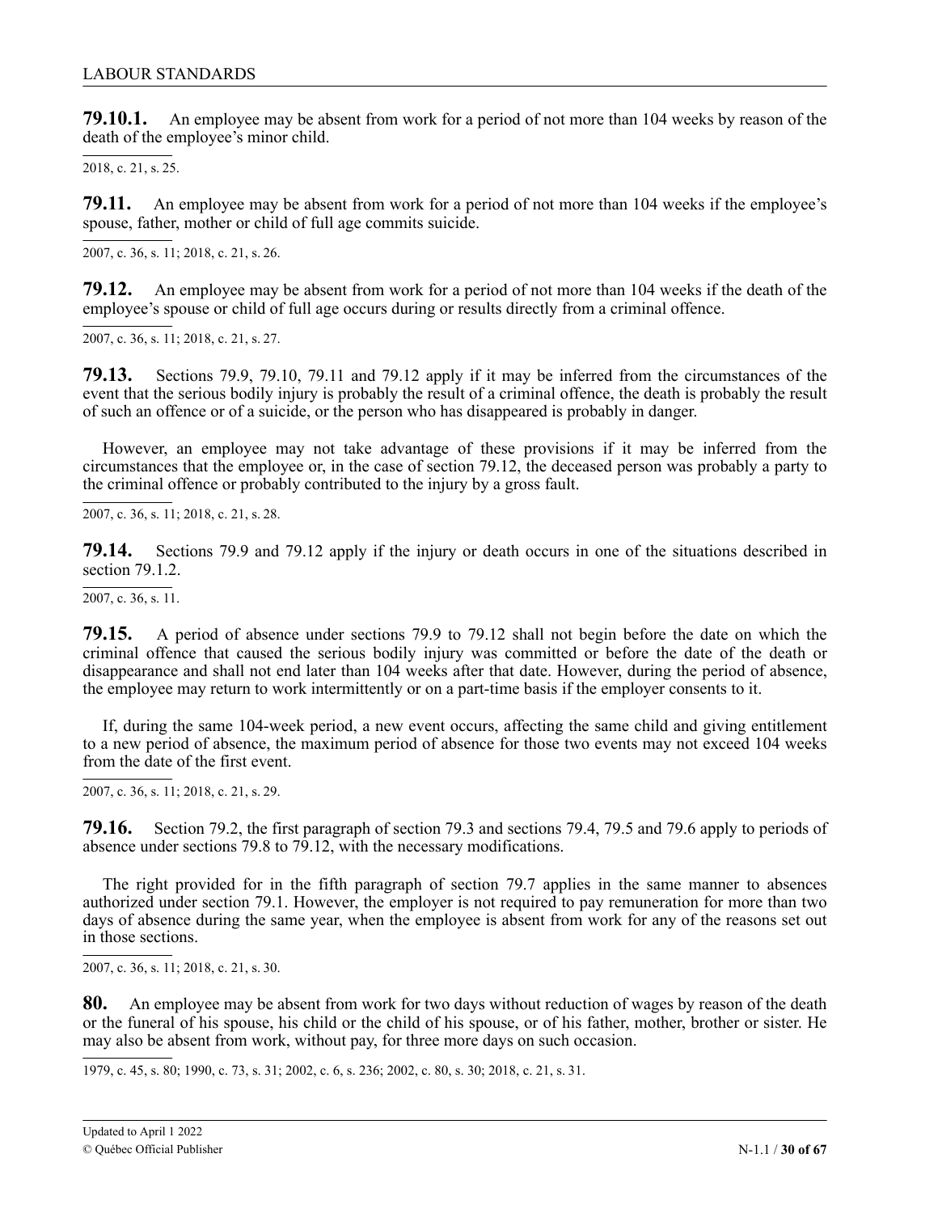**79.10.1.** An employee may be absent from work for a period of not more than 104 weeks by reason of the death of the employee's minor child.

2018, c. 21, s. 25.

**79.11.** An employee may be absent from work for a period of not more than 104 weeks if the employee's spouse, father, mother or child of full age commits suicide.

2007, c. 36, s. 11; 2018, c. 21, s. 26.

**79.12.** An employee may be absent from work for a period of not more than 104 weeks if the death of the employee's spouse or child of full age occurs during or results directly from a criminal offence.

2007, c. 36, s. 11; 2018, c. 21, s. 27.

**79.13.** Sections 79.9, 79.10, 79.11 and 79.12 apply if it may be inferred from the circumstances of the event that the serious bodily injury is probably the result of a criminal offence, the death is probably the result of such an offence or of a suicide, or the person who has disappeared is probably in danger.

However, an employee may not take advantage of these provisions if it may be inferred from the circumstances that the employee or, in the case of section 79.12, the deceased person was probably a party to the criminal offence or probably contributed to the injury by a gross fault.

2007, c. 36, s. 11; 2018, c. 21, s. 28.

**79.14.** Sections 79.9 and 79.12 apply if the injury or death occurs in one of the situations described in section 79.1.2.

2007, c. 36, s. 11.

**79.15.** A period of absence under sections 79.9 to 79.12 shall not begin before the date on which the criminal offence that caused the serious bodily injury was committed or before the date of the death or disappearance and shall not end later than 104 weeks after that date. However, during the period of absence, the employee may return to work intermittently or on a part-time basis if the employer consents to it.

If, during the same 104-week period, a new event occurs, affecting the same child and giving entitlement to a new period of absence, the maximum period of absence for those two events may not exceed 104 weeks from the date of the first event.

2007, c. 36, s. 11; 2018, c. 21, s. 29.

**79.16.** Section 79.2, the first paragraph of section 79.3 and sections 79.4, 79.5 and 79.6 apply to periods of absence under sections 79.8 to 79.12, with the necessary modifications.

The right provided for in the fifth paragraph of section 79.7 applies in the same manner to absences authorized under section 79.1. However, the employer is not required to pay remuneration for more than two days of absence during the same year, when the employee is absent from work for any of the reasons set out in those sections.

2007, c. 36, s. 11; 2018, c. 21, s. 30.

**80.** An employee may be absent from work for two days without reduction of wages by reason of the death or the funeral of his spouse, his child or the child of his spouse, or of his father, mother, brother or sister. He may also be absent from work, without pay, for three more days on such occasion.

1979, c. 45, s. 80; 1990, c. 73, s. 31; 2002, c. 6, s. 236; 2002, c. 80, s. 30; 2018, c. 21, s. 31.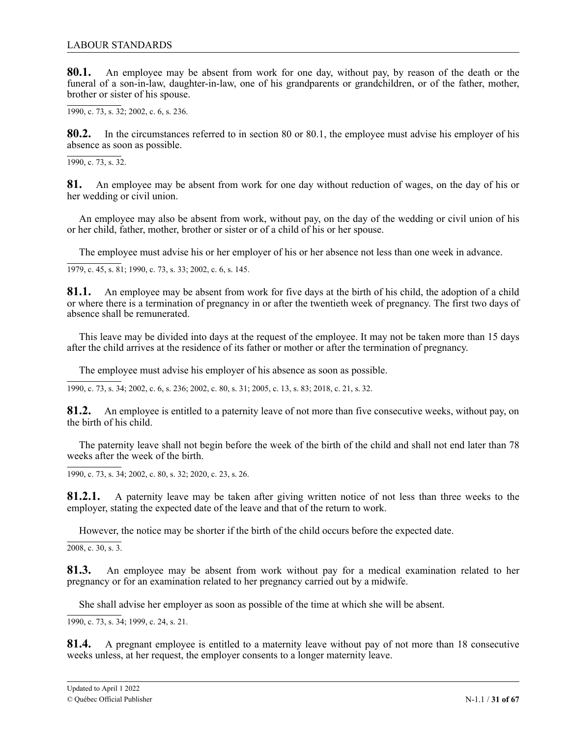**80.1.** An employee may be absent from work for one day, without pay, by reason of the death or the funeral of a son-in-law, daughter-in-law, one of his grandparents or grandchildren, or of the father, mother, brother or sister of his spouse.

1990, c. 73, s. 32; 2002, c. 6, s. 236.

**80.2.** In the circumstances referred to in section 80 or 80.1, the employee must advise his employer of his absence as soon as possible.

1990, c. 73, s. 32.

**81.** An employee may be absent from work for one day without reduction of wages, on the day of his or her wedding or civil union.

An employee may also be absent from work, without pay, on the day of the wedding or civil union of his or her child, father, mother, brother or sister or of a child of his or her spouse.

The employee must advise his or her employer of his or her absence not less than one week in advance.

1979, c. 45, s. 81; 1990, c. 73, s. 33; 2002, c. 6, s. 145.

**81.1.** An employee may be absent from work for five days at the birth of his child, the adoption of a child or where there is a termination of pregnancy in or after the twentieth week of pregnancy. The first two days of absence shall be remunerated.

This leave may be divided into days at the request of the employee. It may not be taken more than 15 days after the child arrives at the residence of its father or mother or after the termination of pregnancy.

The employee must advise his employer of his absence as soon as possible.

1990, c. 73, s. 34; 2002, c. 6, s. 236; 2002, c. 80, s. 31; 2005, c. 13, s. 83; 2018, c. 21, s. 32.

**81.2.** An employee is entitled to a paternity leave of not more than five consecutive weeks, without pay, on the birth of his child.

The paternity leave shall not begin before the week of the birth of the child and shall not end later than 78 weeks after the week of the birth.

1990, c. 73, s. 34; 2002, c. 80, s. 32; 2020, c. 23, s. 26.

**81.2.1.** A paternity leave may be taken after giving written notice of not less than three weeks to the employer, stating the expected date of the leave and that of the return to work.

However, the notice may be shorter if the birth of the child occurs before the expected date.

2008, c. 30, s. 3.

**81.3.** An employee may be absent from work without pay for a medical examination related to her pregnancy or for an examination related to her pregnancy carried out by a midwife.

She shall advise her employer as soon as possible of the time at which she will be absent.

1990, c. 73, s. 34; 1999, c. 24, s. 21.

**81.4.** A pregnant employee is entitled to a maternity leave without pay of not more than 18 consecutive weeks unless, at her request, the employer consents to a longer maternity leave.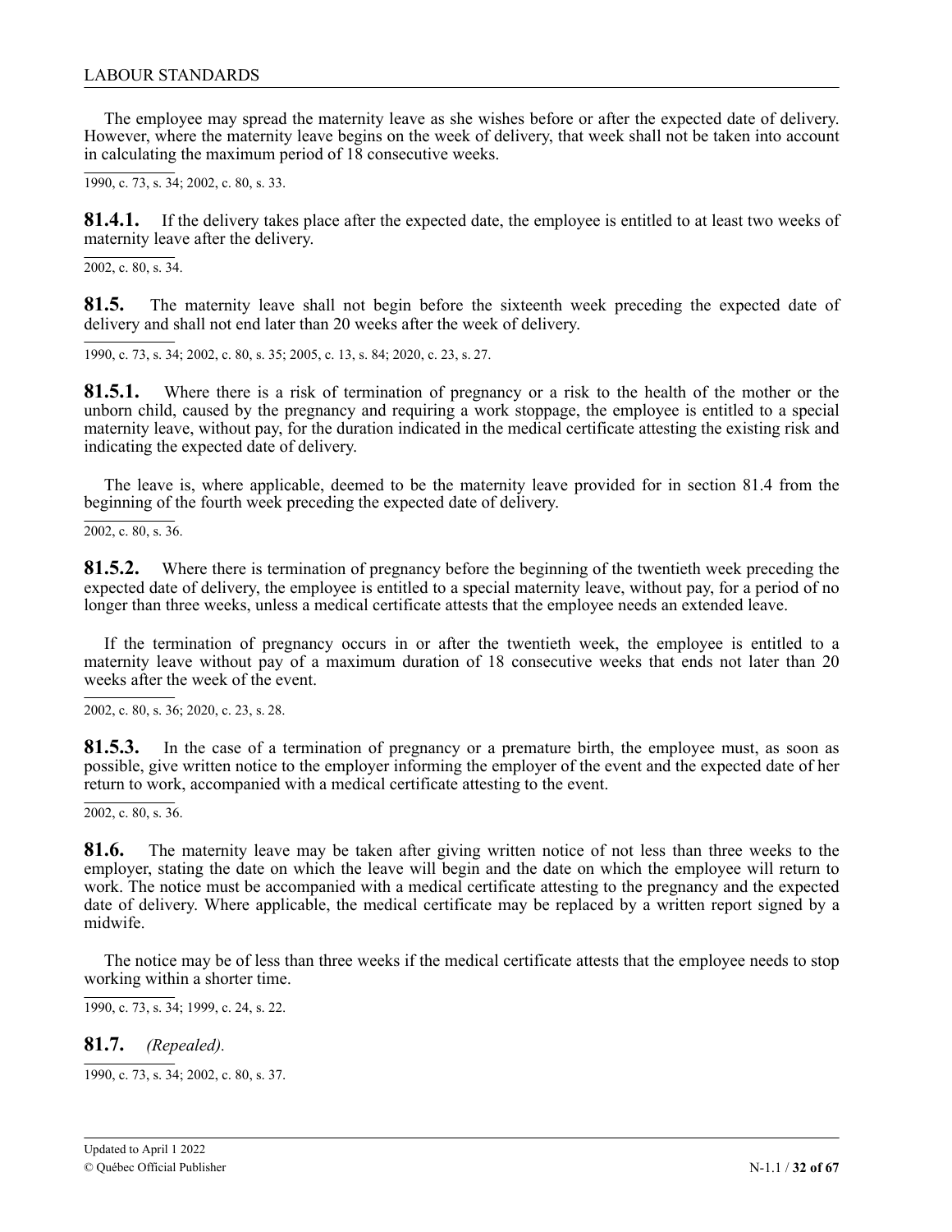The employee may spread the maternity leave as she wishes before or after the expected date of delivery. However, where the maternity leave begins on the week of delivery, that week shall not be taken into account in calculating the maximum period of 18 consecutive weeks.

1990, c. 73, s. 34; 2002, c. 80, s. 33.

**81.4.1.** If the delivery takes place after the expected date, the employee is entitled to at least two weeks of maternity leave after the delivery.

2002, c. 80, s. 34.

**81.5.** The maternity leave shall not begin before the sixteenth week preceding the expected date of delivery and shall not end later than 20 weeks after the week of delivery.

1990, c. 73, s. 34; 2002, c. 80, s. 35; 2005, c. 13, s. 84; 2020, c. 23, s. 27.

**81.5.1.** Where there is a risk of termination of pregnancy or a risk to the health of the mother or the unborn child, caused by the pregnancy and requiring a work stoppage, the employee is entitled to a special maternity leave, without pay, for the duration indicated in the medical certificate attesting the existing risk and indicating the expected date of delivery.

The leave is, where applicable, deemed to be the maternity leave provided for in section 81.4 from the beginning of the fourth week preceding the expected date of delivery.

2002, c. 80, s. 36.

**81.5.2.** Where there is termination of pregnancy before the beginning of the twentieth week preceding the expected date of delivery, the employee is entitled to a special maternity leave, without pay, for a period of no longer than three weeks, unless a medical certificate attests that the employee needs an extended leave.

If the termination of pregnancy occurs in or after the twentieth week, the employee is entitled to a maternity leave without pay of a maximum duration of 18 consecutive weeks that ends not later than 20 weeks after the week of the event.

2002, c. 80, s. 36; 2020, c. 23, s. 28.

**81.5.3.** In the case of a termination of pregnancy or a premature birth, the employee must, as soon as possible, give written notice to the employer informing the employer of the event and the expected date of her return to work, accompanied with a medical certificate attesting to the event.

2002, c. 80, s. 36.

**81.6.** The maternity leave may be taken after giving written notice of not less than three weeks to the employer, stating the date on which the leave will begin and the date on which the employee will return to work. The notice must be accompanied with a medical certificate attesting to the pregnancy and the expected date of delivery. Where applicable, the medical certificate may be replaced by a written report signed by a midwife.

The notice may be of less than three weeks if the medical certificate attests that the employee needs to stop working within a shorter time.

1990, c. 73, s. 34; 1999, c. 24, s. 22.

**81.7.** *(Repealed).*

1990, c. 73, s. 34; 2002, c. 80, s. 37.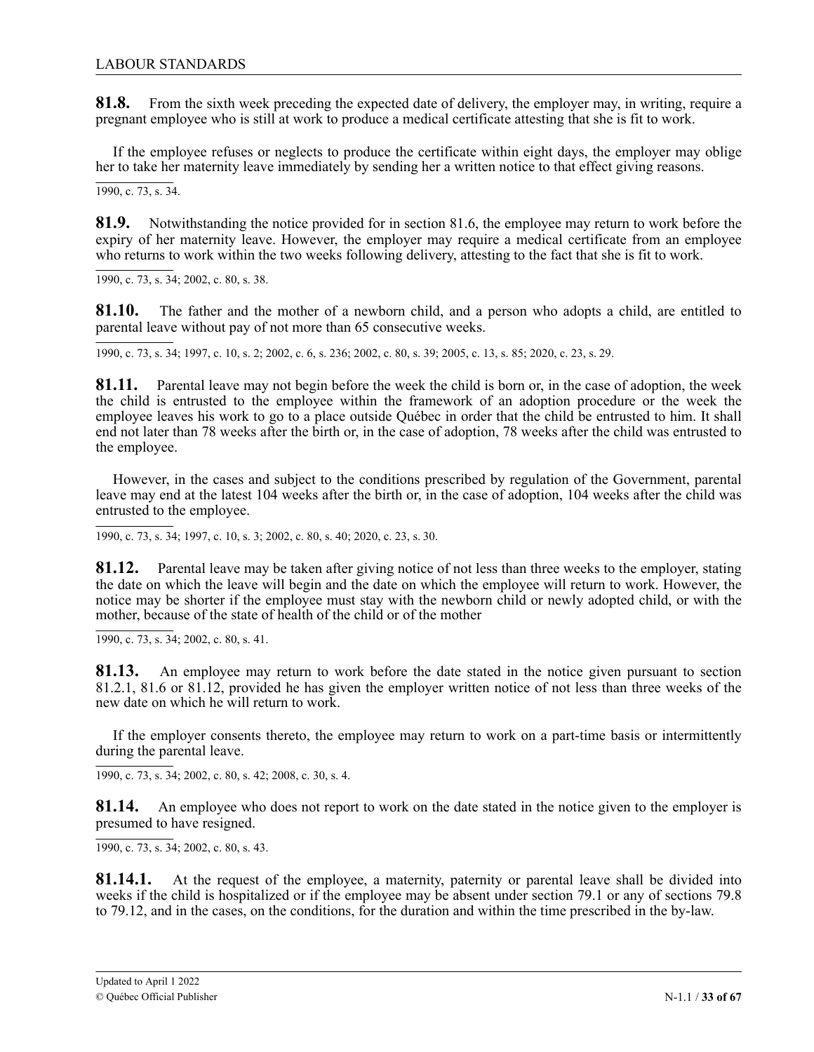**81.8.** From the sixth week preceding the expected date of delivery, the employer may, in writing, require a pregnant employee who is still at work to produce a medical certificate attesting that she is fit to work.

If the employee refuses or neglects to produce the certificate within eight days, the employer may oblige her to take her maternity leave immediately by sending her a written notice to that effect giving reasons.

1990, c. 73, s. 34.

**81.9.** Notwithstanding the notice provided for in section 81.6, the employee may return to work before the expiry of her maternity leave. However, the employer may require a medical certificate from an employee who returns to work within the two weeks following delivery, attesting to the fact that she is fit to work.

1990, c. 73, s. 34; 2002, c. 80, s. 38.

**81.10.** The father and the mother of a newborn child, and a person who adopts a child, are entitled to parental leave without pay of not more than 65 consecutive weeks.

1990, c. 73, s. 34; 1997, c. 10, s. 2; 2002, c. 6, s. 236; 2002, c. 80, s. 39; 2005, c. 13, s. 85; 2020, c. 23, s. 29.

**81.11.** Parental leave may not begin before the week the child is born or, in the case of adoption, the week the child is entrusted to the employee within the framework of an adoption procedure or the week the employee leaves his work to go to a place outside Québec in order that the child be entrusted to him. It shall end not later than 78 weeks after the birth or, in the case of adoption, 78 weeks after the child was entrusted to the employee.

However, in the cases and subject to the conditions prescribed by regulation of the Government, parental leave may end at the latest 104 weeks after the birth or, in the case of adoption, 104 weeks after the child was entrusted to the employee.

1990, c. 73, s. 34; 1997, c. 10, s. 3; 2002, c. 80, s. 40; 2020, c. 23, s. 30.

**81.12.** Parental leave may be taken after giving notice of not less than three weeks to the employer, stating the date on which the leave will begin and the date on which the employee will return to work. However, the notice may be shorter if the employee must stay with the newborn child or newly adopted child, or with the mother, because of the state of health of the child or of the mother

1990, c. 73, s. 34; 2002, c. 80, s. 41.

**81.13.** An employee may return to work before the date stated in the notice given pursuant to section 81.2.1, 81.6 or 81.12, provided he has given the employer written notice of not less than three weeks of the new date on which he will return to work.

If the employer consents thereto, the employee may return to work on a part-time basis or intermittently during the parental leave.

1990, c. 73, s. 34; 2002, c. 80, s. 42; 2008, c. 30, s. 4.

**81.14.** An employee who does not report to work on the date stated in the notice given to the employer is presumed to have resigned.

1990, c. 73, s. 34; 2002, c. 80, s. 43.

**81.14.1.** At the request of the employee, a maternity, paternity or parental leave shall be divided into weeks if the child is hospitalized or if the employee may be absent under section 79.1 or any of sections 79.8 to 79.12, and in the cases, on the conditions, for the duration and within the time prescribed in the by-law.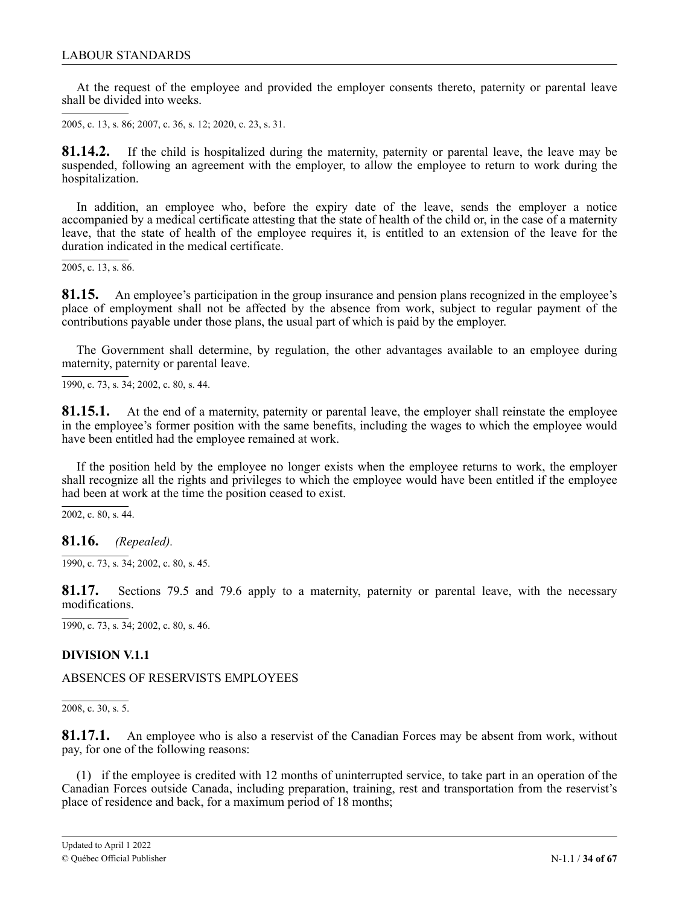At the request of the employee and provided the employer consents thereto, paternity or parental leave shall be divided into weeks.

2005, c. 13, s. 86; 2007, c. 36, s. 12; 2020, c. 23, s. 31.

**81.14.2.** If the child is hospitalized during the maternity, paternity or parental leave, the leave may be suspended, following an agreement with the employer, to allow the employee to return to work during the hospitalization.

In addition, an employee who, before the expiry date of the leave, sends the employer a notice accompanied by a medical certificate attesting that the state of health of the child or, in the case of a maternity leave, that the state of health of the employee requires it, is entitled to an extension of the leave for the duration indicated in the medical certificate.

2005, c. 13, s. 86.

**81.15.** An employee's participation in the group insurance and pension plans recognized in the employee's place of employment shall not be affected by the absence from work, subject to regular payment of the contributions payable under those plans, the usual part of which is paid by the employer.

The Government shall determine, by regulation, the other advantages available to an employee during maternity, paternity or parental leave.

1990, c. 73, s. 34; 2002, c. 80, s. 44.

**81.15.1.** At the end of a maternity, paternity or parental leave, the employer shall reinstate the employee in the employee's former position with the same benefits, including the wages to which the employee would have been entitled had the employee remained at work.

If the position held by the employee no longer exists when the employee returns to work, the employer shall recognize all the rights and privileges to which the employee would have been entitled if the employee had been at work at the time the position ceased to exist.

2002, c. 80, s. 44.

**81.16.** *(Repealed).*

1990, c. 73, s. 34; 2002, c. 80, s. 45.

**81.17.** Sections 79.5 and 79.6 apply to a maternity, paternity or parental leave, with the necessary modifications.

1990, c. 73, s. 34; 2002, c. 80, s. 46.

## DIVISION V.1.1

ABSENCES OF RESERVISTS EMPLOYEES

2008, c. 30, s. 5.

**81.17.1.** An employee who is also a reservist of the Canadian Forces may be absent from work, without pay, for one of the following reasons:

(1) if the employee is credited with 12 months of uninterrupted service, to take part in an operation of the Canadian Forces outside Canada, including preparation, training, rest and transportation from the reservist's place of residence and back, for a maximum period of 18 months;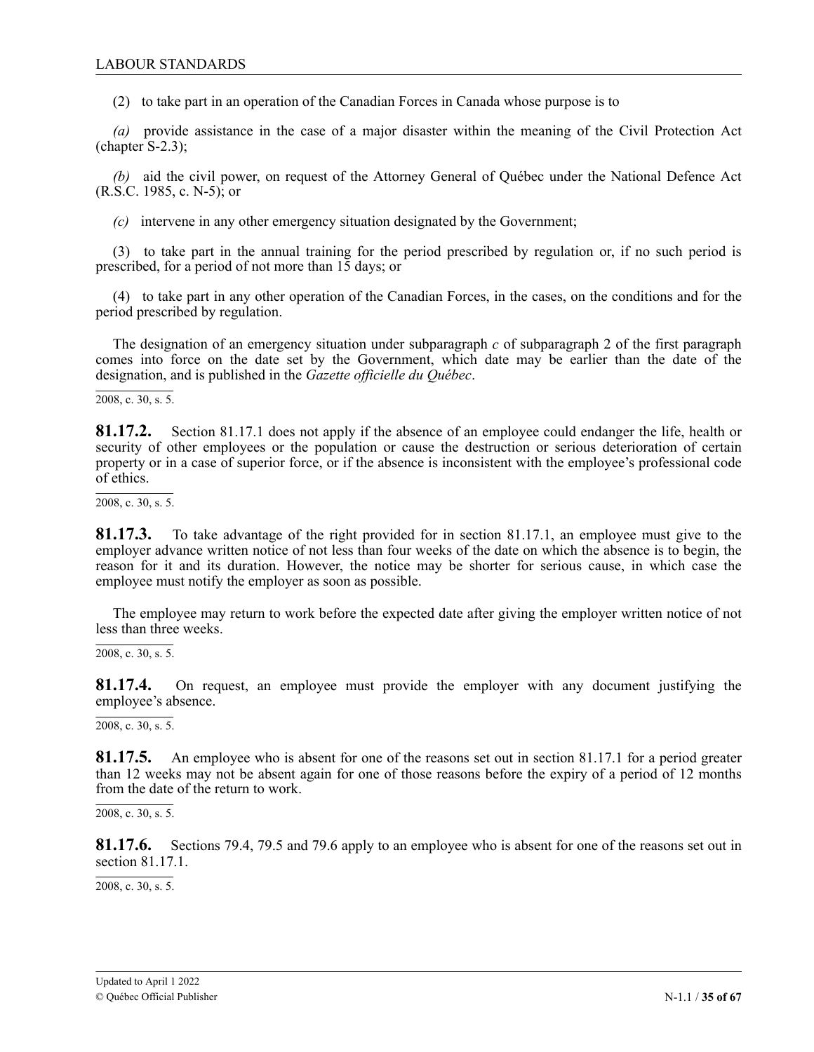(2) to take part in an operation of the Canadian Forces in Canada whose purpose is to

*(a)* provide assistance in the case of a major disaster within the meaning of the Civil Protection Act (chapter S-2.3);

*(b)* aid the civil power, on request of the Attorney General of Québec under the National Defence Act (R.S.C. 1985, c. N-5); or

*(c)* intervene in any other emergency situation designated by the Government;

(3) to take part in the annual training for the period prescribed by regulation or, if no such period is prescribed, for a period of not more than 15 days; or

(4) to take part in any other operation of the Canadian Forces, in the cases, on the conditions and for the period prescribed by regulation.

The designation of an emergency situation under subparagraph *c* of subparagraph 2 of the first paragraph comes into force on the date set by the Government, which date may be earlier than the date of the designation, and is published in the *Gazette officielle du Québec*.

2008, c. 30, s. 5.

**81.17.2.** Section 81.17.1 does not apply if the absence of an employee could endanger the life, health or security of other employees or the population or cause the destruction or serious deterioration of certain property or in a case of superior force, or if the absence is inconsistent with the employee's professional code of ethics.

2008, c. 30, s. 5.

**81.17.3.** To take advantage of the right provided for in section 81.17.1, an employee must give to the employer advance written notice of not less than four weeks of the date on which the absence is to begin, the reason for it and its duration. However, the notice may be shorter for serious cause, in which case the employee must notify the employer as soon as possible.

The employee may return to work before the expected date after giving the employer written notice of not less than three weeks.

2008, c. 30, s. 5.

**81.17.4.** On request, an employee must provide the employer with any document justifying the employee's absence.

2008, c. 30, s. 5.

**81.17.5.** An employee who is absent for one of the reasons set out in section 81.17.1 for a period greater than 12 weeks may not be absent again for one of those reasons before the expiry of a period of 12 months from the date of the return to work.

2008, c. 30, s. 5.

**81.17.6.** Sections 79.4, 79.5 and 79.6 apply to an employee who is absent for one of the reasons set out in section 81.17.1.

2008, c. 30, s. 5.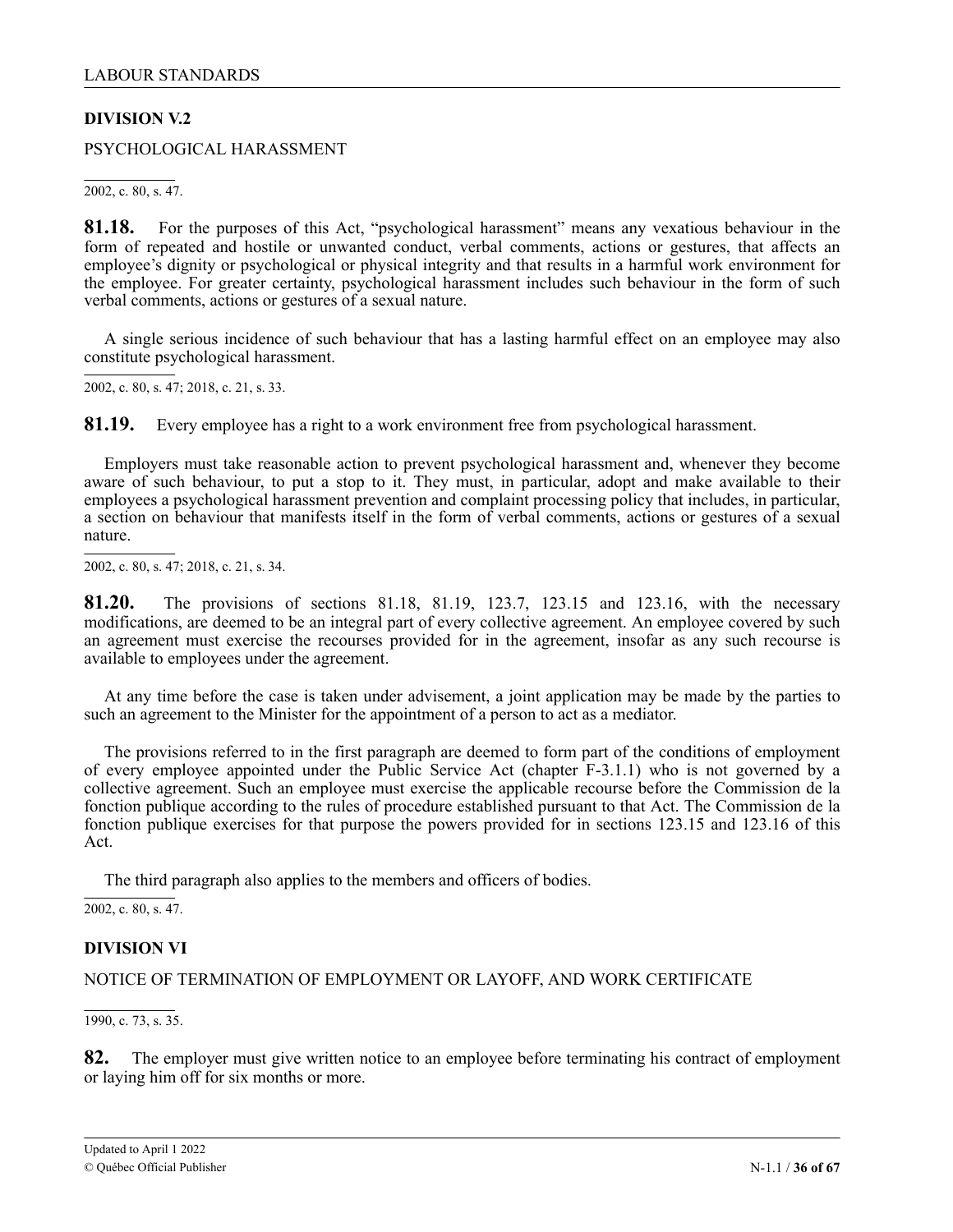## DIVISION V.2

PSYCHOLOGICAL HARASSMENT

2002, c. 80, s. 47.

**81.18.** For the purposes of this Act, "psychological harassment" means any vexatious behaviour in the form of repeated and hostile or unwanted conduct, verbal comments, actions or gestures, that affects an employee's dignity or psychological or physical integrity and that results in a harmful work environment for the employee. For greater certainty, psychological harassment includes such behaviour in the form of such verbal comments, actions or gestures of a sexual nature.

A single serious incidence of such behaviour that has a lasting harmful effect on an employee may also constitute psychological harassment.

2002, c. 80, s. 47; 2018, c. 21, s. 33.

**81.19.** Every employee has a right to a work environment free from psychological harassment.

Employers must take reasonable action to prevent psychological harassment and, whenever they become aware of such behaviour, to put a stop to it. They must, in particular, adopt and make available to their employees a psychological harassment prevention and complaint processing policy that includes, in particular, a section on behaviour that manifests itself in the form of verbal comments, actions or gestures of a sexual nature.

2002, c. 80, s. 47; 2018, c. 21, s. 34.

**81.20.** The provisions of sections 81.18, 81.19, 123.7, 123.15 and 123.16, with the necessary modifications, are deemed to be an integral part of every collective agreement. An employee covered by such an agreement must exercise the recourses provided for in the agreement, insofar as any such recourse is available to employees under the agreement.

At any time before the case is taken under advisement, a joint application may be made by the parties to such an agreement to the Minister for the appointment of a person to act as a mediator.

The provisions referred to in the first paragraph are deemed to form part of the conditions of employment of every employee appointed under the Public Service Act (chapter F-3.1.1) who is not governed by a collective agreement. Such an employee must exercise the applicable recourse before the Commission de la fonction publique according to the rules of procedure established pursuant to that Act. The Commission de la fonction publique exercises for that purpose the powers provided for in sections 123.15 and 123.16 of this Act.

The third paragraph also applies to the members and officers of bodies.

2002, c. 80, s. 47.

## DIVISION VI

NOTICE OF TERMINATION OF EMPLOYMENT OR LAYOFF, AND WORK CERTIFICATE

1990, c. 73, s. 35.

**82.** The employer must give written notice to an employee before terminating his contract of employment or laying him off for six months or more.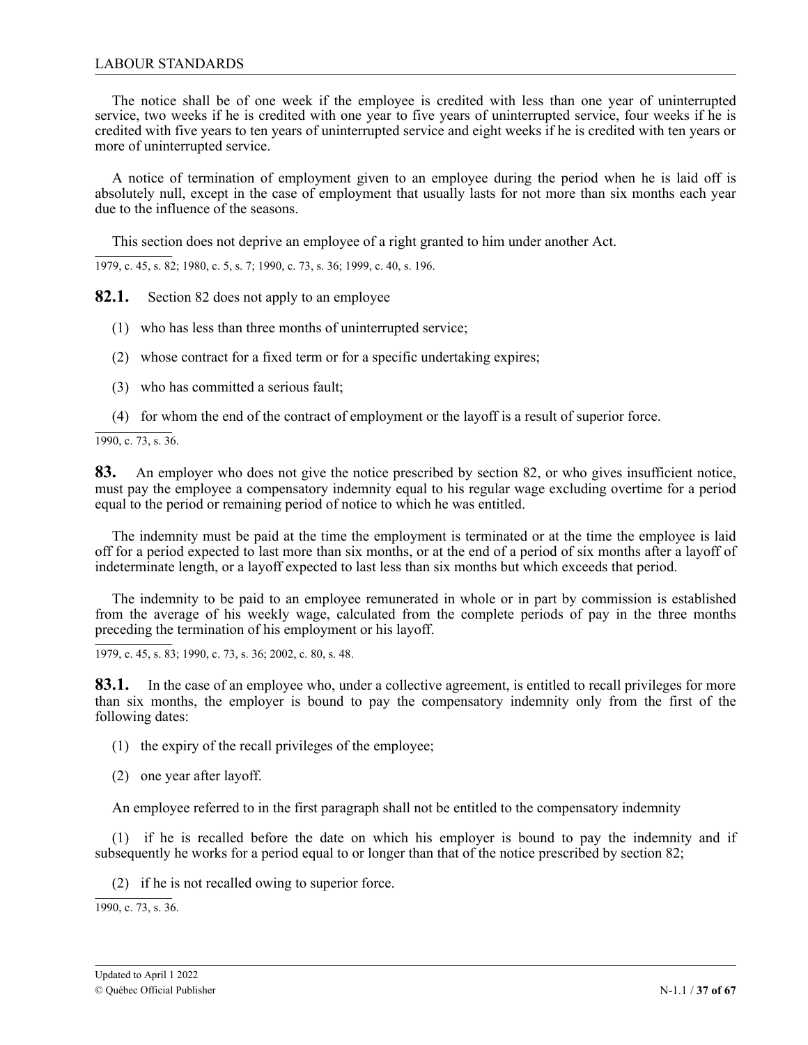The notice shall be of one week if the employee is credited with less than one year of uninterrupted service, two weeks if he is credited with one year to five years of uninterrupted service, four weeks if he is credited with five years to ten years of uninterrupted service and eight weeks if he is credited with ten years or more of uninterrupted service.

A notice of termination of employment given to an employee during the period when he is laid off is absolutely null, except in the case of employment that usually lasts for not more than six months each year due to the influence of the seasons.

This section does not deprive an employee of a right granted to him under another Act.

1979, c. 45, s. 82; 1980, c. 5, s. 7; 1990, c. 73, s. 36; 1999, c. 40, s. 196.

**82.1.** Section 82 does not apply to an employee

(1) who has less than three months of uninterrupted service;

(2) whose contract for a fixed term or for a specific undertaking expires;

(3) who has committed a serious fault;

(4) for whom the end of the contract of employment or the layoff is a result of superior force.

1990, c. 73, s. 36.

**83.** An employer who does not give the notice prescribed by section 82, or who gives insufficient notice, must pay the employee a compensatory indemnity equal to his regular wage excluding overtime for a period equal to the period or remaining period of notice to which he was entitled.

The indemnity must be paid at the time the employment is terminated or at the time the employee is laid off for a period expected to last more than six months, or at the end of a period of six months after a layoff of indeterminate length, or a layoff expected to last less than six months but which exceeds that period.

The indemnity to be paid to an employee remunerated in whole or in part by commission is established from the average of his weekly wage, calculated from the complete periods of pay in the three months preceding the termination of his employment or his layoff.

1979, c. 45, s. 83; 1990, c. 73, s. 36; 2002, c. 80, s. 48.

**83.1.** In the case of an employee who, under a collective agreement, is entitled to recall privileges for more than six months, the employer is bound to pay the compensatory indemnity only from the first of the following dates:

(1) the expiry of the recall privileges of the employee;

(2) one year after layoff.

An employee referred to in the first paragraph shall not be entitled to the compensatory indemnity

(1) if he is recalled before the date on which his employer is bound to pay the indemnity and if subsequently he works for a period equal to or longer than that of the notice prescribed by section 82;

(2) if he is not recalled owing to superior force.

1990, c. 73, s. 36.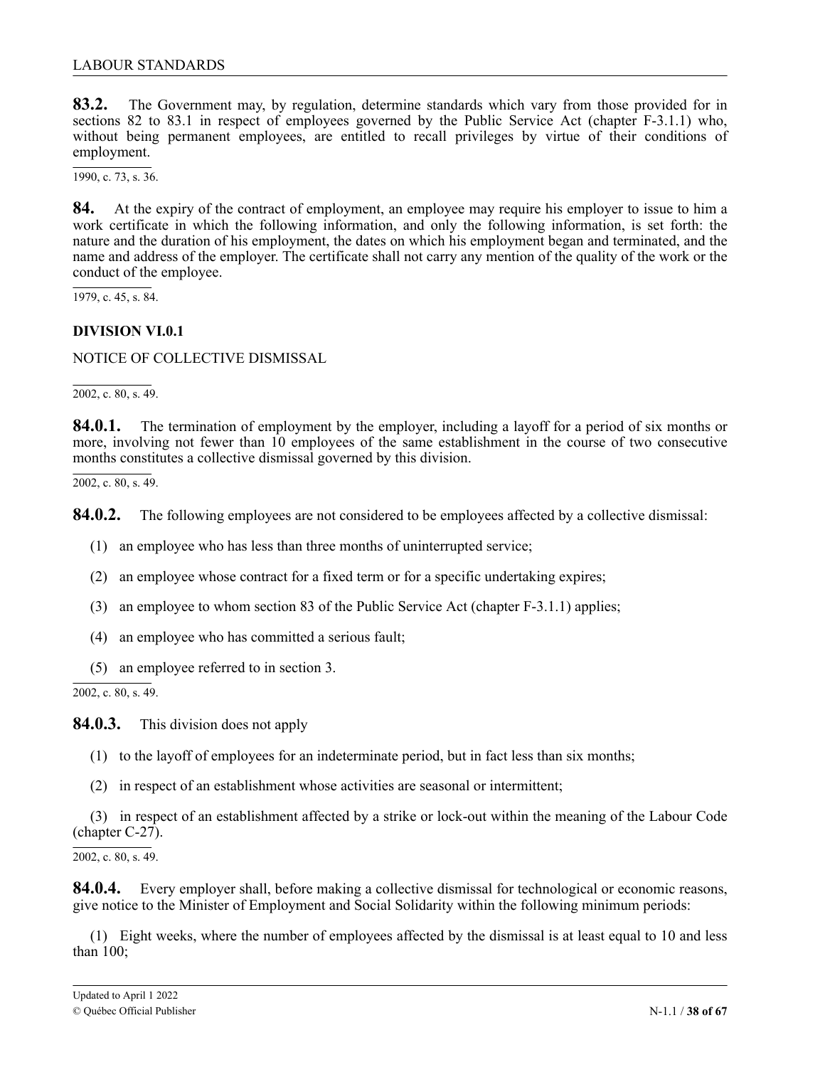**83.2.** The Government may, by regulation, determine standards which vary from those provided for in sections 82 to 83.1 in respect of employees governed by the Public Service Act (chapter F-3.1.1) who, without being permanent employees, are entitled to recall privileges by virtue of their conditions of employment.

1990, c. 73, s. 36.

**84.** At the expiry of the contract of employment, an employee may require his employer to issue to him a work certificate in which the following information, and only the following information, is set forth: the nature and the duration of his employment, the dates on which his employment began and terminated, and the name and address of the employer. The certificate shall not carry any mention of the quality of the work or the conduct of the employee.

1979, c. 45, s. 84.

**DIVISION VI.0.1**

NOTICE OF COLLECTIVE DISMISSAL

2002, c. 80, s. 49.

**84.0.1.** The termination of employment by the employer, including a layoff for a period of six months or more, involving not fewer than 10 employees of the same establishment in the course of two consecutive months constitutes a collective dismissal governed by this division.

2002, c. 80, s. 49.

**84.0.2.** The following employees are not considered to be employees affected by a collective dismissal:

(1) an employee who has less than three months of uninterrupted service;

(2) an employee whose contract for a fixed term or for a specific undertaking expires;

(3) an employee to whom section 83 of the Public Service Act (chapter F-3.1.1) applies;

(4) an employee who has committed a serious fault;

(5) an employee referred to in section 3.

2002, c. 80, s. 49.

**84.0.3.** This division does not apply

(1) to the layoff of employees for an indeterminate period, but in fact less than six months;

(2) in respect of an establishment whose activities are seasonal or intermittent;

(3) in respect of an establishment affected by a strike or lock-out within the meaning of the Labour Code (chapter C-27).

2002, c. 80, s. 49.

**84.0.4.** Every employer shall, before making a collective dismissal for technological or economic reasons, give notice to the Minister of Employment and Social Solidarity within the following minimum periods:

(1) Eight weeks, where the number of employees affected by the dismissal is at least equal to 10 and less than 100;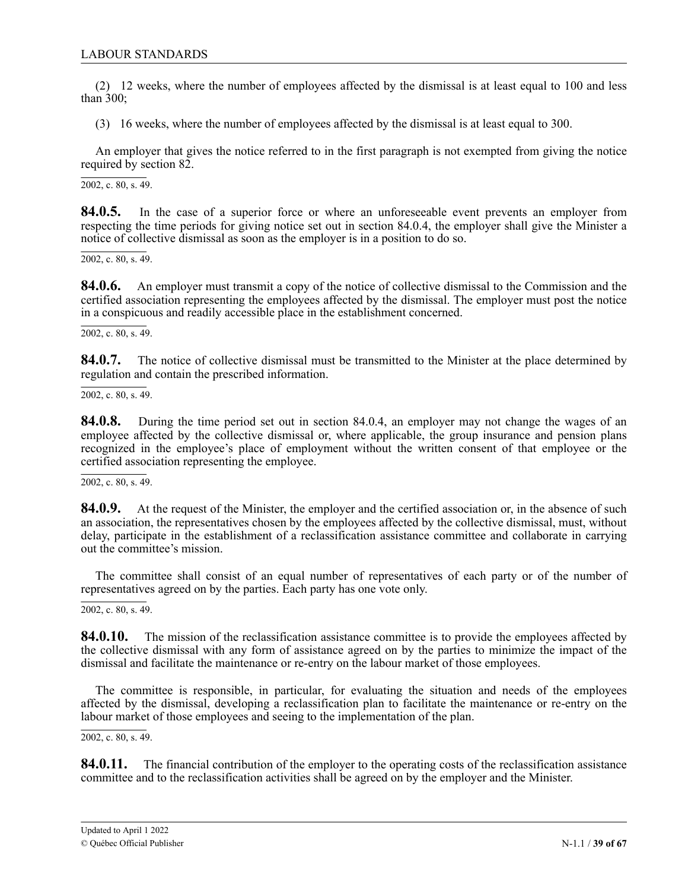(2) 12 weeks, where the number of employees affected by the dismissal is at least equal to 100 and less than 300;

(3) 16 weeks, where the number of employees affected by the dismissal is at least equal to 300.

An employer that gives the notice referred to in the first paragraph is not exempted from giving the notice required by section 82.

2002, c. 80, s. 49.

**84.0.5.** In the case of a superior force or where an unforeseeable event prevents an employer from respecting the time periods for giving notice set out in section 84.0.4, the employer shall give the Minister a notice of collective dismissal as soon as the employer is in a position to do so.

2002, c. 80, s. 49.

**84.0.6.** An employer must transmit a copy of the notice of collective dismissal to the Commission and the certified association representing the employees affected by the dismissal. The employer must post the notice in a conspicuous and readily accessible place in the establishment concerned.

2002, c. 80, s. 49.

**84.0.7.** The notice of collective dismissal must be transmitted to the Minister at the place determined by regulation and contain the prescribed information.

2002, c. 80, s. 49.

**84.0.8.** During the time period set out in section 84.0.4, an employer may not change the wages of an employee affected by the collective dismissal or, where applicable, the group insurance and pension plans recognized in the employee's place of employment without the written consent of that employee or the certified association representing the employee.

2002, c. 80, s. 49.

**84.0.9.** At the request of the Minister, the employer and the certified association or, in the absence of such an association, the representatives chosen by the employees affected by the collective dismissal, must, without delay, participate in the establishment of a reclassification assistance committee and collaborate in carrying out the committee's mission.

The committee shall consist of an equal number of representatives of each party or of the number of representatives agreed on by the parties. Each party has one vote only.

2002, c. 80, s. 49.

**84.0.10.** The mission of the reclassification assistance committee is to provide the employees affected by the collective dismissal with any form of assistance agreed on by the parties to minimize the impact of the dismissal and facilitate the maintenance or re-entry on the labour market of those employees.

The committee is responsible, in particular, for evaluating the situation and needs of the employees affected by the dismissal, developing a reclassification plan to facilitate the maintenance or re-entry on the labour market of those employees and seeing to the implementation of the plan.

2002, c. 80, s. 49.

**84.0.11.** The financial contribution of the employer to the operating costs of the reclassification assistance committee and to the reclassification activities shall be agreed on by the employer and the Minister.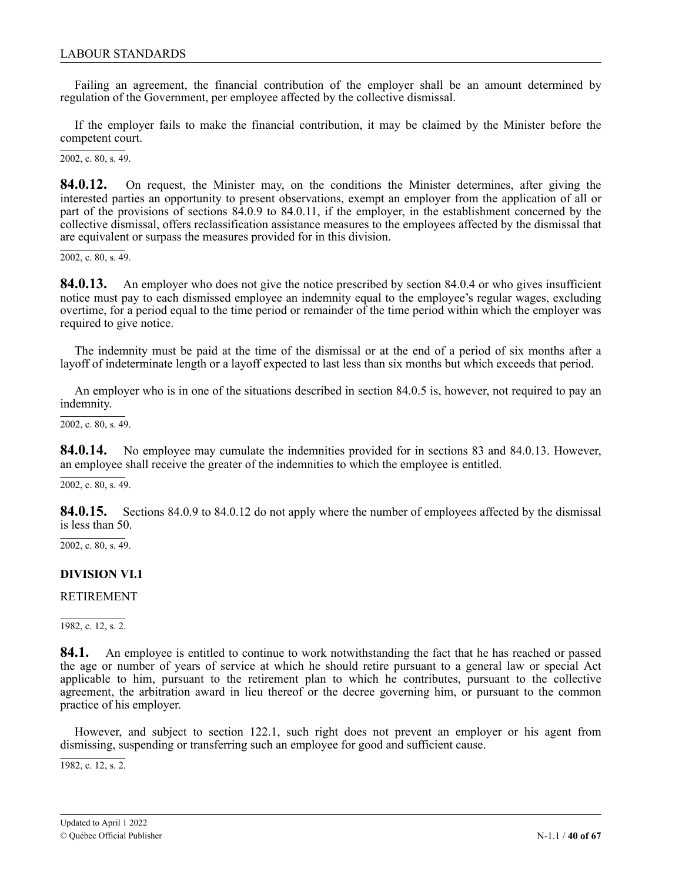Failing an agreement, the financial contribution of the employer shall be an amount determined by regulation of the Government, per employee affected by the collective dismissal.

If the employer fails to make the financial contribution, it may be claimed by the Minister before the competent court.

2002, c. 80, s. 49.

**84.0.12.** On request, the Minister may, on the conditions the Minister determines, after giving the interested parties an opportunity to present observations, exempt an employer from the application of all or part of the provisions of sections 84.0.9 to 84.0.11, if the employer, in the establishment concerned by the collective dismissal, offers reclassification assistance measures to the employees affected by the dismissal that are equivalent or surpass the measures provided for in this division.

2002, c. 80, s. 49.

**84.0.13.** An employer who does not give the notice prescribed by section 84.0.4 or who gives insufficient notice must pay to each dismissed employee an indemnity equal to the employee's regular wages, excluding overtime, for a period equal to the time period or remainder of the time period within which the employer was required to give notice.

The indemnity must be paid at the time of the dismissal or at the end of a period of six months after a layoff of indeterminate length or a layoff expected to last less than six months but which exceeds that period.

An employer who is in one of the situations described in section 84.0.5 is, however, not required to pay an indemnity.

2002, c. 80, s. 49.

**84.0.14.** No employee may cumulate the indemnities provided for in sections 83 and 84.0.13. However, an employee shall receive the greater of the indemnities to which the employee is entitled.

2002, c. 80, s. 49.

**84.0.15.** Sections 84.0.9 to 84.0.12 do not apply where the number of employees affected by the dismissal is less than 50.

2002, c. 80, s. 49.

## DIVISION VI.1

RETIREMENT

1982, c. 12, s. 2.

**84.1.** An employee is entitled to continue to work notwithstanding the fact that he has reached or passed the age or number of years of service at which he should retire pursuant to a general law or special Act applicable to him, pursuant to the retirement plan to which he contributes, pursuant to the collective agreement, the arbitration award in lieu thereof or the decree governing him, or pursuant to the common practice of his employer.

However, and subject to section 122.1, such right does not prevent an employer or his agent from dismissing, suspending or transferring such an employee for good and sufficient cause.

1982, c. 12, s. 2.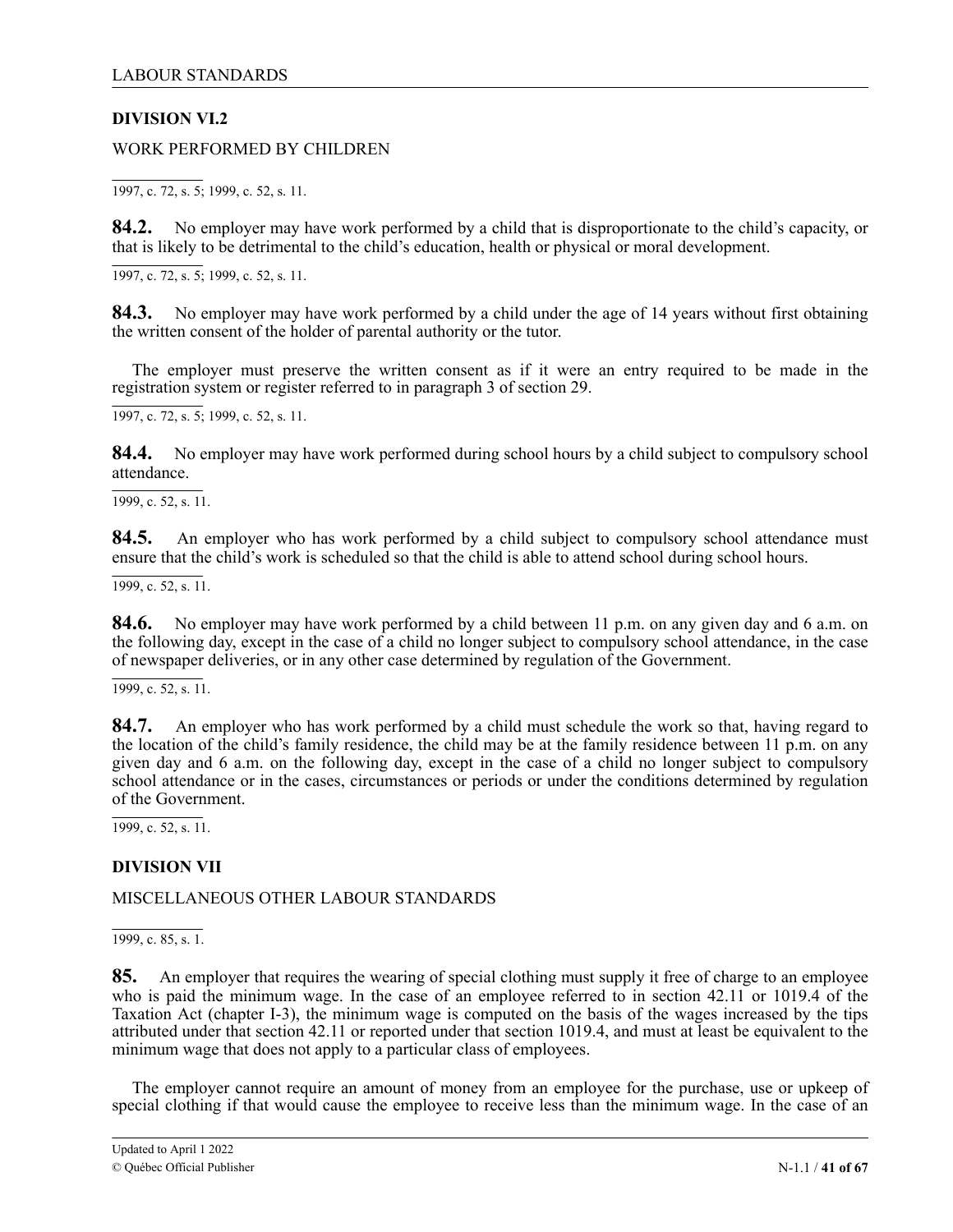## DIVISION VI.2

WORK PERFORMED BY CHILDREN

1997, c. 72, s. 5; 1999, c. 52, s. 11.

**84.2.** No employer may have work performed by a child that is disproportionate to the child's capacity, or that is likely to be detrimental to the child's education, health or physical or moral development.

1997, c. 72, s. 5; 1999, c. 52, s. 11.

**84.3.** No employer may have work performed by a child under the age of 14 years without first obtaining the written consent of the holder of parental authority or the tutor.

The employer must preserve the written consent as if it were an entry required to be made in the registration system or register referred to in paragraph 3 of section 29.

1997, c. 72, s. 5; 1999, c. 52, s. 11.

**84.4.** No employer may have work performed during school hours by a child subject to compulsory school attendance.

1999, c. 52, s. 11.

**84.5.** An employer who has work performed by a child subject to compulsory school attendance must ensure that the child's work is scheduled so that the child is able to attend school during school hours.

1999, c. 52, s. 11.

**84.6.** No employer may have work performed by a child between 11 p.m. on any given day and 6 a.m. on the following day, except in the case of a child no longer subject to compulsory school attendance, in the case of newspaper deliveries, or in any other case determined by regulation of the Government.

1999, c. 52, s. 11.

**84.7.** An employer who has work performed by a child must schedule the work so that, having regard to the location of the child's family residence, the child may be at the family residence between 11 p.m. on any given day and 6 a.m. on the following day, except in the case of a child no longer subject to compulsory school attendance or in the cases, circumstances or periods or under the conditions determined by regulation of the Government.

1999, c. 52, s. 11.

## DIVISION VII

MISCELLANEOUS OTHER LABOUR STANDARDS

1999, c. 85, s. 1.

**85.** An employer that requires the wearing of special clothing must supply it free of charge to an employee who is paid the minimum wage. In the case of an employee referred to in section 42.11 or 1019.4 of the Taxation Act (chapter I-3), the minimum wage is computed on the basis of the wages increased by the tips attributed under that section 42.11 or reported under that section 1019.4, and must at least be equivalent to the minimum wage that does not apply to a particular class of employees.

The employer cannot require an amount of money from an employee for the purchase, use or upkeep of special clothing if that would cause the employee to receive less than the minimum wage. In the case of an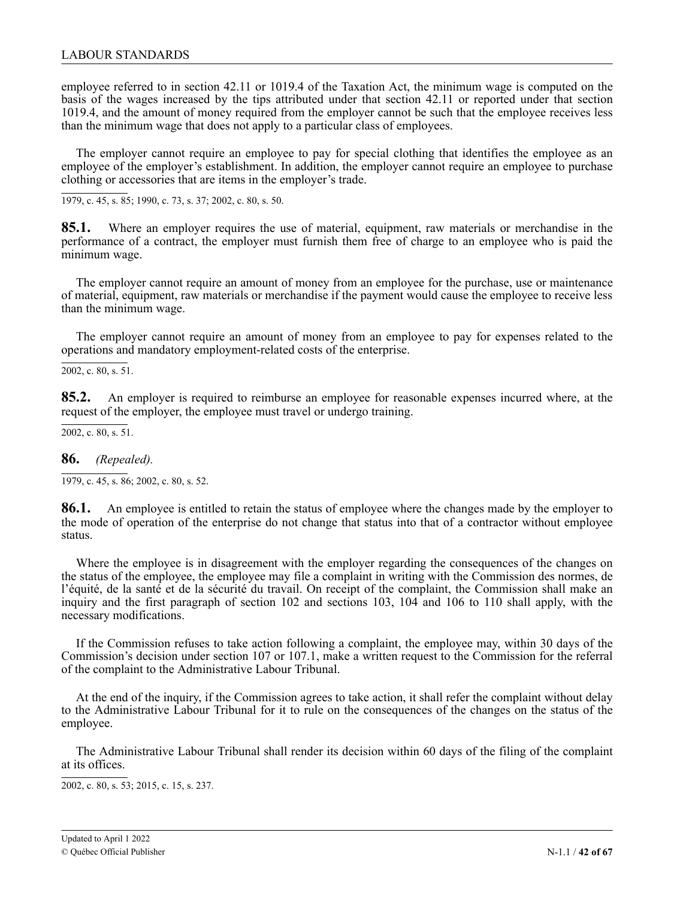employee referred to in section 42.11 or 1019.4 of the Taxation Act, the minimum wage is computed on the basis of the wages increased by the tips attributed under that section 42.11 or reported under that section 1019.4, and the amount of money required from the employer cannot be such that the employee receives less than the minimum wage that does not apply to a particular class of employees.

The employer cannot require an employee to pay for special clothing that identifies the employee as an employee of the employer's establishment. In addition, the employer cannot require an employee to purchase clothing or accessories that are items in the employer's trade.

1979, c. 45, s. 85; 1990, c. 73, s. 37; 2002, c. 80, s. 50.

**85.1.** Where an employer requires the use of material, equipment, raw materials or merchandise in the performance of a contract, the employer must furnish them free of charge to an employee who is paid the minimum wage.

The employer cannot require an amount of money from an employee for the purchase, use or maintenance of material, equipment, raw materials or merchandise if the payment would cause the employee to receive less than the minimum wage.

The employer cannot require an amount of money from an employee to pay for expenses related to the operations and mandatory employment-related costs of the enterprise.

2002, c. 80, s. 51.

**85.2.** An employer is required to reimburse an employee for reasonable expenses incurred where, at the request of the employer, the employee must travel or undergo training.

2002, c. 80, s. 51.

**86.** *(Repealed).*

1979, c. 45, s. 86; 2002, c. 80, s. 52.

**86.1.** An employee is entitled to retain the status of employee where the changes made by the employer to the mode of operation of the enterprise do not change that status into that of a contractor without employee status.

Where the employee is in disagreement with the employer regarding the consequences of the changes on the status of the employee, the employee may file a complaint in writing with the Commission des normes, de l'équité, de la santé et de la sécurité du travail. On receipt of the complaint, the Commission shall make an inquiry and the first paragraph of section 102 and sections 103, 104 and 106 to 110 shall apply, with the necessary modifications.

If the Commission refuses to take action following a complaint, the employee may, within 30 days of the Commission's decision under section 107 or 107.1, make a written request to the Commission for the referral of the complaint to the Administrative Labour Tribunal.

At the end of the inquiry, if the Commission agrees to take action, it shall refer the complaint without delay to the Administrative Labour Tribunal for it to rule on the consequences of the changes on the status of the employee.

The Administrative Labour Tribunal shall render its decision within 60 days of the filing of the complaint at its offices.

2002, c. 80, s. 53; 2015, c. 15, s. 237.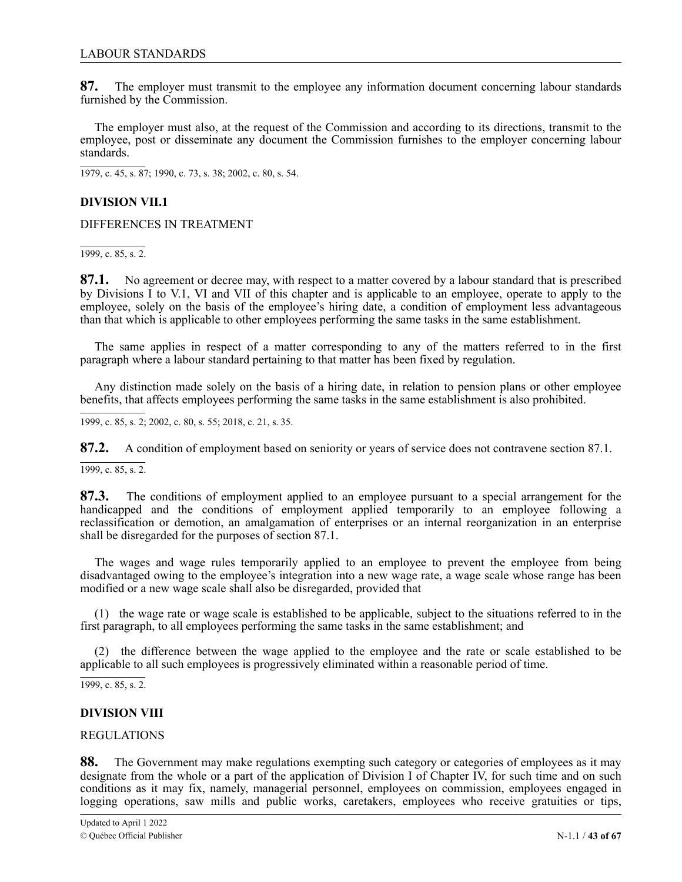**87.** The employer must transmit to the employee any information document concerning labour standards furnished by the Commission.

The employer must also, at the request of the Commission and according to its directions, transmit to the employee, post or disseminate any document the Commission furnishes to the employer concerning labour standards.

1979, c. 45, s. 87; 1990, c. 73, s. 38; 2002, c. 80, s. 54.

## DIVISION VII.1

### DIFFERENCES IN TREATMENT

1999, c. 85, s. 2.

**87.1.** No agreement or decree may, with respect to a matter covered by a labour standard that is prescribed by Divisions I to V.1, VI and VII of this chapter and is applicable to an employee, operate to apply to the employee, solely on the basis of the employee's hiring date, a condition of employment less advantageous than that which is applicable to other employees performing the same tasks in the same establishment.

The same applies in respect of a matter corresponding to any of the matters referred to in the first paragraph where a labour standard pertaining to that matter has been fixed by regulation.

Any distinction made solely on the basis of a hiring date, in relation to pension plans or other employee benefits, that affects employees performing the same tasks in the same establishment is also prohibited.

1999, c. 85, s. 2; 2002, c. 80, s. 55; 2018, c. 21, s. 35.

**87.2.** A condition of employment based on seniority or years of service does not contravene section 87.1.

1999, c. 85, s. 2.

**87.3.** The conditions of employment applied to an employee pursuant to a special arrangement for the handicapped and the conditions of employment applied temporarily to an employee following a reclassification or demotion, an amalgamation of enterprises or an internal reorganization in an enterprise shall be disregarded for the purposes of section 87.1.

The wages and wage rules temporarily applied to an employee to prevent the employee from being disadvantaged owing to the employee's integration into a new wage rate, a wage scale whose range has been modified or a new wage scale shall also be disregarded, provided that

(1) the wage rate or wage scale is established to be applicable, subject to the situations referred to in the first paragraph, to all employees performing the same tasks in the same establishment; and

(2) the difference between the wage applied to the employee and the rate or scale established to be applicable to all such employees is progressively eliminated within a reasonable period of time.

1999, c. 85, s. 2.

## DIVISION VIII

### REGULATIONS

**88.** The Government may make regulations exempting such category or categories of employees as it may designate from the whole or a part of the application of Division I of Chapter IV, for such time and on such conditions as it may fix, namely, managerial personnel, employees on commission, employees engaged in logging operations, saw mills and public works, caretakers, employees who receive gratuities or tips,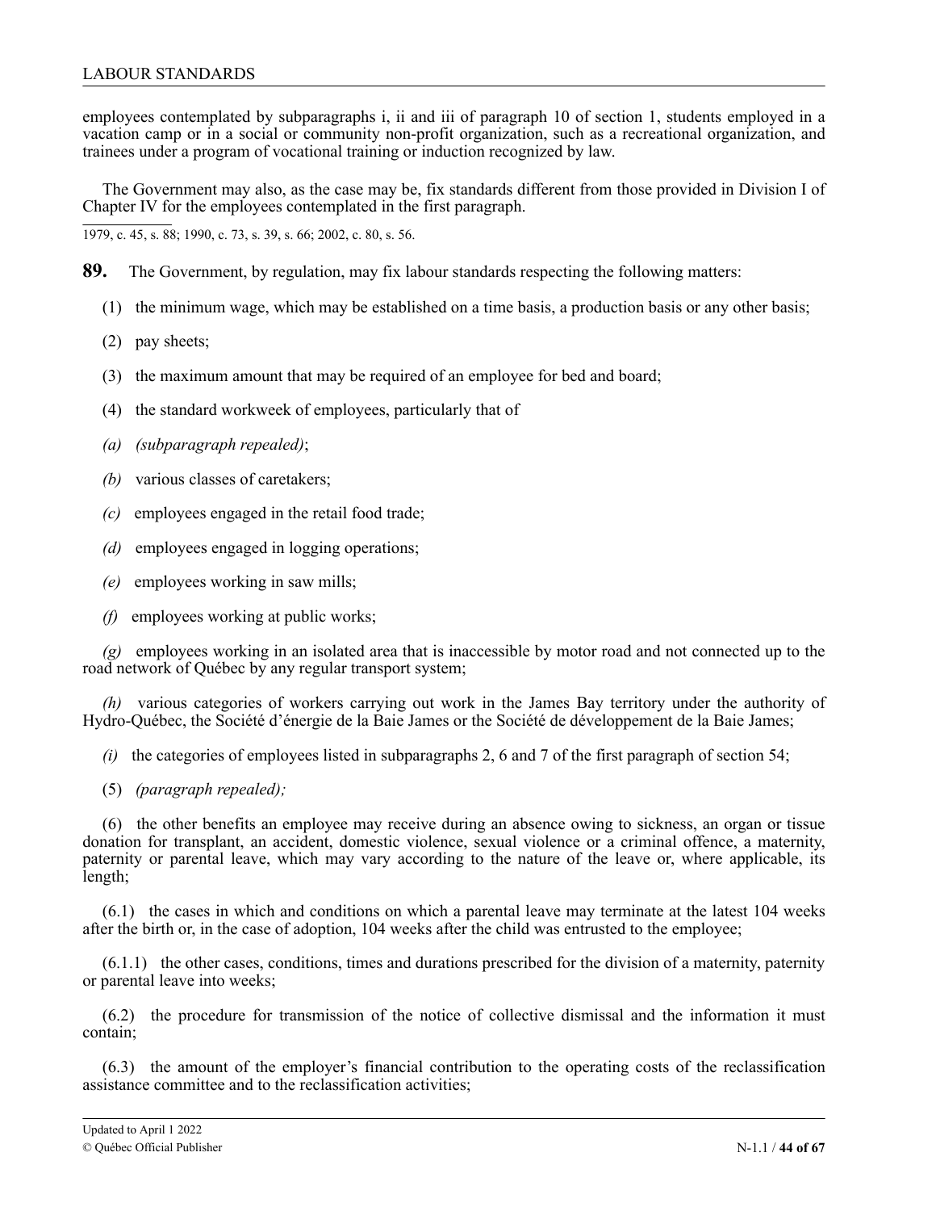employees contemplated by subparagraphs i, ii and iii of paragraph 10 of section 1, students employed in a vacation camp or in a social or community non-profit organization, such as a recreational organization, and trainees under a program of vocational training or induction recognized by law.

The Government may also, as the case may be, fix standards different from those provided in Division I of Chapter IV for the employees contemplated in the first paragraph.

1979, c. 45, s. 88; 1990, c. 73, s. 39, s. 66; 2002, c. 80, s. 56.

**89.** The Government, by regulation, may fix labour standards respecting the following matters:

(1) the minimum wage, which may be established on a time basis, a production basis or any other basis;

(2) pay sheets;

(3) the maximum amount that may be required of an employee for bed and board;

(4) the standard workweek of employees, particularly that of

*(a)* *(subparagraph repealed)*;

*(b)* various classes of caretakers;

*(c)* employees engaged in the retail food trade;

*(d)* employees engaged in logging operations;

*(e)* employees working in saw mills;

*(f)* employees working at public works;

*(g)* employees working in an isolated area that is inaccessible by motor road and not connected up to the road network of Québec by any regular transport system;

*(h)* various categories of workers carrying out work in the James Bay territory under the authority of Hydro-Québec, the Société d'énergie de la Baie James or the Société de développement de la Baie James;

*(i)* the categories of employees listed in subparagraphs 2, 6 and 7 of the first paragraph of section 54;

(5) *(paragraph repealed);*

(6) the other benefits an employee may receive during an absence owing to sickness, an organ or tissue donation for transplant, an accident, domestic violence, sexual violence or a criminal offence, a maternity, paternity or parental leave, which may vary according to the nature of the leave or, where applicable, its length;

(6.1) the cases in which and conditions on which a parental leave may terminate at the latest 104 weeks after the birth or, in the case of adoption, 104 weeks after the child was entrusted to the employee;

(6.1.1) the other cases, conditions, times and durations prescribed for the division of a maternity, paternity or parental leave into weeks;

(6.2) the procedure for transmission of the notice of collective dismissal and the information it must contain;

(6.3) the amount of the employer's financial contribution to the operating costs of the reclassification assistance committee and to the reclassification activities;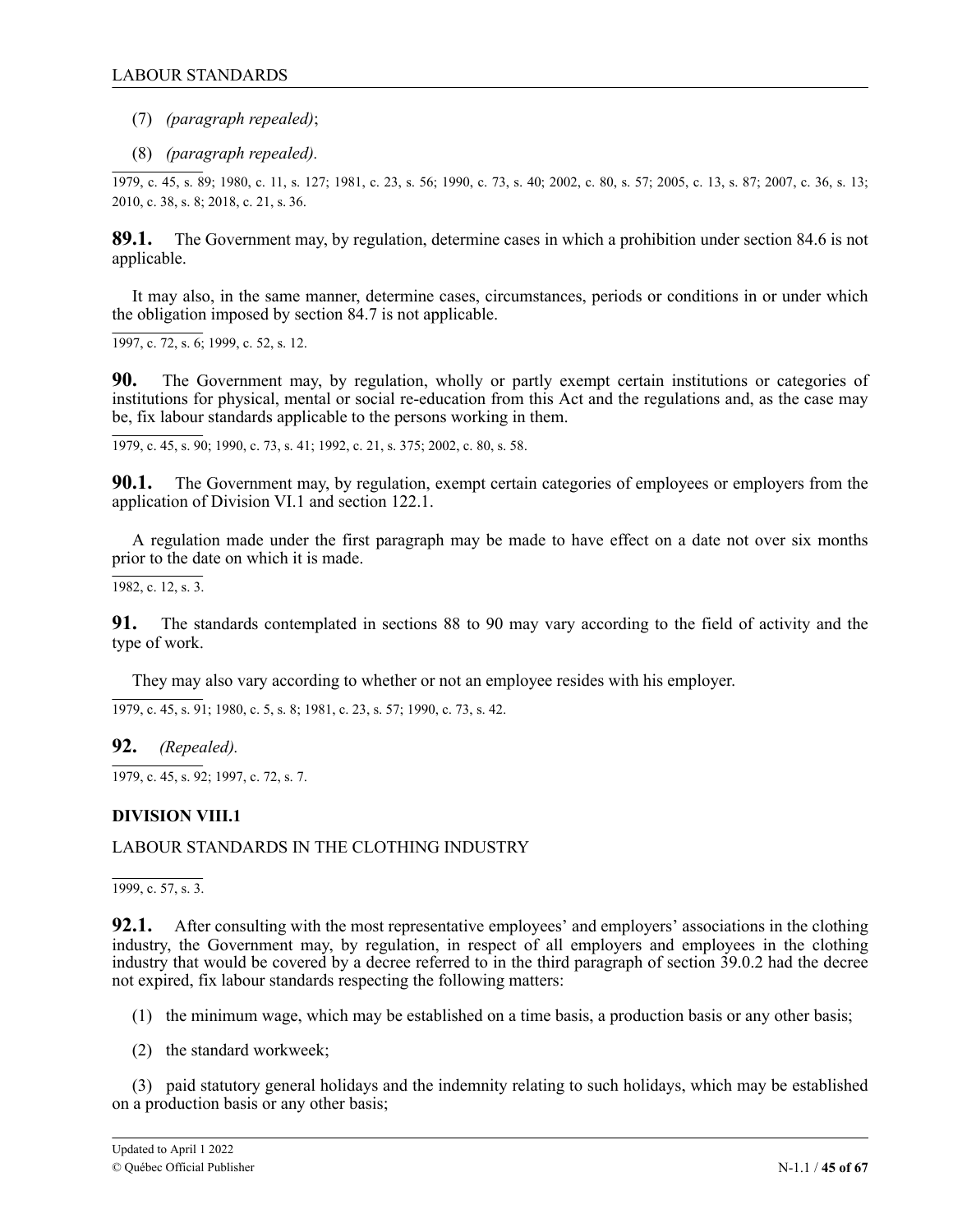(7) *(paragraph repealed)*;

(8) *(paragraph repealed).*

1979, c. 45, s. 89; 1980, c. 11, s. 127; 1981, c. 23, s. 56; 1990, c. 73, s. 40; 2002, c. 80, s. 57; 2005, c. 13, s. 87; 2007, c. 36, s. 13; 2010, c. 38, s. 8; 2018, c. 21, s. 36.

**89.1.** The Government may, by regulation, determine cases in which a prohibition under section 84.6 is not applicable.

It may also, in the same manner, determine cases, circumstances, periods or conditions in or under which the obligation imposed by section 84.7 is not applicable.

1997, c. 72, s. 6; 1999, c. 52, s. 12.

**90.** The Government may, by regulation, wholly or partly exempt certain institutions or categories of institutions for physical, mental or social re-education from this Act and the regulations and, as the case may be, fix labour standards applicable to the persons working in them.

1979, c. 45, s. 90; 1990, c. 73, s. 41; 1992, c. 21, s. 375; 2002, c. 80, s. 58.

**90.1.** The Government may, by regulation, exempt certain categories of employees or employers from the application of Division VI.1 and section 122.1.

A regulation made under the first paragraph may be made to have effect on a date not over six months prior to the date on which it is made.

1982, c. 12, s. 3.

**91.** The standards contemplated in sections 88 to 90 may vary according to the field of activity and the type of work.

They may also vary according to whether or not an employee resides with his employer.

1979, c. 45, s. 91; 1980, c. 5, s. 8; 1981, c. 23, s. 57; 1990, c. 73, s. 42.

**92.** *(Repealed).*

1979, c. 45, s. 92; 1997, c. 72, s. 7.

## DIVISION VIII.1

LABOUR STANDARDS IN THE CLOTHING INDUSTRY

1999, c. 57, s. 3.

**92.1.** After consulting with the most representative employees' and employers' associations in the clothing industry, the Government may, by regulation, in respect of all employers and employees in the clothing industry that would be covered by a decree referred to in the third paragraph of section 39.0.2 had the decree not expired, fix labour standards respecting the following matters:

(1) the minimum wage, which may be established on a time basis, a production basis or any other basis;

(2) the standard workweek;

(3) paid statutory general holidays and the indemnity relating to such holidays, which may be established on a production basis or any other basis;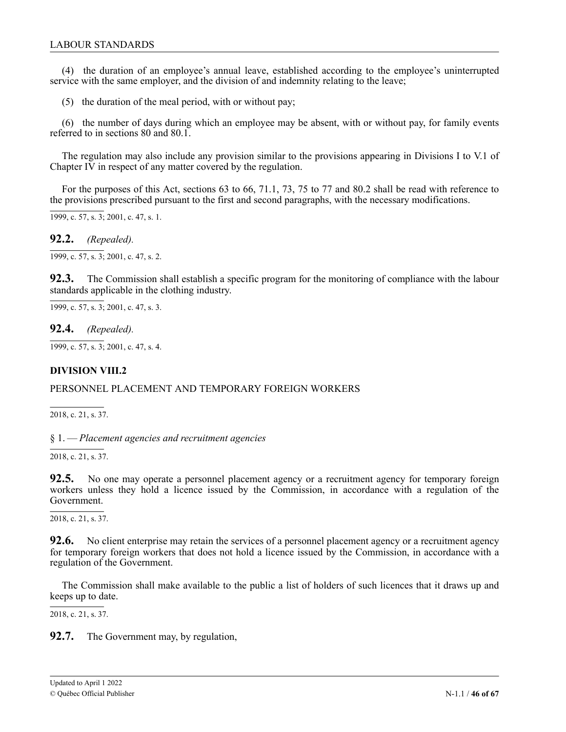(4) the duration of an employee's annual leave, established according to the employee's uninterrupted service with the same employer, and the division of and indemnity relating to the leave;

(5) the duration of the meal period, with or without pay;

(6) the number of days during which an employee may be absent, with or without pay, for family events referred to in sections 80 and 80.1.

The regulation may also include any provision similar to the provisions appearing in Divisions I to V.1 of Chapter IV in respect of any matter covered by the regulation.

For the purposes of this Act, sections 63 to 66, 71.1, 73, 75 to 77 and 80.2 shall be read with reference to the provisions prescribed pursuant to the first and second paragraphs, with the necessary modifications.

1999, c. 57, s. 3; 2001, c. 47, s. 1.

**92.2.** *(Repealed).*

1999, c. 57, s. 3; 2001, c. 47, s. 2.

**92.3.** The Commission shall establish a specific program for the monitoring of compliance with the labour standards applicable in the clothing industry.

1999, c. 57, s. 3; 2001, c. 47, s. 3.

**92.4.** *(Repealed).*

1999, c. 57, s. 3; 2001, c. 47, s. 4.

## DIVISION VIII.2

PERSONNEL PLACEMENT AND TEMPORARY FOREIGN WORKERS

2018, c. 21, s. 37.

§ 1. — *Placement agencies and recruitment agencies*

2018, c. 21, s. 37.

**92.5.** No one may operate a personnel placement agency or a recruitment agency for temporary foreign workers unless they hold a licence issued by the Commission, in accordance with a regulation of the Government.

2018, c. 21, s. 37.

**92.6.** No client enterprise may retain the services of a personnel placement agency or a recruitment agency for temporary foreign workers that does not hold a licence issued by the Commission, in accordance with a regulation of the Government.

The Commission shall make available to the public a list of holders of such licences that it draws up and keeps up to date.

2018, c. 21, s. 37.

**92.7.** The Government may, by regulation,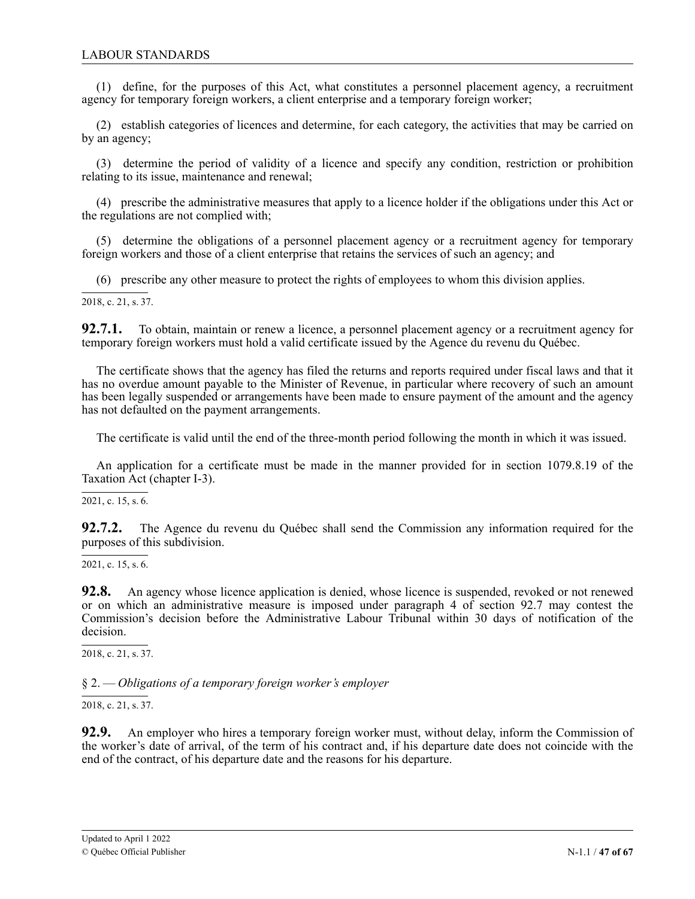(1) define, for the purposes of this Act, what constitutes a personnel placement agency, a recruitment agency for temporary foreign workers, a client enterprise and a temporary foreign worker;

(2) establish categories of licences and determine, for each category, the activities that may be carried on by an agency;

(3) determine the period of validity of a licence and specify any condition, restriction or prohibition relating to its issue, maintenance and renewal;

(4) prescribe the administrative measures that apply to a licence holder if the obligations under this Act or the regulations are not complied with;

(5) determine the obligations of a personnel placement agency or a recruitment agency for temporary foreign workers and those of a client enterprise that retains the services of such an agency; and

(6) prescribe any other measure to protect the rights of employees to whom this division applies.

2018, c. 21, s. 37.

**92.7.1.** To obtain, maintain or renew a licence, a personnel placement agency or a recruitment agency for temporary foreign workers must hold a valid certificate issued by the Agence du revenu du Québec.

The certificate shows that the agency has filed the returns and reports required under fiscal laws and that it has no overdue amount payable to the Minister of Revenue, in particular where recovery of such an amount has been legally suspended or arrangements have been made to ensure payment of the amount and the agency has not defaulted on the payment arrangements.

The certificate is valid until the end of the three-month period following the month in which it was issued.

An application for a certificate must be made in the manner provided for in section 1079.8.19 of the Taxation Act (chapter I-3).

2021, c. 15, s. 6.

**92.7.2.** The Agence du revenu du Québec shall send the Commission any information required for the purposes of this subdivision.

2021, c. 15, s. 6.

**92.8.** An agency whose licence application is denied, whose licence is suspended, revoked or not renewed or on which an administrative measure is imposed under paragraph 4 of section 92.7 may contest the Commission's decision before the Administrative Labour Tribunal within 30 days of notification of the decision.

2018, c. 21, s. 37.

§ 2. — *Obligations of a temporary foreign worker's employer*

2018, c. 21, s. 37.

**92.9.** An employer who hires a temporary foreign worker must, without delay, inform the Commission of the worker's date of arrival, of the term of his contract and, if his departure date does not coincide with the end of the contract, of his departure date and the reasons for his departure.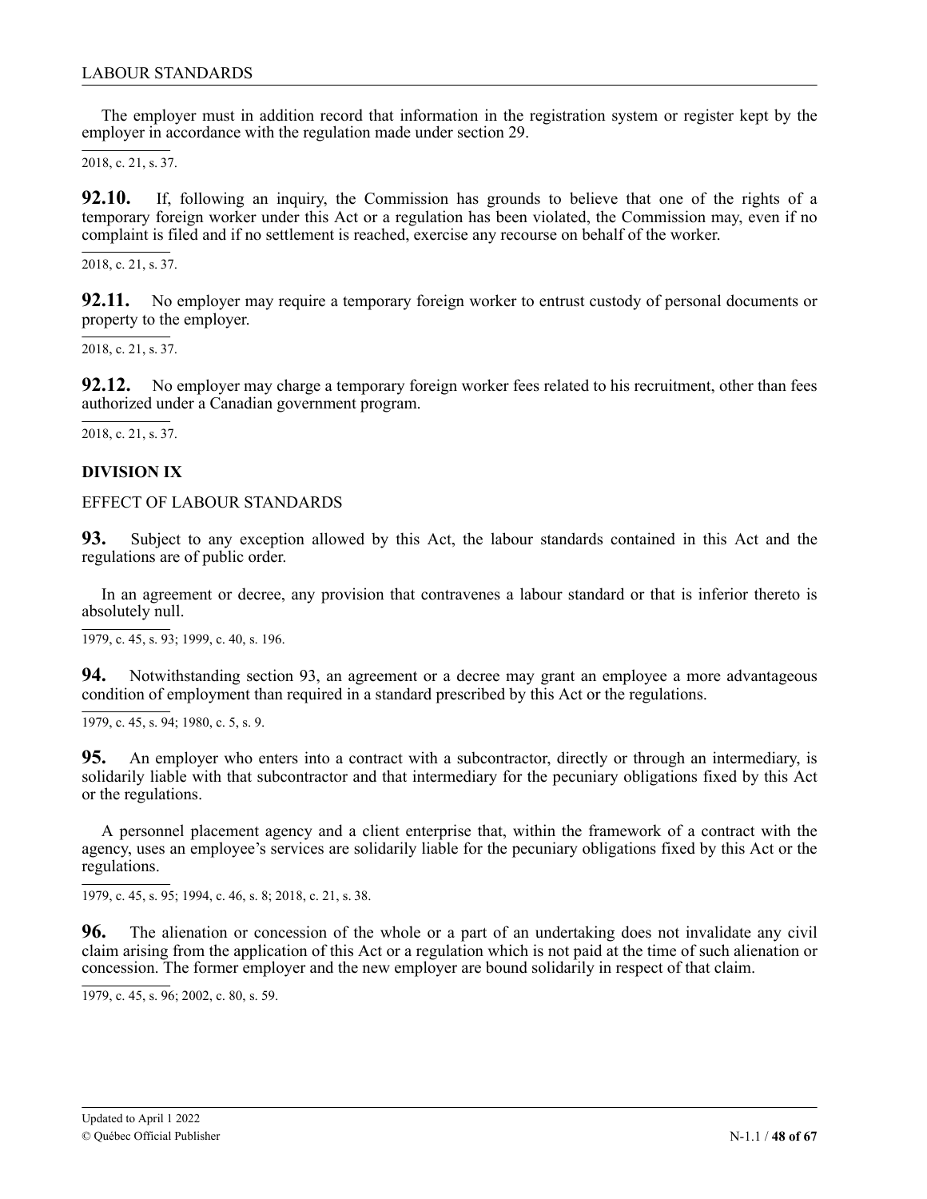The employer must in addition record that information in the registration system or register kept by the employer in accordance with the regulation made under section 29.

2018, c. 21, s. 37.

**92.10.** If, following an inquiry, the Commission has grounds to believe that one of the rights of a temporary foreign worker under this Act or a regulation has been violated, the Commission may, even if no complaint is filed and if no settlement is reached, exercise any recourse on behalf of the worker.

2018, c. 21, s. 37.

**92.11.** No employer may require a temporary foreign worker to entrust custody of personal documents or property to the employer.

2018, c. 21, s. 37.

**92.12.** No employer may charge a temporary foreign worker fees related to his recruitment, other than fees authorized under a Canadian government program.

2018, c. 21, s. 37.

## DIVISION IX

EFFECT OF LABOUR STANDARDS

**93.** Subject to any exception allowed by this Act, the labour standards contained in this Act and the regulations are of public order.

In an agreement or decree, any provision that contravenes a labour standard or that is inferior thereto is absolutely null.

1979, c. 45, s. 93; 1999, c. 40, s. 196.

**94.** Notwithstanding section 93, an agreement or a decree may grant an employee a more advantageous condition of employment than required in a standard prescribed by this Act or the regulations.

1979, c. 45, s. 94; 1980, c. 5, s. 9.

**95.** An employer who enters into a contract with a subcontractor, directly or through an intermediary, is solidarily liable with that subcontractor and that intermediary for the pecuniary obligations fixed by this Act or the regulations.

A personnel placement agency and a client enterprise that, within the framework of a contract with the agency, uses an employee's services are solidarily liable for the pecuniary obligations fixed by this Act or the regulations.

1979, c. 45, s. 95; 1994, c. 46, s. 8; 2018, c. 21, s. 38.

**96.** The alienation or concession of the whole or a part of an undertaking does not invalidate any civil claim arising from the application of this Act or a regulation which is not paid at the time of such alienation or concession. The former employer and the new employer are bound solidarily in respect of that claim.

1979, c. 45, s. 96; 2002, c. 80, s. 59.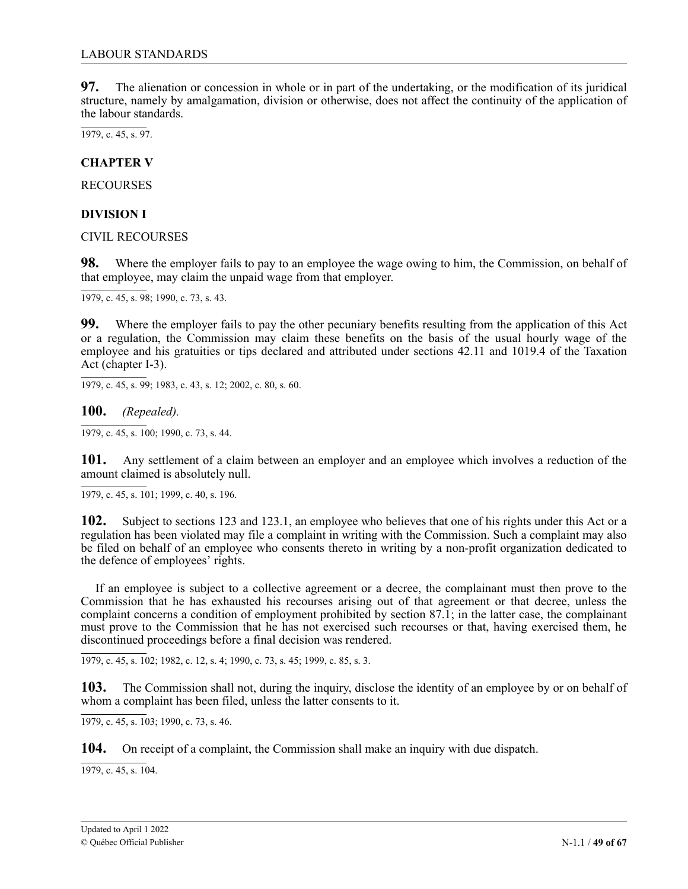**97.** The alienation or concession in whole or in part of the undertaking, or the modification of its juridical structure, namely by amalgamation, division or otherwise, does not affect the continuity of the application of the labour standards.

1979, c. 45, s. 97.

**CHAPTER V**

RECOURSES

**DIVISION I**

CIVIL RECOURSES

**98.** Where the employer fails to pay to an employee the wage owing to him, the Commission, on behalf of that employee, may claim the unpaid wage from that employer.

1979, c. 45, s. 98; 1990, c. 73, s. 43.

**99.** Where the employer fails to pay the other pecuniary benefits resulting from the application of this Act or a regulation, the Commission may claim these benefits on the basis of the usual hourly wage of the employee and his gratuities or tips declared and attributed under sections 42.11 and 1019.4 of the Taxation Act (chapter I-3).

1979, c. 45, s. 99; 1983, c. 43, s. 12; 2002, c. 80, s. 60.

**100.** *(Repealed).*

1979, c. 45, s. 100; 1990, c. 73, s. 44.

**101.** Any settlement of a claim between an employer and an employee which involves a reduction of the amount claimed is absolutely null.

1979, c. 45, s. 101; 1999, c. 40, s. 196.

**102.** Subject to sections 123 and 123.1, an employee who believes that one of his rights under this Act or a regulation has been violated may file a complaint in writing with the Commission. Such a complaint may also be filed on behalf of an employee who consents thereto in writing by a non-profit organization dedicated to the defence of employees' rights.

If an employee is subject to a collective agreement or a decree, the complainant must then prove to the Commission that he has exhausted his recourses arising out of that agreement or that decree, unless the complaint concerns a condition of employment prohibited by section 87.1; in the latter case, the complainant must prove to the Commission that he has not exercised such recourses or that, having exercised them, he discontinued proceedings before a final decision was rendered.

1979, c. 45, s. 102; 1982, c. 12, s. 4; 1990, c. 73, s. 45; 1999, c. 85, s. 3.

**103.** The Commission shall not, during the inquiry, disclose the identity of an employee by or on behalf of whom a complaint has been filed, unless the latter consents to it.

1979, c. 45, s. 103; 1990, c. 73, s. 46.

**104.** On receipt of a complaint, the Commission shall make an inquiry with due dispatch.

1979, c. 45, s. 104.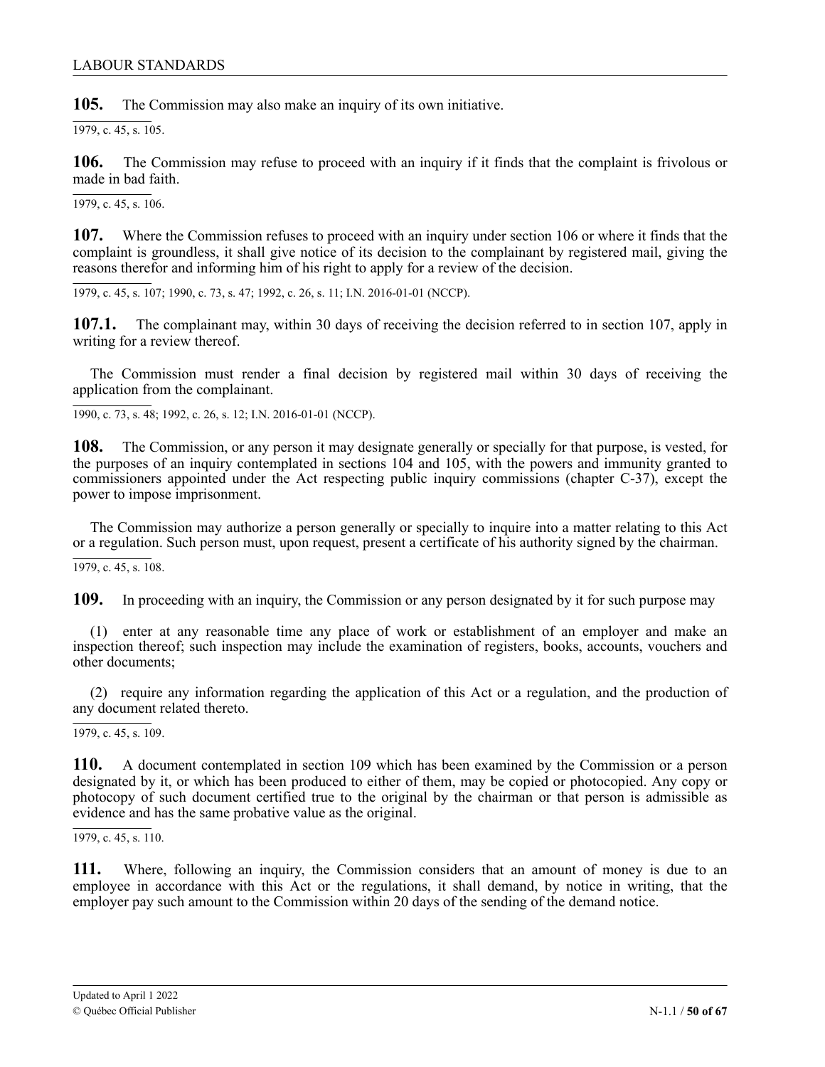**105.** The Commission may also make an inquiry of its own initiative.

1979, c. 45, s. 105.

**106.** The Commission may refuse to proceed with an inquiry if it finds that the complaint is frivolous or made in bad faith.

1979, c. 45, s. 106.

**107.** Where the Commission refuses to proceed with an inquiry under section 106 or where it finds that the complaint is groundless, it shall give notice of its decision to the complainant by registered mail, giving the reasons therefor and informing him of his right to apply for a review of the decision.

1979, c. 45, s. 107; 1990, c. 73, s. 47; 1992, c. 26, s. 11; I.N. 2016-01-01 (NCCP).

**107.1.** The complainant may, within 30 days of receiving the decision referred to in section 107, apply in writing for a review thereof.

The Commission must render a final decision by registered mail within 30 days of receiving the application from the complainant.

1990, c. 73, s. 48; 1992, c. 26, s. 12; I.N. 2016-01-01 (NCCP).

**108.** The Commission, or any person it may designate generally or specially for that purpose, is vested, for the purposes of an inquiry contemplated in sections 104 and 105, with the powers and immunity granted to commissioners appointed under the Act respecting public inquiry commissions (chapter C-37), except the power to impose imprisonment.

The Commission may authorize a person generally or specially to inquire into a matter relating to this Act or a regulation. Such person must, upon request, present a certificate of his authority signed by the chairman.

1979, c. 45, s. 108.

**109.** In proceeding with an inquiry, the Commission or any person designated by it for such purpose may

(1) enter at any reasonable time any place of work or establishment of an employer and make an inspection thereof; such inspection may include the examination of registers, books, accounts, vouchers and other documents;

(2) require any information regarding the application of this Act or a regulation, and the production of any document related thereto.

1979, c. 45, s. 109.

**110.** A document contemplated in section 109 which has been examined by the Commission or a person designated by it, or which has been produced to either of them, may be copied or photocopied. Any copy or photocopy of such document certified true to the original by the chairman or that person is admissible as evidence and has the same probative value as the original.

1979, c. 45, s. 110.

**111.** Where, following an inquiry, the Commission considers that an amount of money is due to an employee in accordance with this Act or the regulations, it shall demand, by notice in writing, that the employer pay such amount to the Commission within 20 days of the sending of the demand notice.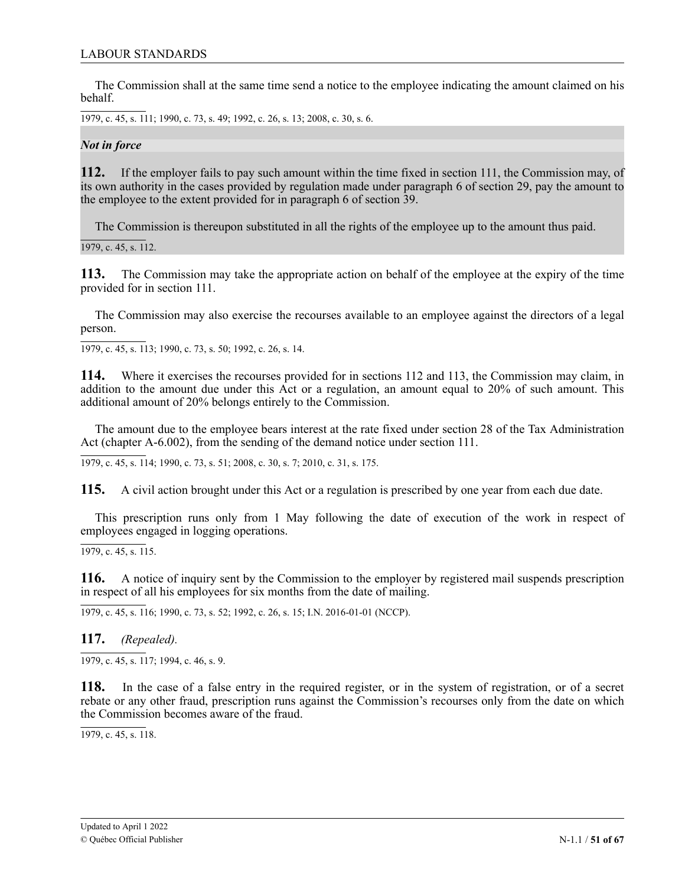The Commission shall at the same time send a notice to the employee indicating the amount claimed on his behalf.

1979, c. 45, s. 111; 1990, c. 73, s. 49; 1992, c. 26, s. 13; 2008, c. 30, s. 6.

***Not in force***

**112.** If the employer fails to pay such amount within the time fixed in section 111, the Commission may, of its own authority in the cases provided by regulation made under paragraph 6 of section 29, pay the amount to the employee to the extent provided for in paragraph 6 of section 39.

The Commission is thereupon substituted in all the rights of the employee up to the amount thus paid.

1979, c. 45, s. 112.

**113.** The Commission may take the appropriate action on behalf of the employee at the expiry of the time provided for in section 111.

The Commission may also exercise the recourses available to an employee against the directors of a legal person.

1979, c. 45, s. 113; 1990, c. 73, s. 50; 1992, c. 26, s. 14.

**114.** Where it exercises the recourses provided for in sections 112 and 113, the Commission may claim, in addition to the amount due under this Act or a regulation, an amount equal to 20% of such amount. This additional amount of 20% belongs entirely to the Commission.

The amount due to the employee bears interest at the rate fixed under section 28 of the Tax Administration Act (chapter A-6.002), from the sending of the demand notice under section 111.

1979, c. 45, s. 114; 1990, c. 73, s. 51; 2008, c. 30, s. 7; 2010, c. 31, s. 175.

**115.** A civil action brought under this Act or a regulation is prescribed by one year from each due date.

This prescription runs only from 1 May following the date of execution of the work in respect of employees engaged in logging operations.

1979, c. 45, s. 115.

**116.** A notice of inquiry sent by the Commission to the employer by registered mail suspends prescription in respect of all his employees for six months from the date of mailing.

1979, c. 45, s. 116; 1990, c. 73, s. 52; 1992, c. 26, s. 15; I.N. 2016-01-01 (NCCP).

**117.** *(Repealed).*

1979, c. 45, s. 117; 1994, c. 46, s. 9.

**118.** In the case of a false entry in the required register, or in the system of registration, or of a secret rebate or any other fraud, prescription runs against the Commission's recourses only from the date on which the Commission becomes aware of the fraud.

1979, c. 45, s. 118.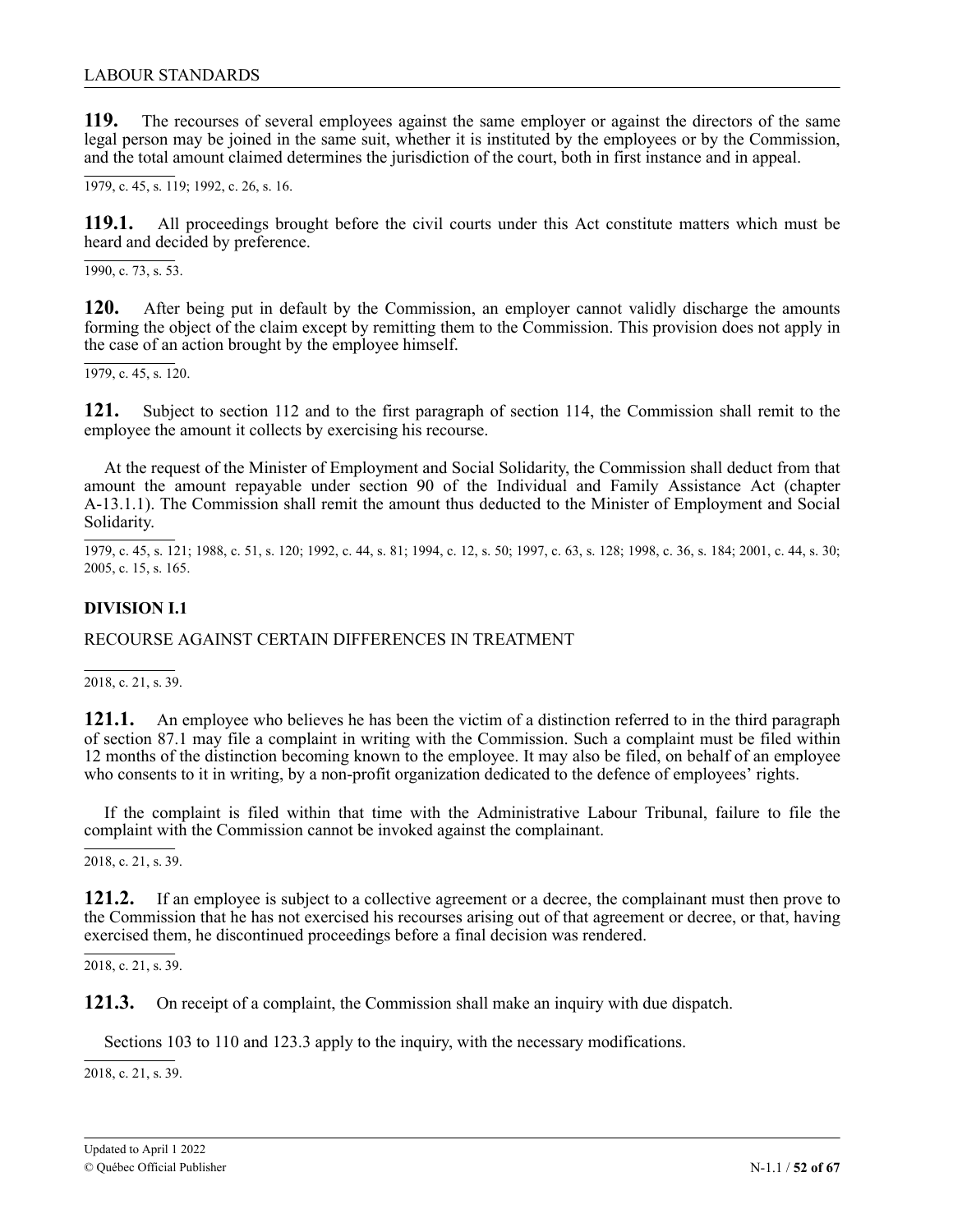**119.** The recourses of several employees against the same employer or against the directors of the same legal person may be joined in the same suit, whether it is instituted by the employees or by the Commission, and the total amount claimed determines the jurisdiction of the court, both in first instance and in appeal.

1979, c. 45, s. 119; 1992, c. 26, s. 16.

**119.1.** All proceedings brought before the civil courts under this Act constitute matters which must be heard and decided by preference.

1990, c. 73, s. 53.

**120.** After being put in default by the Commission, an employer cannot validly discharge the amounts forming the object of the claim except by remitting them to the Commission. This provision does not apply in the case of an action brought by the employee himself.

1979, c. 45, s. 120.

**121.** Subject to section 112 and to the first paragraph of section 114, the Commission shall remit to the employee the amount it collects by exercising his recourse.

At the request of the Minister of Employment and Social Solidarity, the Commission shall deduct from that amount the amount repayable under section 90 of the Individual and Family Assistance Act (chapter A-13.1.1). The Commission shall remit the amount thus deducted to the Minister of Employment and Social Solidarity.

1979, c. 45, s. 121; 1988, c. 51, s. 120; 1992, c. 44, s. 81; 1994, c. 12, s. 50; 1997, c. 63, s. 128; 1998, c. 36, s. 184; 2001, c. 44, s. 30; 2005, c. 15, s. 165.

## DIVISION I.1

RECOURSE AGAINST CERTAIN DIFFERENCES IN TREATMENT

2018, c. 21, s. 39.

**121.1.** An employee who believes he has been the victim of a distinction referred to in the third paragraph of section 87.1 may file a complaint in writing with the Commission. Such a complaint must be filed within 12 months of the distinction becoming known to the employee. It may also be filed, on behalf of an employee who consents to it in writing, by a non-profit organization dedicated to the defence of employees' rights.

If the complaint is filed within that time with the Administrative Labour Tribunal, failure to file the complaint with the Commission cannot be invoked against the complainant.

2018, c. 21, s. 39.

**121.2.** If an employee is subject to a collective agreement or a decree, the complainant must then prove to the Commission that he has not exercised his recourses arising out of that agreement or decree, or that, having exercised them, he discontinued proceedings before a final decision was rendered.

2018, c. 21, s. 39.

**121.3.** On receipt of a complaint, the Commission shall make an inquiry with due dispatch.

Sections 103 to 110 and 123.3 apply to the inquiry, with the necessary modifications.

2018, c. 21, s. 39.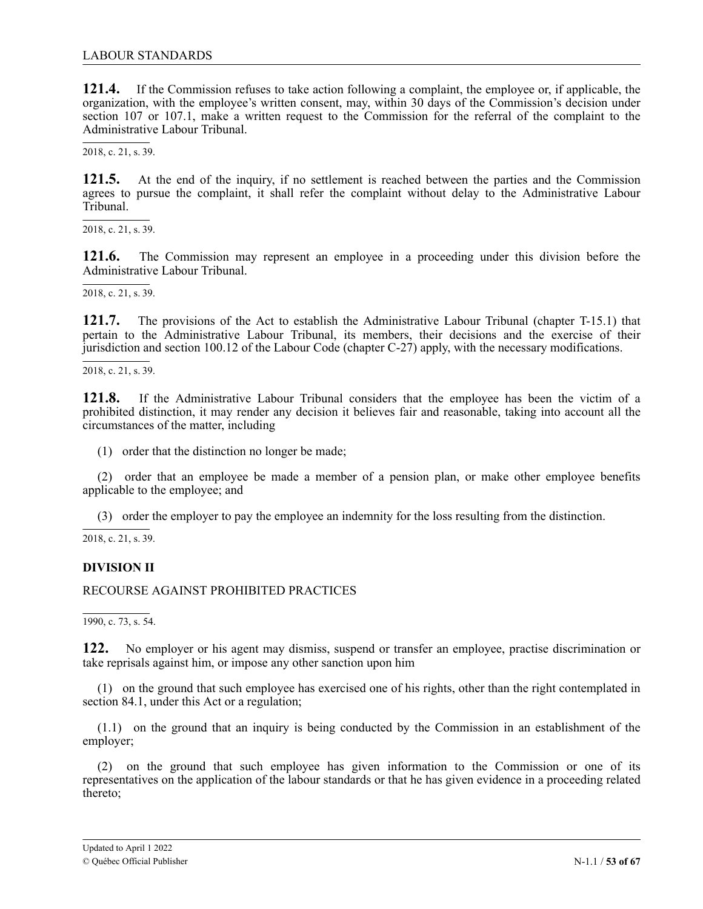**121.4.** If the Commission refuses to take action following a complaint, the employee or, if applicable, the organization, with the employee's written consent, may, within 30 days of the Commission's decision under section 107 or 107.1, make a written request to the Commission for the referral of the complaint to the Administrative Labour Tribunal.

2018, c. 21, s. 39.

**121.5.** At the end of the inquiry, if no settlement is reached between the parties and the Commission agrees to pursue the complaint, it shall refer the complaint without delay to the Administrative Labour Tribunal.

2018, c. 21, s. 39.

**121.6.** The Commission may represent an employee in a proceeding under this division before the Administrative Labour Tribunal.

2018, c. 21, s. 39.

**121.7.** The provisions of the Act to establish the Administrative Labour Tribunal (chapter T-15.1) that pertain to the Administrative Labour Tribunal, its members, their decisions and the exercise of their jurisdiction and section 100.12 of the Labour Code (chapter C-27) apply, with the necessary modifications.

2018, c. 21, s. 39.

**121.8.** If the Administrative Labour Tribunal considers that the employee has been the victim of a prohibited distinction, it may render any decision it believes fair and reasonable, taking into account all the circumstances of the matter, including

(1) order that the distinction no longer be made;

(2) order that an employee be made a member of a pension plan, or make other employee benefits applicable to the employee; and

(3) order the employer to pay the employee an indemnity for the loss resulting from the distinction.

2018, c. 21, s. 39.

**DIVISION II**

RECOURSE AGAINST PROHIBITED PRACTICES

1990, c. 73, s. 54.

**122.** No employer or his agent may dismiss, suspend or transfer an employee, practise discrimination or take reprisals against him, or impose any other sanction upon him

(1) on the ground that such employee has exercised one of his rights, other than the right contemplated in section 84.1, under this Act or a regulation;

(1.1) on the ground that an inquiry is being conducted by the Commission in an establishment of the employer;

(2) on the ground that such employee has given information to the Commission or one of its representatives on the application of the labour standards or that he has given evidence in a proceeding related thereto;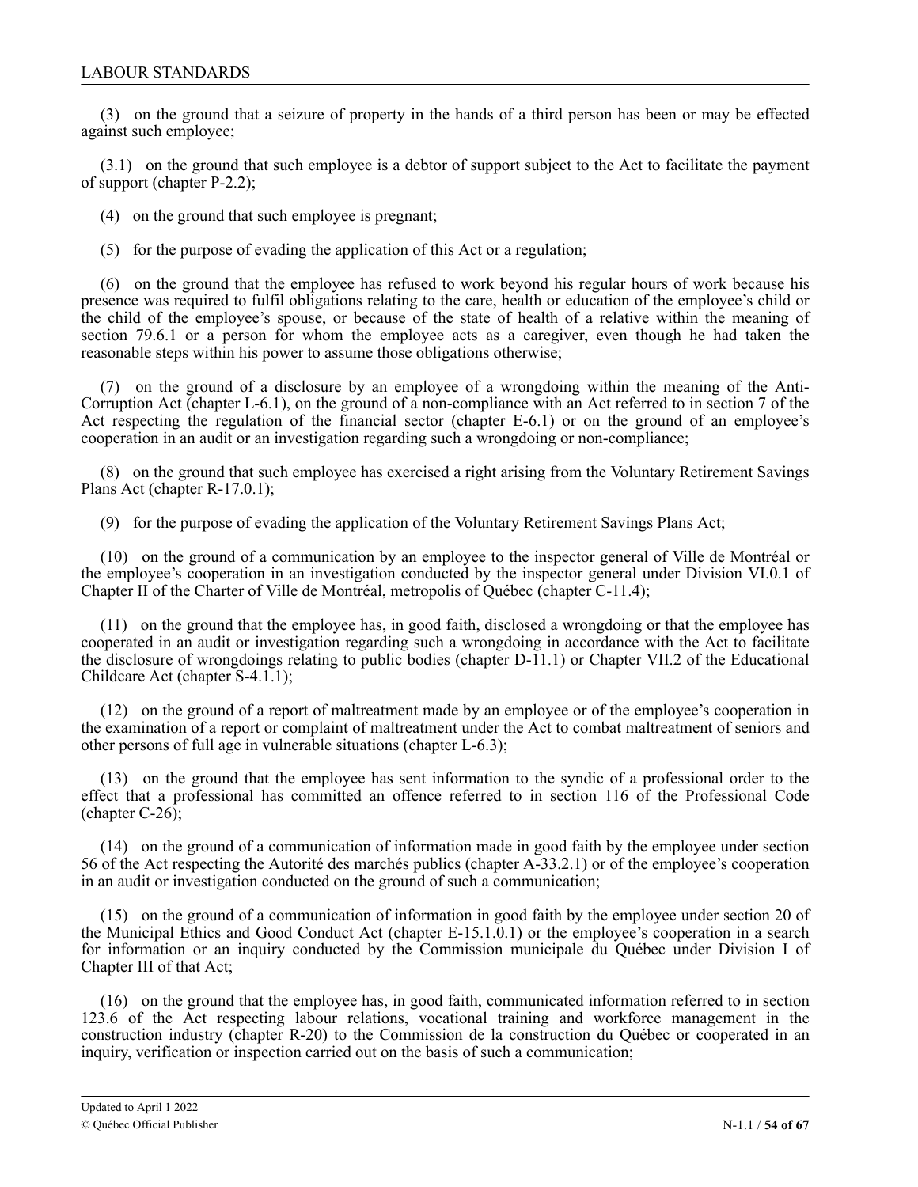(3) on the ground that a seizure of property in the hands of a third person has been or may be effected against such employee;

(3.1) on the ground that such employee is a debtor of support subject to the Act to facilitate the payment of support (chapter P-2.2);

(4) on the ground that such employee is pregnant;

(5) for the purpose of evading the application of this Act or a regulation;

(6) on the ground that the employee has refused to work beyond his regular hours of work because his presence was required to fulfil obligations relating to the care, health or education of the employee's child or the child of the employee's spouse, or because of the state of health of a relative within the meaning of section 79.6.1 or a person for whom the employee acts as a caregiver, even though he had taken the reasonable steps within his power to assume those obligations otherwise;

(7) on the ground of a disclosure by an employee of a wrongdoing within the meaning of the Anti-Corruption Act (chapter L-6.1), on the ground of a non-compliance with an Act referred to in section 7 of the Act respecting the regulation of the financial sector (chapter E-6.1) or on the ground of an employee's cooperation in an audit or an investigation regarding such a wrongdoing or non-compliance;

(8) on the ground that such employee has exercised a right arising from the Voluntary Retirement Savings Plans Act (chapter R-17.0.1);

(9) for the purpose of evading the application of the Voluntary Retirement Savings Plans Act;

(10) on the ground of a communication by an employee to the inspector general of Ville de Montréal or the employee's cooperation in an investigation conducted by the inspector general under Division VI.0.1 of Chapter II of the Charter of Ville de Montréal, metropolis of Québec (chapter C-11.4);

(11) on the ground that the employee has, in good faith, disclosed a wrongdoing or that the employee has cooperated in an audit or investigation regarding such a wrongdoing in accordance with the Act to facilitate the disclosure of wrongdoings relating to public bodies (chapter D-11.1) or Chapter VII.2 of the Educational Childcare Act (chapter S-4.1.1);

(12) on the ground of a report of maltreatment made by an employee or of the employee's cooperation in the examination of a report or complaint of maltreatment under the Act to combat maltreatment of seniors and other persons of full age in vulnerable situations (chapter L-6.3);

(13) on the ground that the employee has sent information to the syndic of a professional order to the effect that a professional has committed an offence referred to in section 116 of the Professional Code (chapter C-26);

(14) on the ground of a communication of information made in good faith by the employee under section 56 of the Act respecting the Autorité des marchés publics (chapter A-33.2.1) or of the employee's cooperation in an audit or investigation conducted on the ground of such a communication;

(15) on the ground of a communication of information in good faith by the employee under section 20 of the Municipal Ethics and Good Conduct Act (chapter E-15.1.0.1) or the employee's cooperation in a search for information or an inquiry conducted by the Commission municipale du Québec under Division I of Chapter III of that Act;

(16) on the ground that the employee has, in good faith, communicated information referred to in section 123.6 of the Act respecting labour relations, vocational training and workforce management in the construction industry (chapter R-20) to the Commission de la construction du Québec or cooperated in an inquiry, verification or inspection carried out on the basis of such a communication;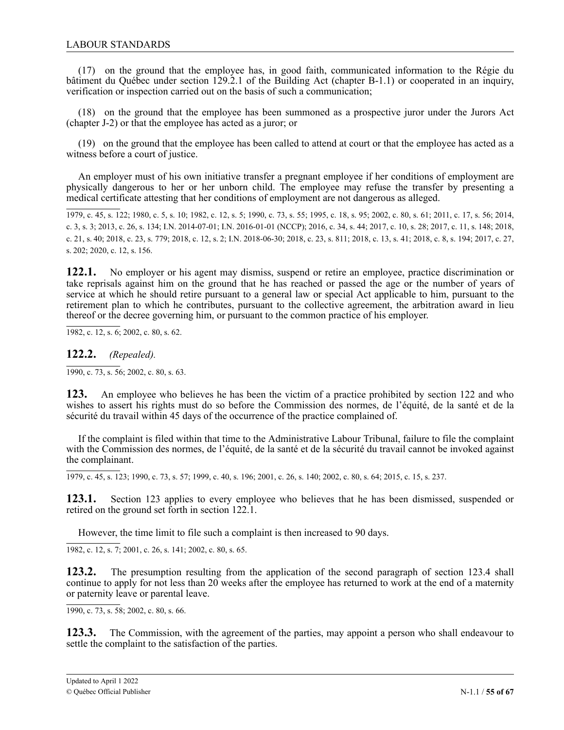(17) on the ground that the employee has, in good faith, communicated information to the Régie du bâtiment du Québec under section 129.2.1 of the Building Act (chapter B-1.1) or cooperated in an inquiry, verification or inspection carried out on the basis of such a communication;

(18) on the ground that the employee has been summoned as a prospective juror under the Jurors Act (chapter J-2) or that the employee has acted as a juror; or

(19) on the ground that the employee has been called to attend at court or that the employee has acted as a witness before a court of justice.

An employer must of his own initiative transfer a pregnant employee if her conditions of employment are physically dangerous to her or her unborn child. The employee may refuse the transfer by presenting a medical certificate attesting that her conditions of employment are not dangerous as alleged.

1979, c. 45, s. 122; 1980, c. 5, s. 10; 1982, c. 12, s. 5; 1990, c. 73, s. 55; 1995, c. 18, s. 95; 2002, c. 80, s. 61; 2011, c. 17, s. 56; 2014, c. 3, s. 3; 2013, c. 26, s. 134; I.N. 2014-07-01; I.N. 2016-01-01 (NCCP); 2016, c. 34, s. 44; 2017, c. 10, s. 28; 2017, c. 11, s. 148; 2018, c. 21, s. 40; 2018, c. 23, s. 779; 2018, c. 12, s. 2; I.N. 2018-06-30; 2018, c. 23, s. 811; 2018, c. 13, s. 41; 2018, c. 8, s. 194; 2017, c. 27, s. 202; 2020, c. 12, s. 156.

**122.1.** No employer or his agent may dismiss, suspend or retire an employee, practice discrimination or take reprisals against him on the ground that he has reached or passed the age or the number of years of service at which he should retire pursuant to a general law or special Act applicable to him, pursuant to the retirement plan to which he contributes, pursuant to the collective agreement, the arbitration award in lieu thereof or the decree governing him, or pursuant to the common practice of his employer.

1982, c. 12, s. 6; 2002, c. 80, s. 62.

**122.2.** *(Repealed).*

1990, c. 73, s. 56; 2002, c. 80, s. 63.

**123.** An employee who believes he has been the victim of a practice prohibited by section 122 and who wishes to assert his rights must do so before the Commission des normes, de l'équité, de la santé et de la sécurité du travail within 45 days of the occurrence of the practice complained of.

If the complaint is filed within that time to the Administrative Labour Tribunal, failure to file the complaint with the Commission des normes, de l'équité, de la santé et de la sécurité du travail cannot be invoked against the complainant.

1979, c. 45, s. 123; 1990, c. 73, s. 57; 1999, c. 40, s. 196; 2001, c. 26, s. 140; 2002, c. 80, s. 64; 2015, c. 15, s. 237.

**123.1.** Section 123 applies to every employee who believes that he has been dismissed, suspended or retired on the ground set forth in section 122.1.

However, the time limit to file such a complaint is then increased to 90 days.

1982, c. 12, s. 7; 2001, c. 26, s. 141; 2002, c. 80, s. 65.

**123.2.** The presumption resulting from the application of the second paragraph of section 123.4 shall continue to apply for not less than 20 weeks after the employee has returned to work at the end of a maternity or paternity leave or parental leave.

1990, c. 73, s. 58; 2002, c. 80, s. 66.

**123.3.** The Commission, with the agreement of the parties, may appoint a person who shall endeavour to settle the complaint to the satisfaction of the parties.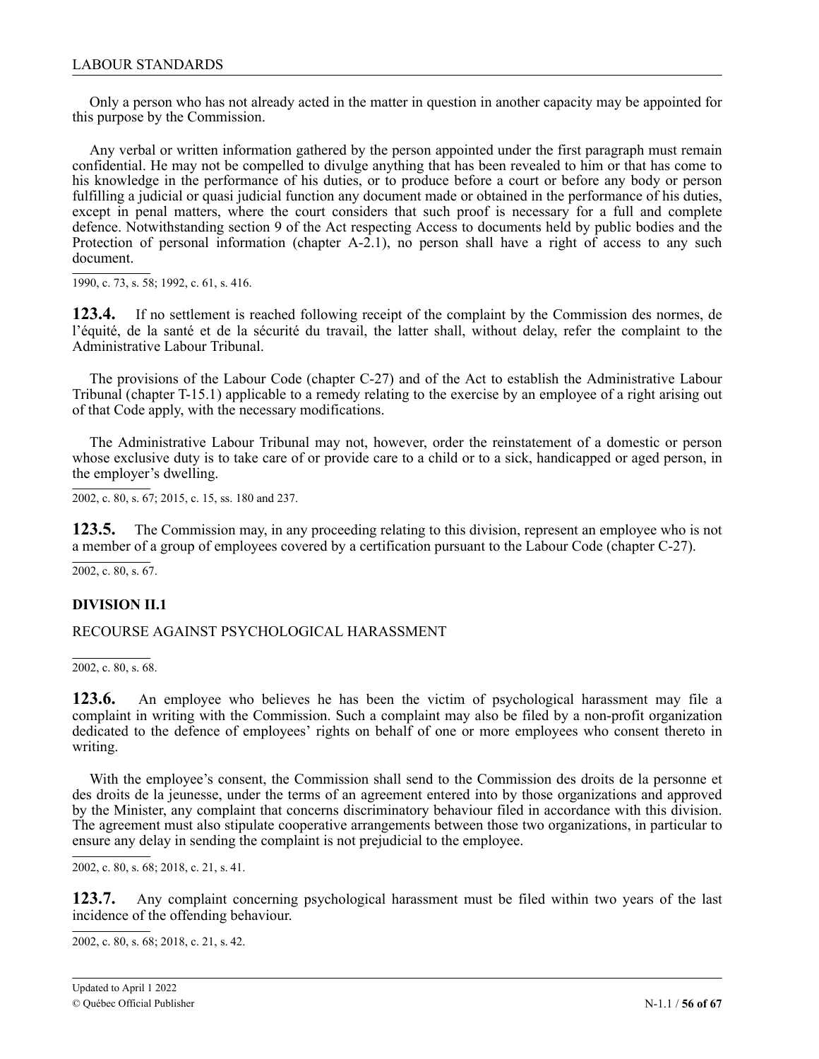Only a person who has not already acted in the matter in question in another capacity may be appointed for this purpose by the Commission.

Any verbal or written information gathered by the person appointed under the first paragraph must remain confidential. He may not be compelled to divulge anything that has been revealed to him or that has come to his knowledge in the performance of his duties, or to produce before a court or before any body or person fulfilling a judicial or quasi judicial function any document made or obtained in the performance of his duties, except in penal matters, where the court considers that such proof is necessary for a full and complete defence. Notwithstanding section 9 of the Act respecting Access to documents held by public bodies and the Protection of personal information (chapter A-2.1), no person shall have a right of access to any such document.

1990, c. 73, s. 58; 1992, c. 61, s. 416.

**123.4.** If no settlement is reached following receipt of the complaint by the Commission des normes, de l'équité, de la santé et de la sécurité du travail, the latter shall, without delay, refer the complaint to the Administrative Labour Tribunal.

The provisions of the Labour Code (chapter C-27) and of the Act to establish the Administrative Labour Tribunal (chapter T-15.1) applicable to a remedy relating to the exercise by an employee of a right arising out of that Code apply, with the necessary modifications.

The Administrative Labour Tribunal may not, however, order the reinstatement of a domestic or person whose exclusive duty is to take care of or provide care to a child or to a sick, handicapped or aged person, in the employer's dwelling.

2002, c. 80, s. 67; 2015, c. 15, ss. 180 and 237.

**123.5.** The Commission may, in any proceeding relating to this division, represent an employee who is not a member of a group of employees covered by a certification pursuant to the Labour Code (chapter C-27).

2002, c. 80, s. 67.

### DIVISION II.1

RECOURSE AGAINST PSYCHOLOGICAL HARASSMENT

2002, c. 80, s. 68.

**123.6.** An employee who believes he has been the victim of psychological harassment may file a complaint in writing with the Commission. Such a complaint may also be filed by a non-profit organization dedicated to the defence of employees' rights on behalf of one or more employees who consent thereto in writing.

With the employee's consent, the Commission shall send to the Commission des droits de la personne et des droits de la jeunesse, under the terms of an agreement entered into by those organizations and approved by the Minister, any complaint that concerns discriminatory behaviour filed in accordance with this division. The agreement must also stipulate cooperative arrangements between those two organizations, in particular to ensure any delay in sending the complaint is not prejudicial to the employee.

2002, c. 80, s. 68; 2018, c. 21, s. 41.

**123.7.** Any complaint concerning psychological harassment must be filed within two years of the last incidence of the offending behaviour.

2002, c. 80, s. 68; 2018, c. 21, s. 42.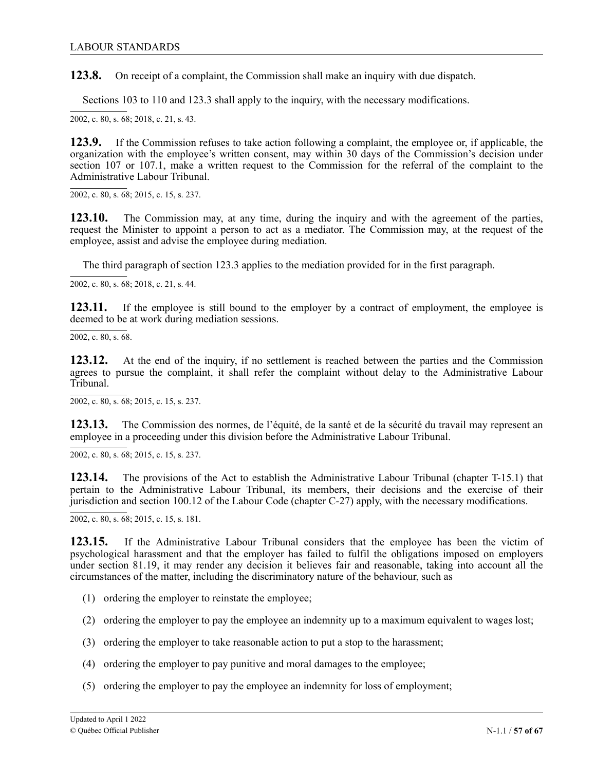**123.8.** On receipt of a complaint, the Commission shall make an inquiry with due dispatch.

Sections 103 to 110 and 123.3 shall apply to the inquiry, with the necessary modifications.

2002, c. 80, s. 68; 2018, c. 21, s. 43.

**123.9.** If the Commission refuses to take action following a complaint, the employee or, if applicable, the organization with the employee's written consent, may within 30 days of the Commission's decision under section 107 or 107.1, make a written request to the Commission for the referral of the complaint to the Administrative Labour Tribunal.

2002, c. 80, s. 68; 2015, c. 15, s. 237.

**123.10.** The Commission may, at any time, during the inquiry and with the agreement of the parties, request the Minister to appoint a person to act as a mediator. The Commission may, at the request of the employee, assist and advise the employee during mediation.

The third paragraph of section 123.3 applies to the mediation provided for in the first paragraph.

2002, c. 80, s. 68; 2018, c. 21, s. 44.

**123.11.** If the employee is still bound to the employer by a contract of employment, the employee is deemed to be at work during mediation sessions.

2002, c. 80, s. 68.

**123.12.** At the end of the inquiry, if no settlement is reached between the parties and the Commission agrees to pursue the complaint, it shall refer the complaint without delay to the Administrative Labour Tribunal.

2002, c. 80, s. 68; 2015, c. 15, s. 237.

**123.13.** The Commission des normes, de l'équité, de la santé et de la sécurité du travail may represent an employee in a proceeding under this division before the Administrative Labour Tribunal.

2002, c. 80, s. 68; 2015, c. 15, s. 237.

**123.14.** The provisions of the Act to establish the Administrative Labour Tribunal (chapter T-15.1) that pertain to the Administrative Labour Tribunal, its members, their decisions and the exercise of their jurisdiction and section 100.12 of the Labour Code (chapter C-27) apply, with the necessary modifications.

2002, c. 80, s. 68; 2015, c. 15, s. 181.

**123.15.** If the Administrative Labour Tribunal considers that the employee has been the victim of psychological harassment and that the employer has failed to fulfil the obligations imposed on employers under section 81.19, it may render any decision it believes fair and reasonable, taking into account all the circumstances of the matter, including the discriminatory nature of the behaviour, such as

(1) ordering the employer to reinstate the employee;

(2) ordering the employer to pay the employee an indemnity up to a maximum equivalent to wages lost;

(3) ordering the employer to take reasonable action to put a stop to the harassment;

(4) ordering the employer to pay punitive and moral damages to the employee;

(5) ordering the employer to pay the employee an indemnity for loss of employment;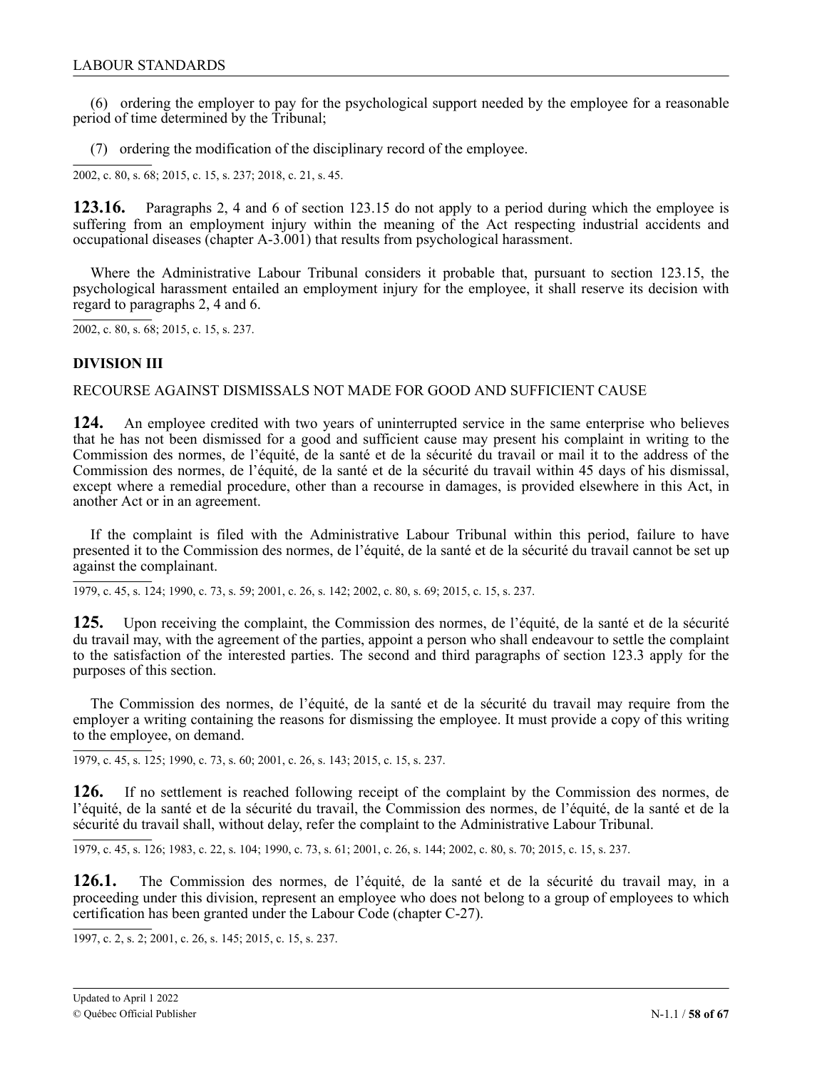(6) ordering the employer to pay for the psychological support needed by the employee for a reasonable period of time determined by the Tribunal;

(7) ordering the modification of the disciplinary record of the employee.

2002, c. 80, s. 68; 2015, c. 15, s. 237; 2018, c. 21, s. 45.

**123.16.** Paragraphs 2, 4 and 6 of section 123.15 do not apply to a period during which the employee is suffering from an employment injury within the meaning of the Act respecting industrial accidents and occupational diseases (chapter A-3.001) that results from psychological harassment.

Where the Administrative Labour Tribunal considers it probable that, pursuant to section 123.15, the psychological harassment entailed an employment injury for the employee, it shall reserve its decision with regard to paragraphs 2, 4 and 6.

2002, c. 80, s. 68; 2015, c. 15, s. 237.

## DIVISION III

### RECOURSE AGAINST DISMISSALS NOT MADE FOR GOOD AND SUFFICIENT CAUSE

**124.** An employee credited with two years of uninterrupted service in the same enterprise who believes that he has not been dismissed for a good and sufficient cause may present his complaint in writing to the Commission des normes, de l'équité, de la santé et de la sécurité du travail or mail it to the address of the Commission des normes, de l'équité, de la santé et de la sécurité du travail within 45 days of his dismissal, except where a remedial procedure, other than a recourse in damages, is provided elsewhere in this Act, in another Act or in an agreement.

If the complaint is filed with the Administrative Labour Tribunal within this period, failure to have presented it to the Commission des normes, de l'équité, de la santé et de la sécurité du travail cannot be set up against the complainant.

1979, c. 45, s. 124; 1990, c. 73, s. 59; 2001, c. 26, s. 142; 2002, c. 80, s. 69; 2015, c. 15, s. 237.

**125.** Upon receiving the complaint, the Commission des normes, de l'équité, de la santé et de la sécurité du travail may, with the agreement of the parties, appoint a person who shall endeavour to settle the complaint to the satisfaction of the interested parties. The second and third paragraphs of section 123.3 apply for the purposes of this section.

The Commission des normes, de l'équité, de la santé et de la sécurité du travail may require from the employer a writing containing the reasons for dismissing the employee. It must provide a copy of this writing to the employee, on demand.

1979, c. 45, s. 125; 1990, c. 73, s. 60; 2001, c. 26, s. 143; 2015, c. 15, s. 237.

**126.** If no settlement is reached following receipt of the complaint by the Commission des normes, de l'équité, de la santé et de la sécurité du travail, the Commission des normes, de l'équité, de la santé et de la sécurité du travail shall, without delay, refer the complaint to the Administrative Labour Tribunal.

1979, c. 45, s. 126; 1983, c. 22, s. 104; 1990, c. 73, s. 61; 2001, c. 26, s. 144; 2002, c. 80, s. 70; 2015, c. 15, s. 237.

**126.1.** The Commission des normes, de l'équité, de la santé et de la sécurité du travail may, in a proceeding under this division, represent an employee who does not belong to a group of employees to which certification has been granted under the Labour Code (chapter C-27).

1997, c. 2, s. 2; 2001, c. 26, s. 145; 2015, c. 15, s. 237.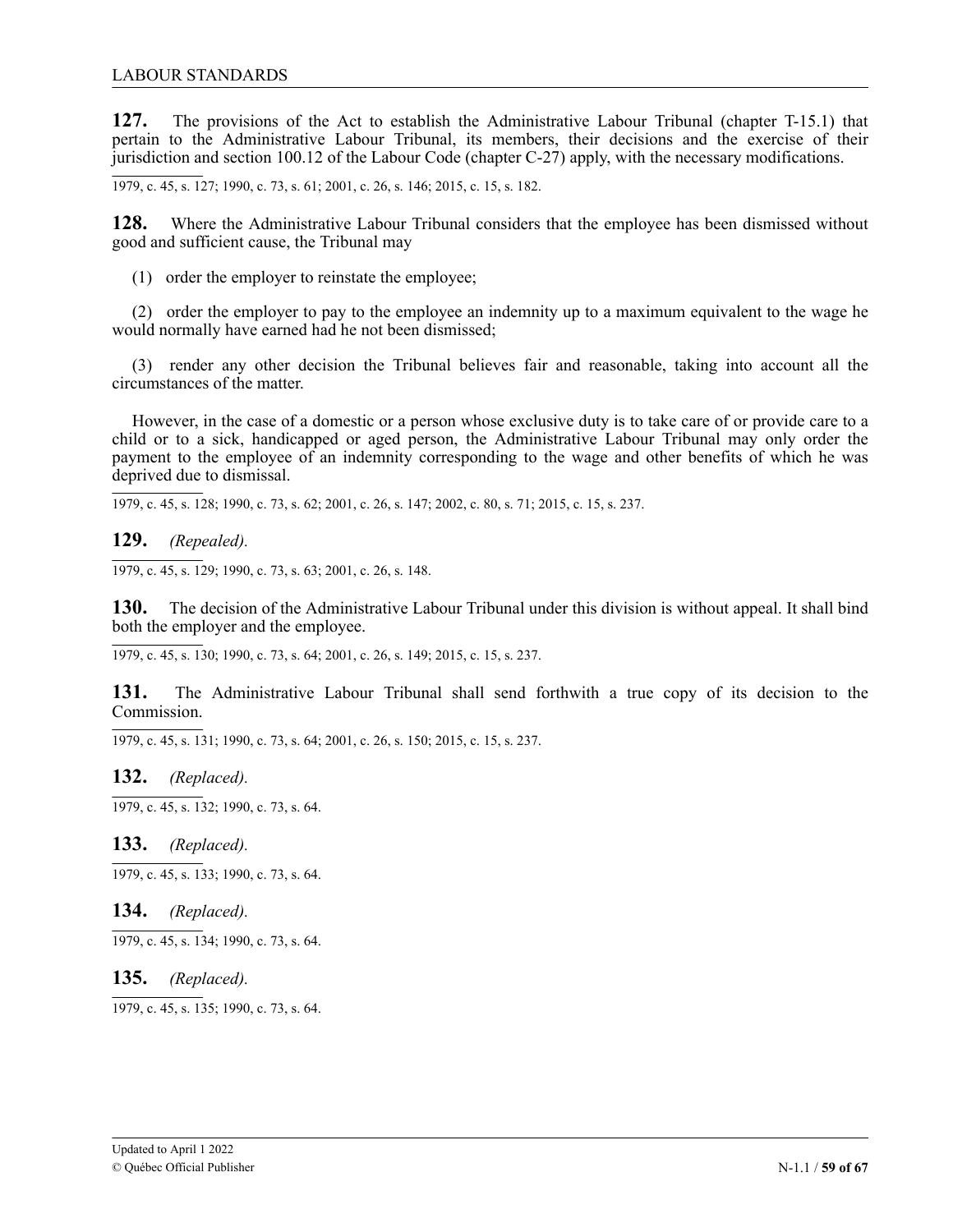**127.** The provisions of the Act to establish the Administrative Labour Tribunal (chapter T-15.1) that pertain to the Administrative Labour Tribunal, its members, their decisions and the exercise of their jurisdiction and section 100.12 of the Labour Code (chapter C-27) apply, with the necessary modifications.

1979, c. 45, s. 127; 1990, c. 73, s. 61; 2001, c. 26, s. 146; 2015, c. 15, s. 182.

**128.** Where the Administrative Labour Tribunal considers that the employee has been dismissed without good and sufficient cause, the Tribunal may

(1) order the employer to reinstate the employee;

(2) order the employer to pay to the employee an indemnity up to a maximum equivalent to the wage he would normally have earned had he not been dismissed;

(3) render any other decision the Tribunal believes fair and reasonable, taking into account all the circumstances of the matter.

However, in the case of a domestic or a person whose exclusive duty is to take care of or provide care to a child or to a sick, handicapped or aged person, the Administrative Labour Tribunal may only order the payment to the employee of an indemnity corresponding to the wage and other benefits of which he was deprived due to dismissal.

1979, c. 45, s. 128; 1990, c. 73, s. 62; 2001, c. 26, s. 147; 2002, c. 80, s. 71; 2015, c. 15, s. 237.

**129.** *(Repealed).*

1979, c. 45, s. 129; 1990, c. 73, s. 63; 2001, c. 26, s. 148.

**130.** The decision of the Administrative Labour Tribunal under this division is without appeal. It shall bind both the employer and the employee.

1979, c. 45, s. 130; 1990, c. 73, s. 64; 2001, c. 26, s. 149; 2015, c. 15, s. 237.

**131.** The Administrative Labour Tribunal shall send forthwith a true copy of its decision to the Commission.

1979, c. 45, s. 131; 1990, c. 73, s. 64; 2001, c. 26, s. 150; 2015, c. 15, s. 237.

**132.** *(Replaced).*

1979, c. 45, s. 132; 1990, c. 73, s. 64.

**133.** *(Replaced).*

1979, c. 45, s. 133; 1990, c. 73, s. 64.

**134.** *(Replaced).*

1979, c. 45, s. 134; 1990, c. 73, s. 64.

**135.** *(Replaced).*

1979, c. 45, s. 135; 1990, c. 73, s. 64.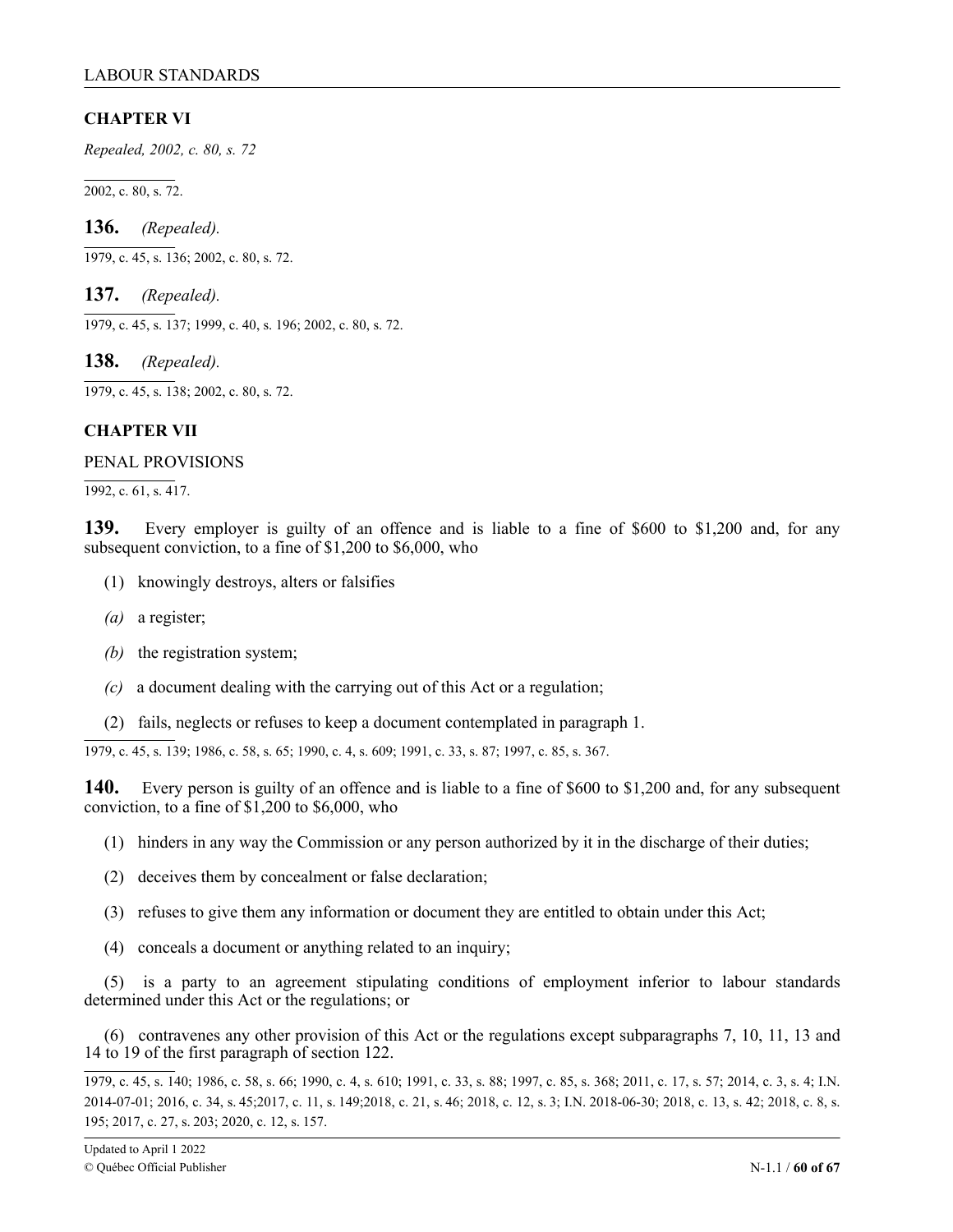## CHAPTER VI

*Repealed, 2002, c. 80, s. 72*

2002, c. 80, s. 72.

**136.** *(Repealed).*

1979, c. 45, s. 136; 2002, c. 80, s. 72.

**137.** *(Repealed).*

1979, c. 45, s. 137; 1999, c. 40, s. 196; 2002, c. 80, s. 72.

**138.** *(Repealed).*

1979, c. 45, s. 138; 2002, c. 80, s. 72.

## CHAPTER VII

PENAL PROVISIONS

1992, c. 61, s. 417.

**139.** Every employer is guilty of an offence and is liable to a fine of $600 to $1,200 and, for any subsequent conviction, to a fine of $1,200 to $6,000, who

(1) knowingly destroys, alters or falsifies

*(a)* a register;

*(b)* the registration system;

*(c)* a document dealing with the carrying out of this Act or a regulation;

(2) fails, neglects or refuses to keep a document contemplated in paragraph 1.

1979, c. 45, s. 139; 1986, c. 58, s. 65; 1990, c. 4, s. 609; 1991, c. 33, s. 87; 1997, c. 85, s. 367.

**140.** Every person is guilty of an offence and is liable to a fine of $600 to $1,200 and, for any subsequent conviction, to a fine of $1,200 to $6,000, who

(1) hinders in any way the Commission or any person authorized by it in the discharge of their duties;

(2) deceives them by concealment or false declaration;

(3) refuses to give them any information or document they are entitled to obtain under this Act;

(4) conceals a document or anything related to an inquiry;

(5) is a party to an agreement stipulating conditions of employment inferior to labour standards determined under this Act or the regulations; or

(6) contravenes any other provision of this Act or the regulations except subparagraphs 7, 10, 11, 13 and 14 to 19 of the first paragraph of section 122.

1979, c. 45, s. 140; 1986, c. 58, s. 66; 1990, c. 4, s. 610; 1991, c. 33, s. 88; 1997, c. 85, s. 368; 2011, c. 17, s. 57; 2014, c. 3, s. 4; I.N. 2014-07-01; 2016, c. 34, s. 45;2017, c. 11, s. 149;2018, c. 21, s. 46; 2018, c. 12, s. 3; I.N. 2018-06-30; 2018, c. 13, s. 42; 2018, c. 8, s. 195; 2017, c. 27, s. 203; 2020, c. 12, s. 157.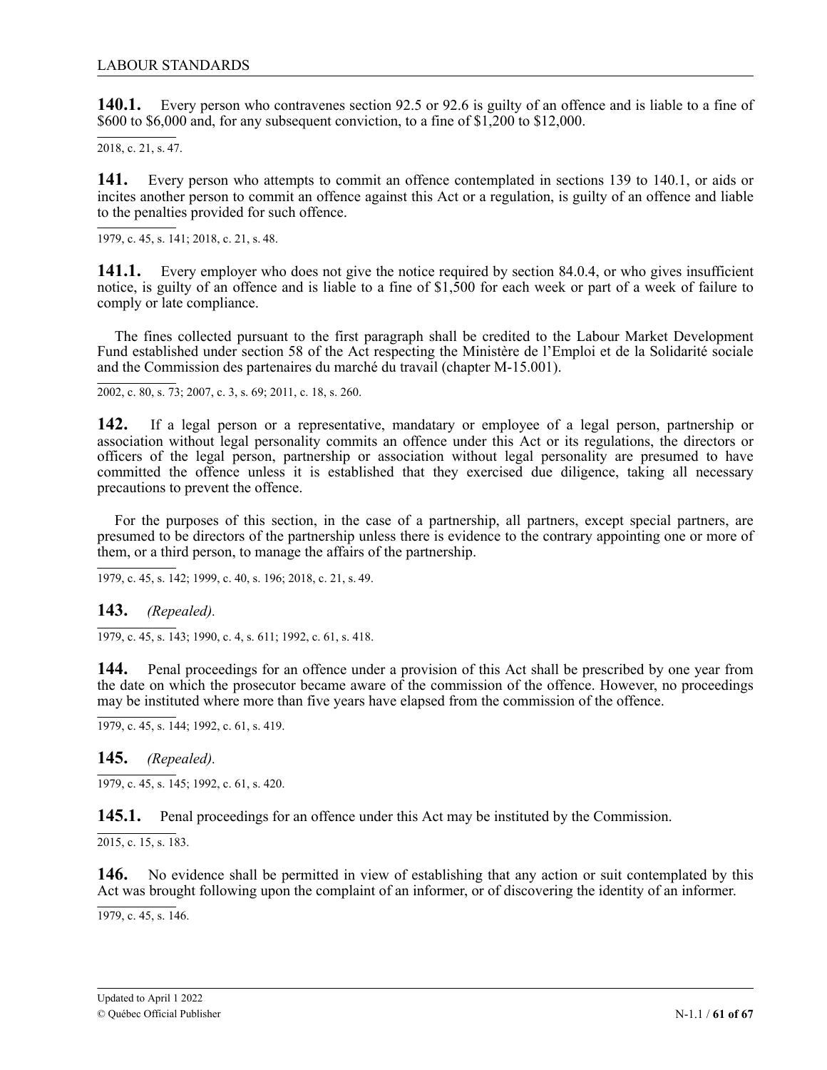**140.1.** Every person who contravenes section 92.5 or 92.6 is guilty of an offence and is liable to a fine of $600 to $6,000 and, for any subsequent conviction, to a fine of $1,200 to $12,000.

2018, c. 21, s. 47.

**141.** Every person who attempts to commit an offence contemplated in sections 139 to 140.1, or aids or incites another person to commit an offence against this Act or a regulation, is guilty of an offence and liable to the penalties provided for such offence.

1979, c. 45, s. 141; 2018, c. 21, s. 48.

**141.1.** Every employer who does not give the notice required by section 84.0.4, or who gives insufficient notice, is guilty of an offence and is liable to a fine of $1,500 for each week or part of a week of failure to comply or late compliance.

The fines collected pursuant to the first paragraph shall be credited to the Labour Market Development Fund established under section 58 of the Act respecting the Ministère de l'Emploi et de la Solidarité sociale and the Commission des partenaires du marché du travail (chapter M-15.001).

2002, c. 80, s. 73; 2007, c. 3, s. 69; 2011, c. 18, s. 260.

**142.** If a legal person or a representative, mandatary or employee of a legal person, partnership or association without legal personality commits an offence under this Act or its regulations, the directors or officers of the legal person, partnership or association without legal personality are presumed to have committed the offence unless it is established that they exercised due diligence, taking all necessary precautions to prevent the offence.

For the purposes of this section, in the case of a partnership, all partners, except special partners, are presumed to be directors of the partnership unless there is evidence to the contrary appointing one or more of them, or a third person, to manage the affairs of the partnership.

1979, c. 45, s. 142; 1999, c. 40, s. 196; 2018, c. 21, s. 49.

**143.** *(Repealed).*

1979, c. 45, s. 143; 1990, c. 4, s. 611; 1992, c. 61, s. 418.

**144.** Penal proceedings for an offence under a provision of this Act shall be prescribed by one year from the date on which the prosecutor became aware of the commission of the offence. However, no proceedings may be instituted where more than five years have elapsed from the commission of the offence.

1979, c. 45, s. 144; 1992, c. 61, s. 419.

**145.** *(Repealed).*

1979, c. 45, s. 145; 1992, c. 61, s. 420.

**145.1.** Penal proceedings for an offence under this Act may be instituted by the Commission.

2015, c. 15, s. 183.

**146.** No evidence shall be permitted in view of establishing that any action or suit contemplated by this Act was brought following upon the complaint of an informer, or of discovering the identity of an informer.

1979, c. 45, s. 146.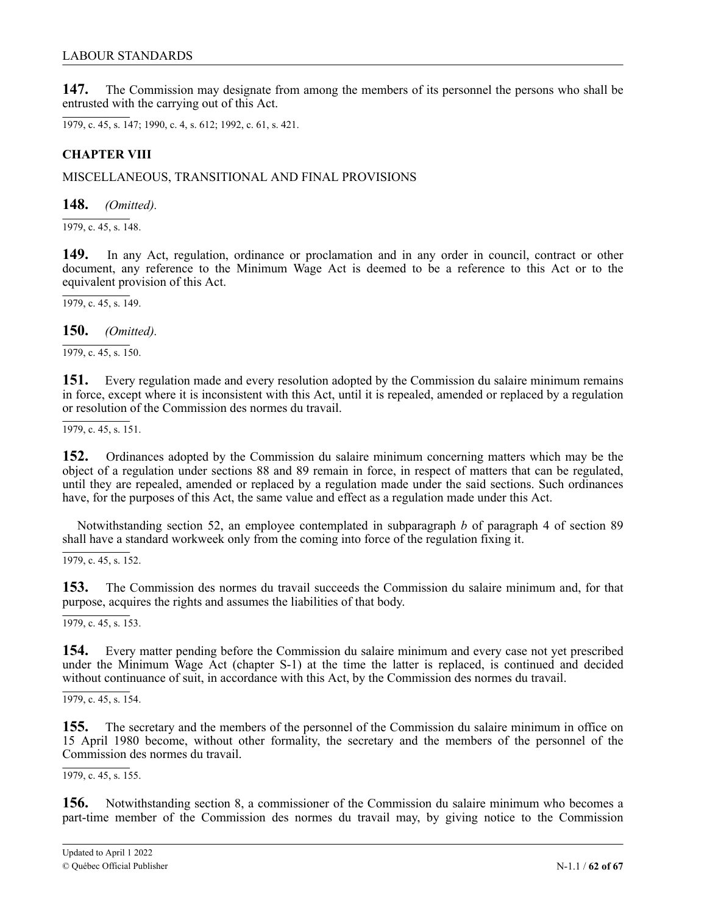**147.** The Commission may designate from among the members of its personnel the persons who shall be entrusted with the carrying out of this Act.

1979, c. 45, s. 147; 1990, c. 4, s. 612; 1992, c. 61, s. 421.

## CHAPTER VIII

MISCELLANEOUS, TRANSITIONAL AND FINAL PROVISIONS

**148.** *(Omitted).*

1979, c. 45, s. 148.

**149.** In any Act, regulation, ordinance or proclamation and in any order in council, contract or other document, any reference to the Minimum Wage Act is deemed to be a reference to this Act or to the equivalent provision of this Act.

1979, c. 45, s. 149.

**150.** *(Omitted).*

1979, c. 45, s. 150.

**151.** Every regulation made and every resolution adopted by the Commission du salaire minimum remains in force, except where it is inconsistent with this Act, until it is repealed, amended or replaced by a regulation or resolution of the Commission des normes du travail.

1979, c. 45, s. 151.

**152.** Ordinances adopted by the Commission du salaire minimum concerning matters which may be the object of a regulation under sections 88 and 89 remain in force, in respect of matters that can be regulated, until they are repealed, amended or replaced by a regulation made under the said sections. Such ordinances have, for the purposes of this Act, the same value and effect as a regulation made under this Act.

Notwithstanding section 52, an employee contemplated in subparagraph *b* of paragraph 4 of section 89 shall have a standard workweek only from the coming into force of the regulation fixing it.

1979, c. 45, s. 152.

**153.** The Commission des normes du travail succeeds the Commission du salaire minimum and, for that purpose, acquires the rights and assumes the liabilities of that body.

1979, c. 45, s. 153.

**154.** Every matter pending before the Commission du salaire minimum and every case not yet prescribed under the Minimum Wage Act (chapter S-1) at the time the latter is replaced, is continued and decided without continuance of suit, in accordance with this Act, by the Commission des normes du travail.

1979, c. 45, s. 154.

**155.** The secretary and the members of the personnel of the Commission du salaire minimum in office on 15 April 1980 become, without other formality, the secretary and the members of the personnel of the Commission des normes du travail.

1979, c. 45, s. 155.

**156.** Notwithstanding section 8, a commissioner of the Commission du salaire minimum who becomes a part-time member of the Commission des normes du travail may, by giving notice to the Commission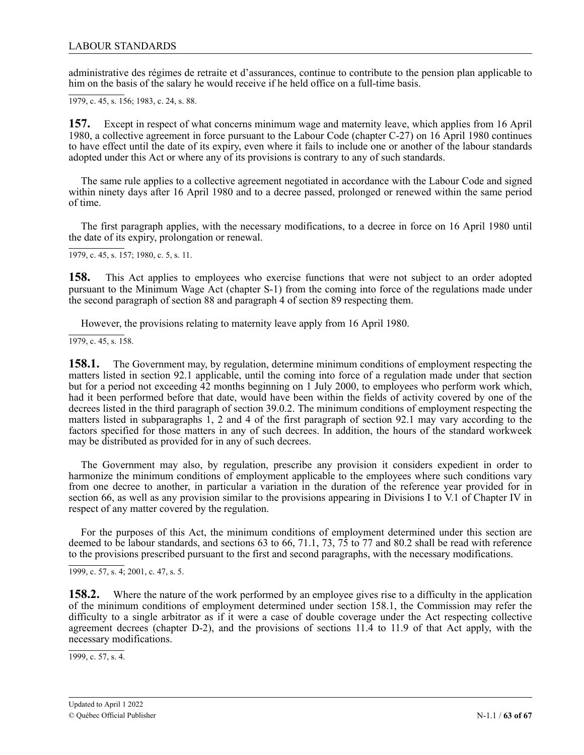administrative des régimes de retraite et d'assurances, continue to contribute to the pension plan applicable to him on the basis of the salary he would receive if he held office on a full-time basis.

1979, c. 45, s. 156; 1983, c. 24, s. 88.

**157.** Except in respect of what concerns minimum wage and maternity leave, which applies from 16 April 1980, a collective agreement in force pursuant to the Labour Code (chapter C-27) on 16 April 1980 continues to have effect until the date of its expiry, even where it fails to include one or another of the labour standards adopted under this Act or where any of its provisions is contrary to any of such standards.

The same rule applies to a collective agreement negotiated in accordance with the Labour Code and signed within ninety days after 16 April 1980 and to a decree passed, prolonged or renewed within the same period of time.

The first paragraph applies, with the necessary modifications, to a decree in force on 16 April 1980 until the date of its expiry, prolongation or renewal.

1979, c. 45, s. 157; 1980, c. 5, s. 11.

**158.** This Act applies to employees who exercise functions that were not subject to an order adopted pursuant to the Minimum Wage Act (chapter S-1) from the coming into force of the regulations made under the second paragraph of section 88 and paragraph 4 of section 89 respecting them.

However, the provisions relating to maternity leave apply from 16 April 1980.

1979, c. 45, s. 158.

**158.1.** The Government may, by regulation, determine minimum conditions of employment respecting the matters listed in section 92.1 applicable, until the coming into force of a regulation made under that section but for a period not exceeding 42 months beginning on 1 July 2000, to employees who perform work which, had it been performed before that date, would have been within the fields of activity covered by one of the decrees listed in the third paragraph of section 39.0.2. The minimum conditions of employment respecting the matters listed in subparagraphs 1, 2 and 4 of the first paragraph of section 92.1 may vary according to the factors specified for those matters in any of such decrees. In addition, the hours of the standard workweek may be distributed as provided for in any of such decrees.

The Government may also, by regulation, prescribe any provision it considers expedient in order to harmonize the minimum conditions of employment applicable to the employees where such conditions vary from one decree to another, in particular a variation in the duration of the reference year provided for in section 66, as well as any provision similar to the provisions appearing in Divisions I to V.1 of Chapter IV in respect of any matter covered by the regulation.

For the purposes of this Act, the minimum conditions of employment determined under this section are deemed to be labour standards, and sections 63 to 66, 71.1, 73, 75 to 77 and 80.2 shall be read with reference to the provisions prescribed pursuant to the first and second paragraphs, with the necessary modifications.

1999, c. 57, s. 4; 2001, c. 47, s. 5.

**158.2.** Where the nature of the work performed by an employee gives rise to a difficulty in the application of the minimum conditions of employment determined under section 158.1, the Commission may refer the difficulty to a single arbitrator as if it were a case of double coverage under the Act respecting collective agreement decrees (chapter D-2), and the provisions of sections 11.4 to 11.9 of that Act apply, with the necessary modifications.

1999, c. 57, s. 4.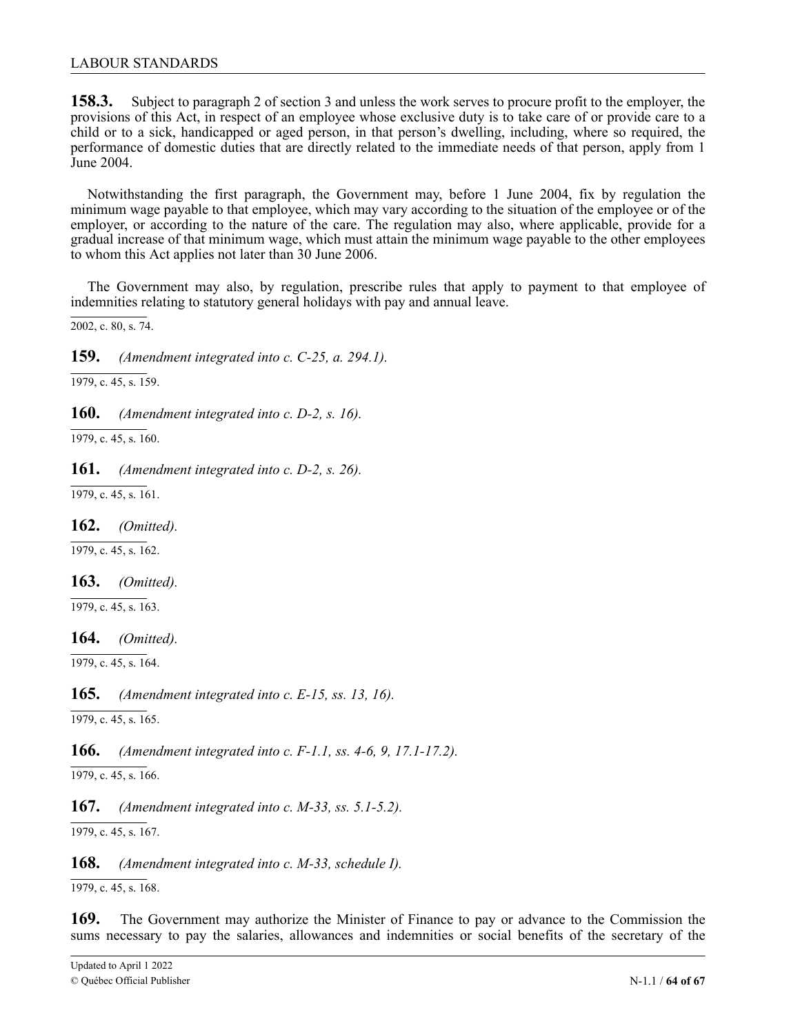**158.3.** Subject to paragraph 2 of section 3 and unless the work serves to procure profit to the employer, the provisions of this Act, in respect of an employee whose exclusive duty is to take care of or provide care to a child or to a sick, handicapped or aged person, in that person's dwelling, including, where so required, the performance of domestic duties that are directly related to the immediate needs of that person, apply from 1 June 2004.

Notwithstanding the first paragraph, the Government may, before 1 June 2004, fix by regulation the minimum wage payable to that employee, which may vary according to the situation of the employee or of the employer, or according to the nature of the care. The regulation may also, where applicable, provide for a gradual increase of that minimum wage, which must attain the minimum wage payable to the other employees to whom this Act applies not later than 30 June 2006.

The Government may also, by regulation, prescribe rules that apply to payment to that employee of indemnities relating to statutory general holidays with pay and annual leave.

2002, c. 80, s. 74.

**159.** *(Amendment integrated into c. C-25, a. 294.1).*

1979, c. 45, s. 159.

**160.** *(Amendment integrated into c. D-2, s. 16).*

1979, c. 45, s. 160.

**161.** *(Amendment integrated into c. D-2, s. 26).*

1979, c. 45, s. 161.

**162.** *(Omitted).*

1979, c. 45, s. 162.

**163.** *(Omitted).*

1979, c. 45, s. 163.

**164.** *(Omitted).*

1979, c. 45, s. 164.

**165.** *(Amendment integrated into c. E-15, ss. 13, 16).*

1979, c. 45, s. 165.

**166.** *(Amendment integrated into c. F-1.1, ss. 4-6, 9, 17.1-17.2).*

1979, c. 45, s. 166.

**167.** *(Amendment integrated into c. M-33, ss. 5.1-5.2).*

1979, c. 45, s. 167.

**168.** *(Amendment integrated into c. M-33, schedule I).*

1979, c. 45, s. 168.

**169.** The Government may authorize the Minister of Finance to pay or advance to the Commission the sums necessary to pay the salaries, allowances and indemnities or social benefits of the secretary of the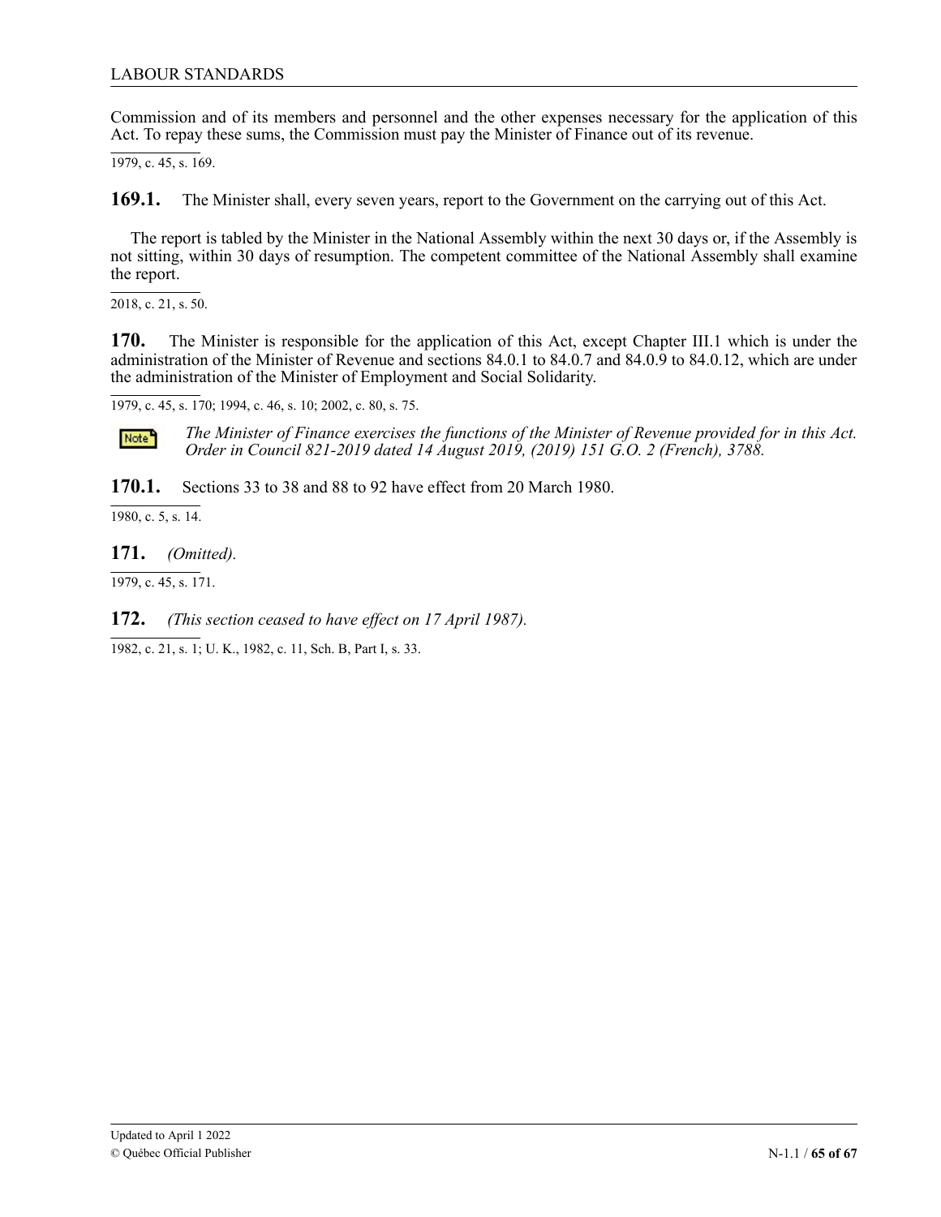Commission and of its members and personnel and the other expenses necessary for the application of this Act. To repay these sums, the Commission must pay the Minister of Finance out of its revenue.

1979, c. 45, s. 169.

**169.1.** The Minister shall, every seven years, report to the Government on the carrying out of this Act.

The report is tabled by the Minister in the National Assembly within the next 30 days or, if the Assembly is not sitting, within 30 days of resumption. The competent committee of the National Assembly shall examine the report.

2018, c. 21, s. 50.

**170.** The Minister is responsible for the application of this Act, except Chapter III.1 which is under the administration of the Minister of Revenue and sections 84.0.1 to 84.0.7 and 84.0.9 to 84.0.12, which are under the administration of the Minister of Employment and Social Solidarity.

1979, c. 45, s. 170; 1994, c. 46, s. 10; 2002, c. 80, s. 75.

Note: *The Minister of Finance exercises the functions of the Minister of Revenue provided for in this Act. Order in Council 821-2019 dated 14 August 2019, (2019) 151 G.O. 2 (French), 3788.*

**170.1.** Sections 33 to 38 and 88 to 92 have effect from 20 March 1980.

1980, c. 5, s. 14.

**171.** *(Omitted).*

1979, c. 45, s. 171.

**172.** *(This section ceased to have effect on 17 April 1987).*

1982, c. 21, s. 1; U. K., 1982, c. 11, Sch. B, Part I, s. 33.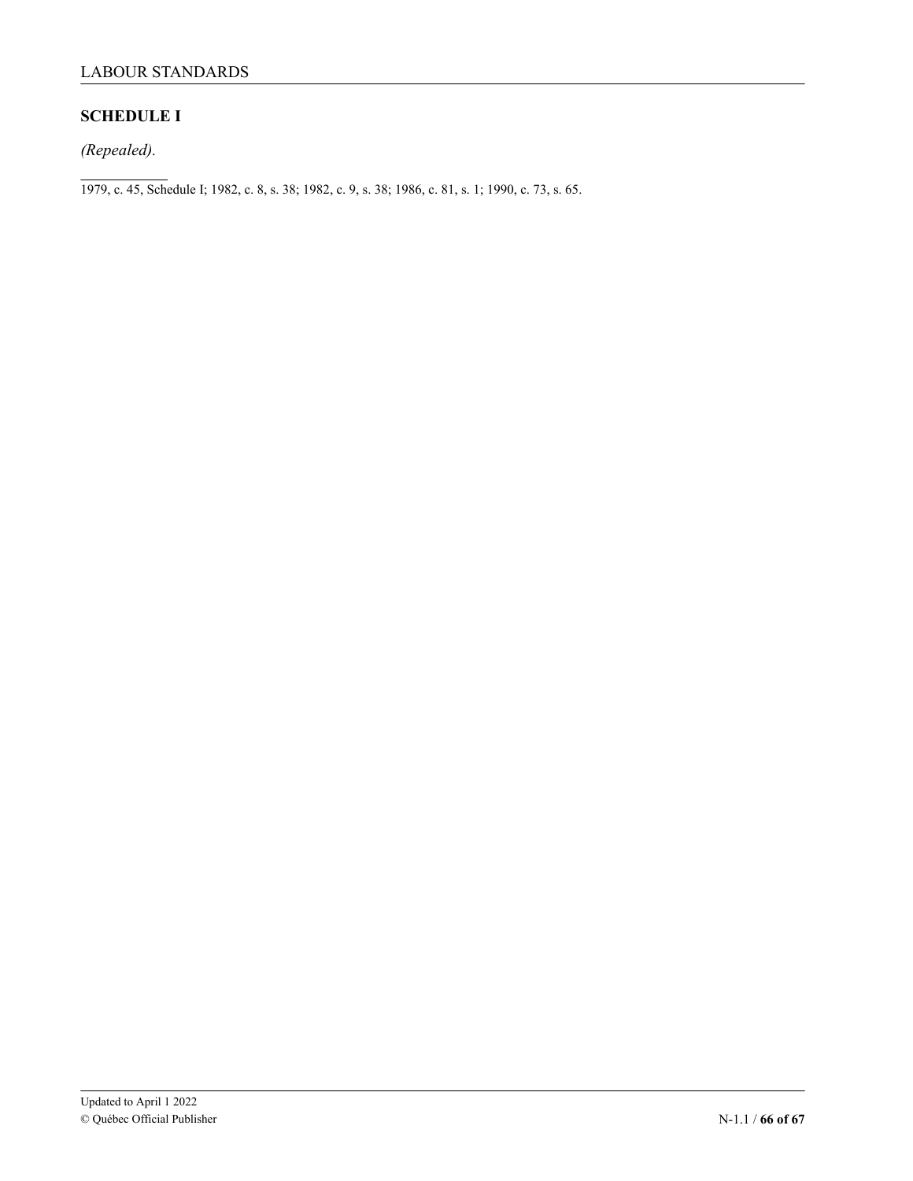## SCHEDULE I

*(Repealed).*

---

1979, c. 45, Schedule I; 1982, c. 8, s. 38; 1982, c. 9, s. 38; 1986, c. 81, s. 1; 1990, c. 73, s. 65.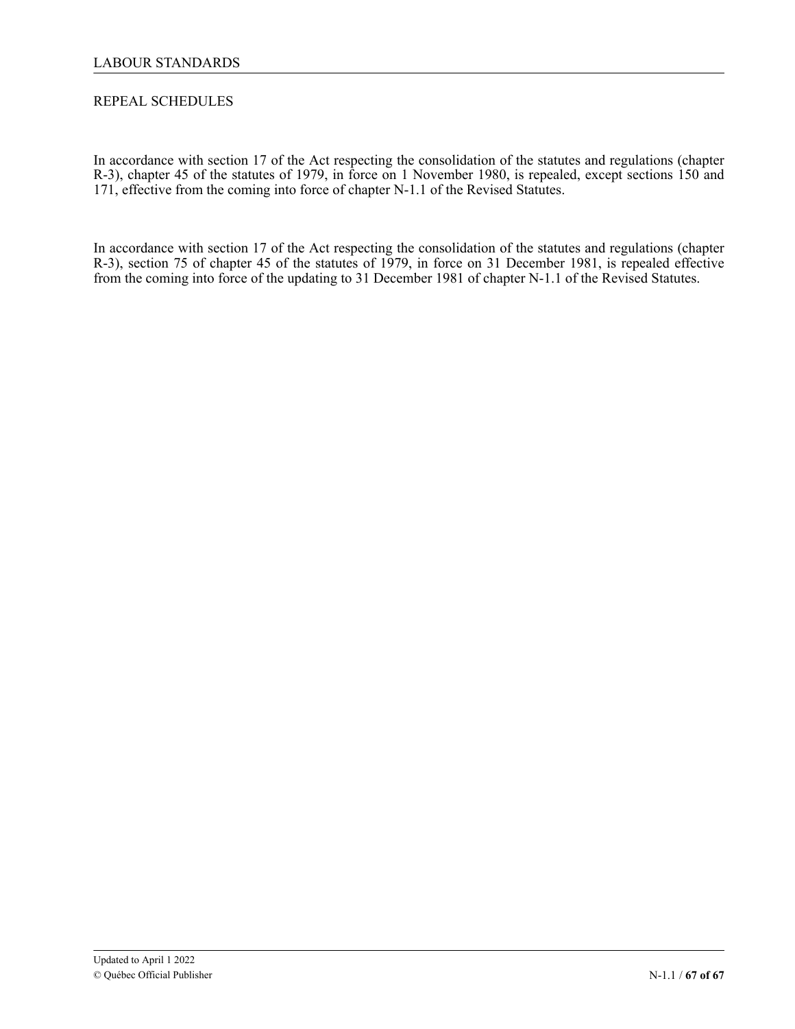REPEAL SCHEDULES

In accordance with section 17 of the Act respecting the consolidation of the statutes and regulations (chapter R-3), chapter 45 of the statutes of 1979, in force on 1 November 1980, is repealed, except sections 150 and 171, effective from the coming into force of chapter N-1.1 of the Revised Statutes.

In accordance with section 17 of the Act respecting the consolidation of the statutes and regulations (chapter R-3), section 75 of chapter 45 of the statutes of 1979, in force on 31 December 1981, is repealed effective from the coming into force of the updating to 31 December 1981 of chapter N-1.1 of the Revised Statutes.